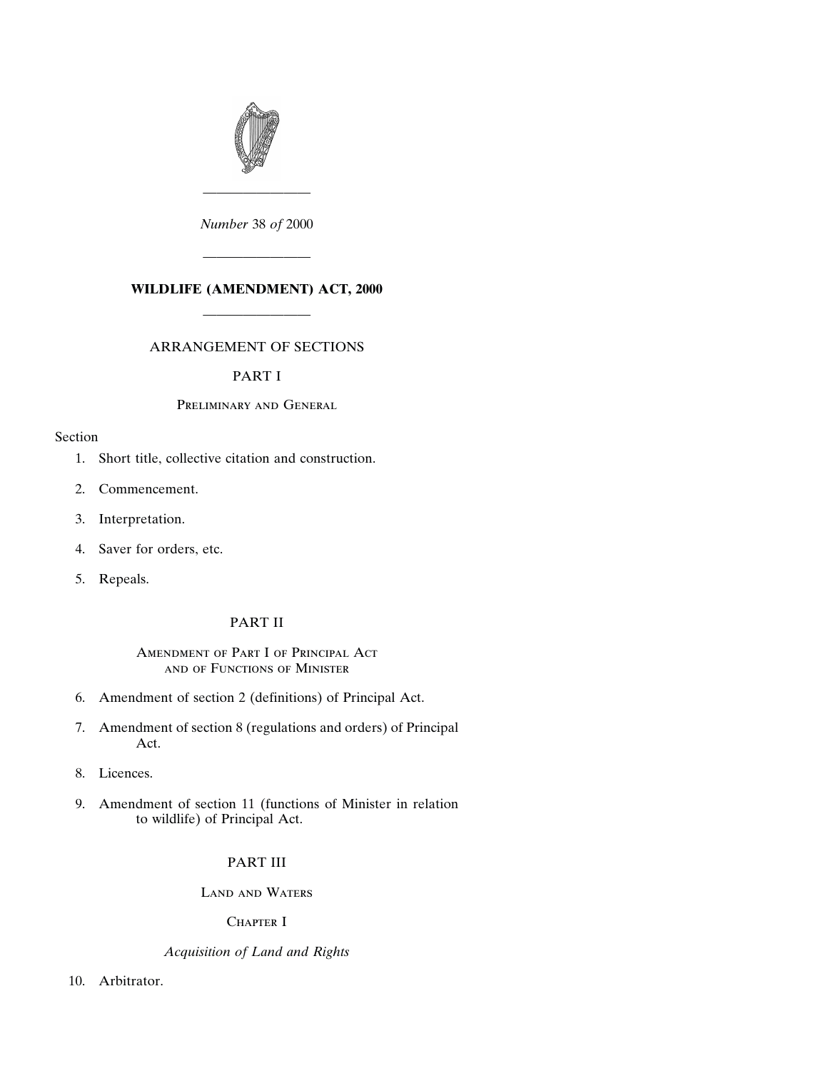*Number* 38 *of* 2000

---

# WILDLIFE (AMENDMENT) ACT, 2000

---

ARRANGEMENT OF SECTIONS

PART I

Preliminary and General

Section

1. Short title, collective citation and construction.
2. Commencement.
3. Interpretation.
4. Saver for orders, etc.
5. Repeals.

PART II

Amendment of Part I of Principal Act and of Functions of Minister

6. Amendment of section 2 (definitions) of Principal Act.
7. Amendment of section 8 (regulations and orders) of Principal Act.
8. Licences.
9. Amendment of section 11 (functions of Minister in relation to wildlife) of Principal Act.

PART III

Land and Waters

Chapter I

*Acquisition of Land and Rights*

10. Arbitrator.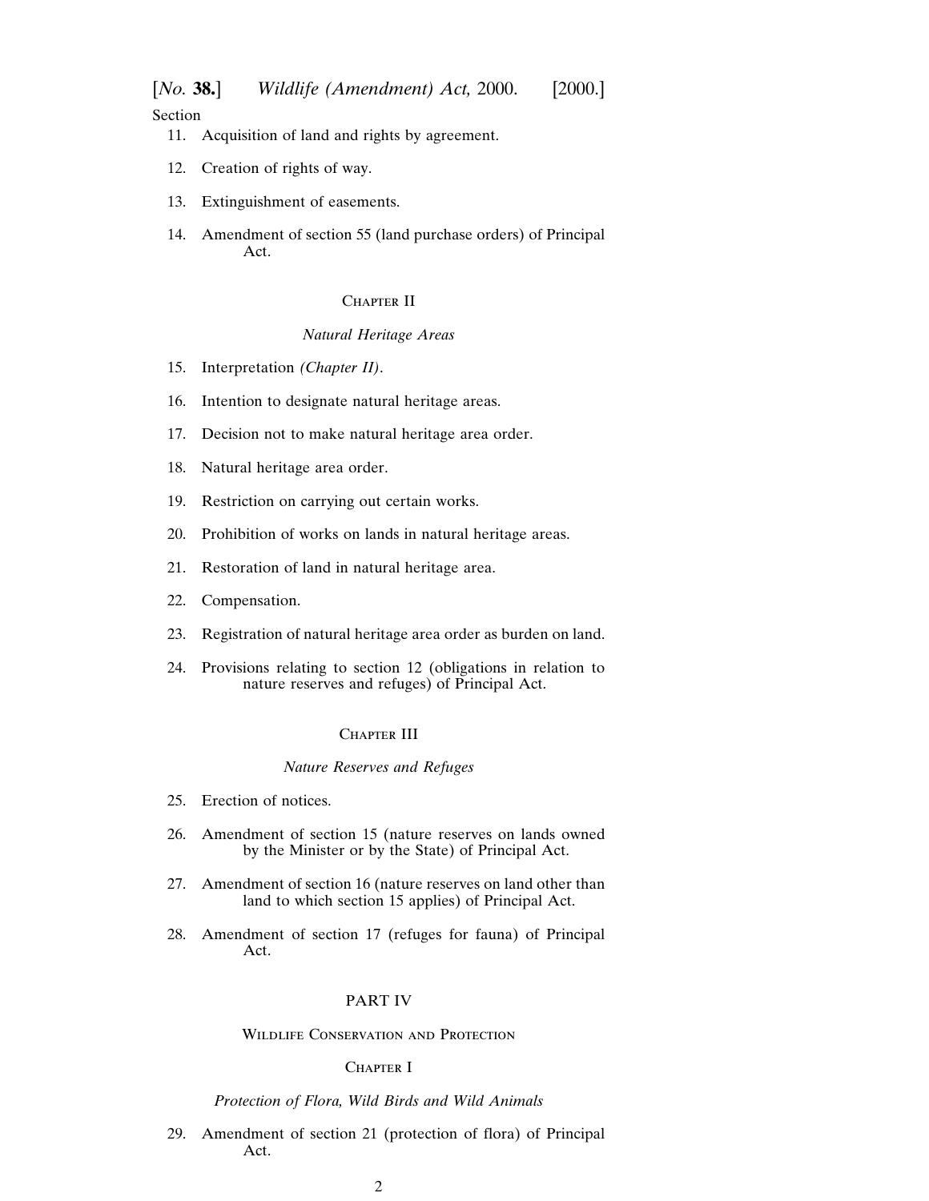Section

11. Acquisition of land and rights by agreement.

12. Creation of rights of way.

13. Extinguishment of easements.

14. Amendment of section 55 (land purchase orders) of Principal Act.

### Chapter II

*Natural Heritage Areas*

15. Interpretation *(Chapter II)*.

16. Intention to designate natural heritage areas.

17. Decision not to make natural heritage area order.

18. Natural heritage area order.

19. Restriction on carrying out certain works.

20. Prohibition of works on lands in natural heritage areas.

21. Restoration of land in natural heritage area.

22. Compensation.

23. Registration of natural heritage area order as burden on land.

24. Provisions relating to section 12 (obligations in relation to nature reserves and refuges) of Principal Act.

### Chapter III

*Nature Reserves and Refuges*

25. Erection of notices.

26. Amendment of section 15 (nature reserves on lands owned by the Minister or by the State) of Principal Act.

27. Amendment of section 16 (nature reserves on land other than land to which section 15 applies) of Principal Act.

28. Amendment of section 17 (refuges for fauna) of Principal Act.

## PART IV

### Wildlife Conservation and Protection

### Chapter I

*Protection of Flora, Wild Birds and Wild Animals*

29. Amendment of section 21 (protection of flora) of Principal Act.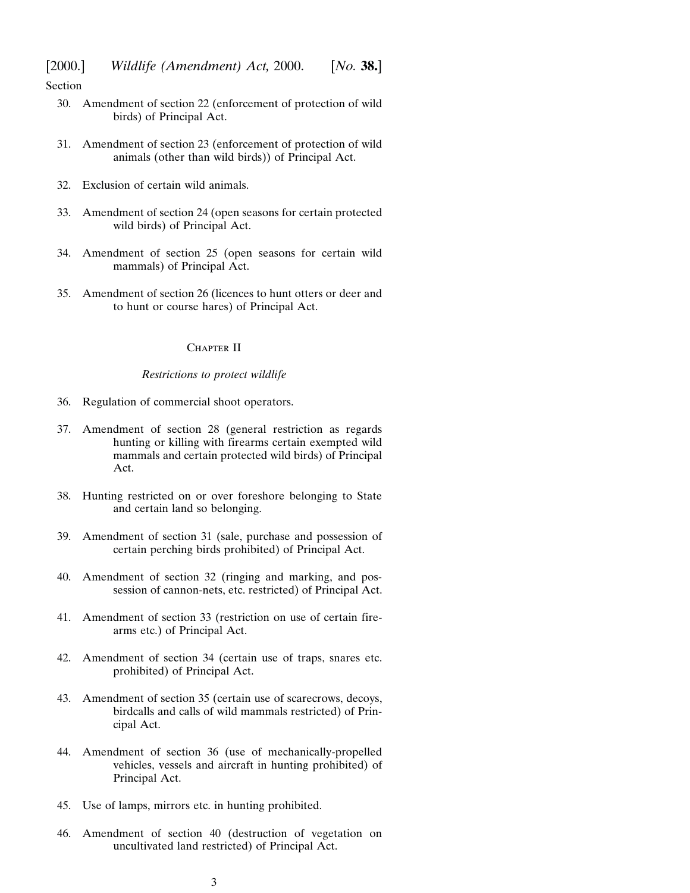Section

30. Amendment of section 22 (enforcement of protection of wild birds) of Principal Act.

31. Amendment of section 23 (enforcement of protection of wild animals (other than wild birds)) of Principal Act.

32. Exclusion of certain wild animals.

33. Amendment of section 24 (open seasons for certain protected wild birds) of Principal Act.

34. Amendment of section 25 (open seasons for certain wild mammals) of Principal Act.

35. Amendment of section 26 (licences to hunt otters or deer and to hunt or course hares) of Principal Act.

## Chapter II

*Restrictions to protect wildlife*

36. Regulation of commercial shoot operators.

37. Amendment of section 28 (general restriction as regards hunting or killing with firearms certain exempted wild mammals and certain protected wild birds) of Principal Act.

38. Hunting restricted on or over foreshore belonging to State and certain land so belonging.

39. Amendment of section 31 (sale, purchase and possession of certain perching birds prohibited) of Principal Act.

40. Amendment of section 32 (ringing and marking, and possession of cannon-nets, etc. restricted) of Principal Act.

41. Amendment of section 33 (restriction on use of certain firearms etc.) of Principal Act.

42. Amendment of section 34 (certain use of traps, snares etc. prohibited) of Principal Act.

43. Amendment of section 35 (certain use of scarecrows, decoys, birdcalls and calls of wild mammals restricted) of Principal Act.

44. Amendment of section 36 (use of mechanically-propelled vehicles, vessels and aircraft in hunting prohibited) of Principal Act.

45. Use of lamps, mirrors etc. in hunting prohibited.

46. Amendment of section 40 (destruction of vegetation on uncultivated land restricted) of Principal Act.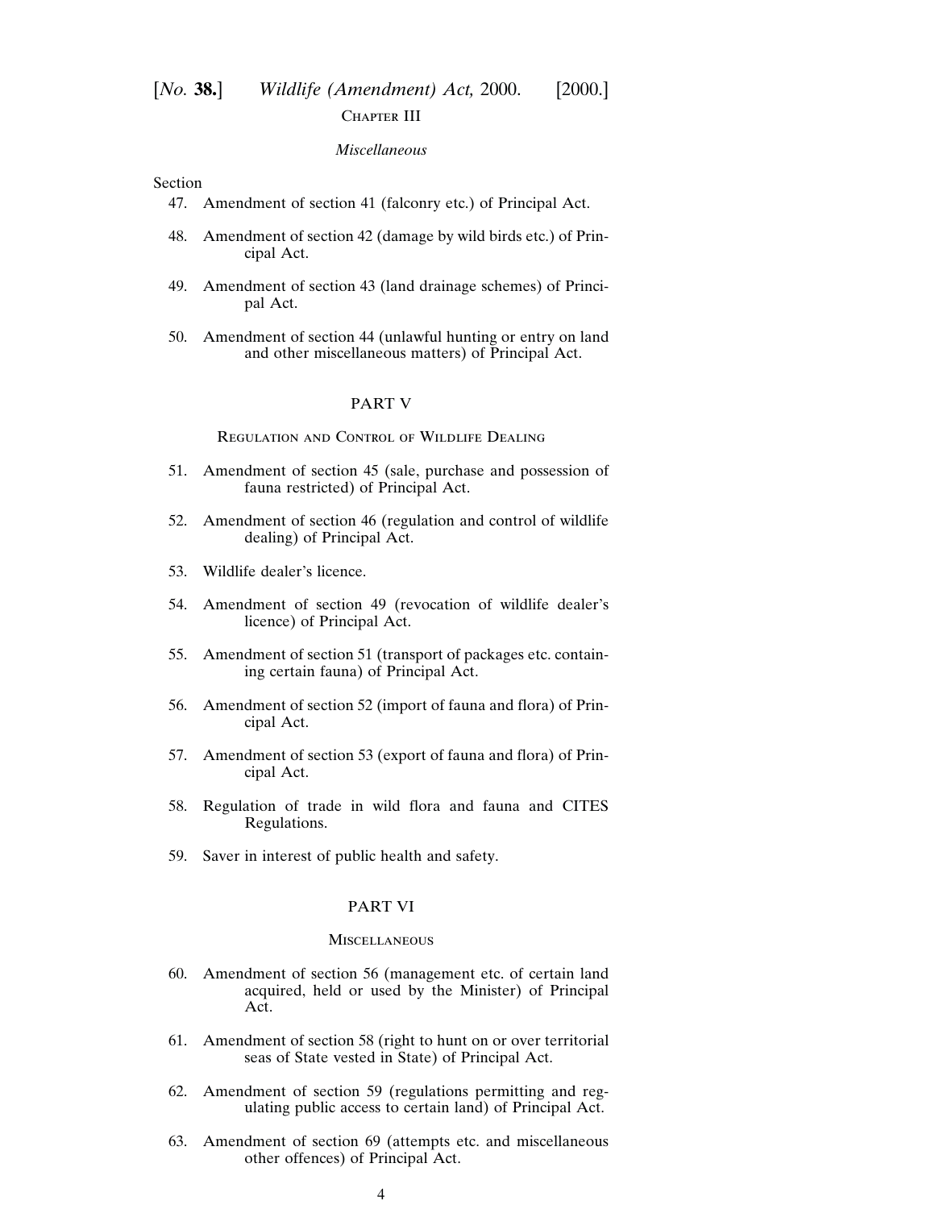Chapter III

*Miscellaneous*

Section

47. Amendment of section 41 (falconry etc.) of Principal Act.

48. Amendment of section 42 (damage by wild birds etc.) of Principal Act.

49. Amendment of section 43 (land drainage schemes) of Principal Act.

50. Amendment of section 44 (unlawful hunting or entry on land and other miscellaneous matters) of Principal Act.

PART V

Regulation and Control of Wildlife Dealing

51. Amendment of section 45 (sale, purchase and possession of fauna restricted) of Principal Act.

52. Amendment of section 46 (regulation and control of wildlife dealing) of Principal Act.

53. Wildlife dealer's licence.

54. Amendment of section 49 (revocation of wildlife dealer's licence) of Principal Act.

55. Amendment of section 51 (transport of packages etc. containing certain fauna) of Principal Act.

56. Amendment of section 52 (import of fauna and flora) of Principal Act.

57. Amendment of section 53 (export of fauna and flora) of Principal Act.

58. Regulation of trade in wild flora and fauna and CITES Regulations.

59. Saver in interest of public health and safety.

PART VI

Miscellaneous

60. Amendment of section 56 (management etc. of certain land acquired, held or used by the Minister) of Principal Act.

61. Amendment of section 58 (right to hunt on or over territorial seas of State vested in State) of Principal Act.

62. Amendment of section 59 (regulations permitting and regulating public access to certain land) of Principal Act.

63. Amendment of section 69 (attempts etc. and miscellaneous other offences) of Principal Act.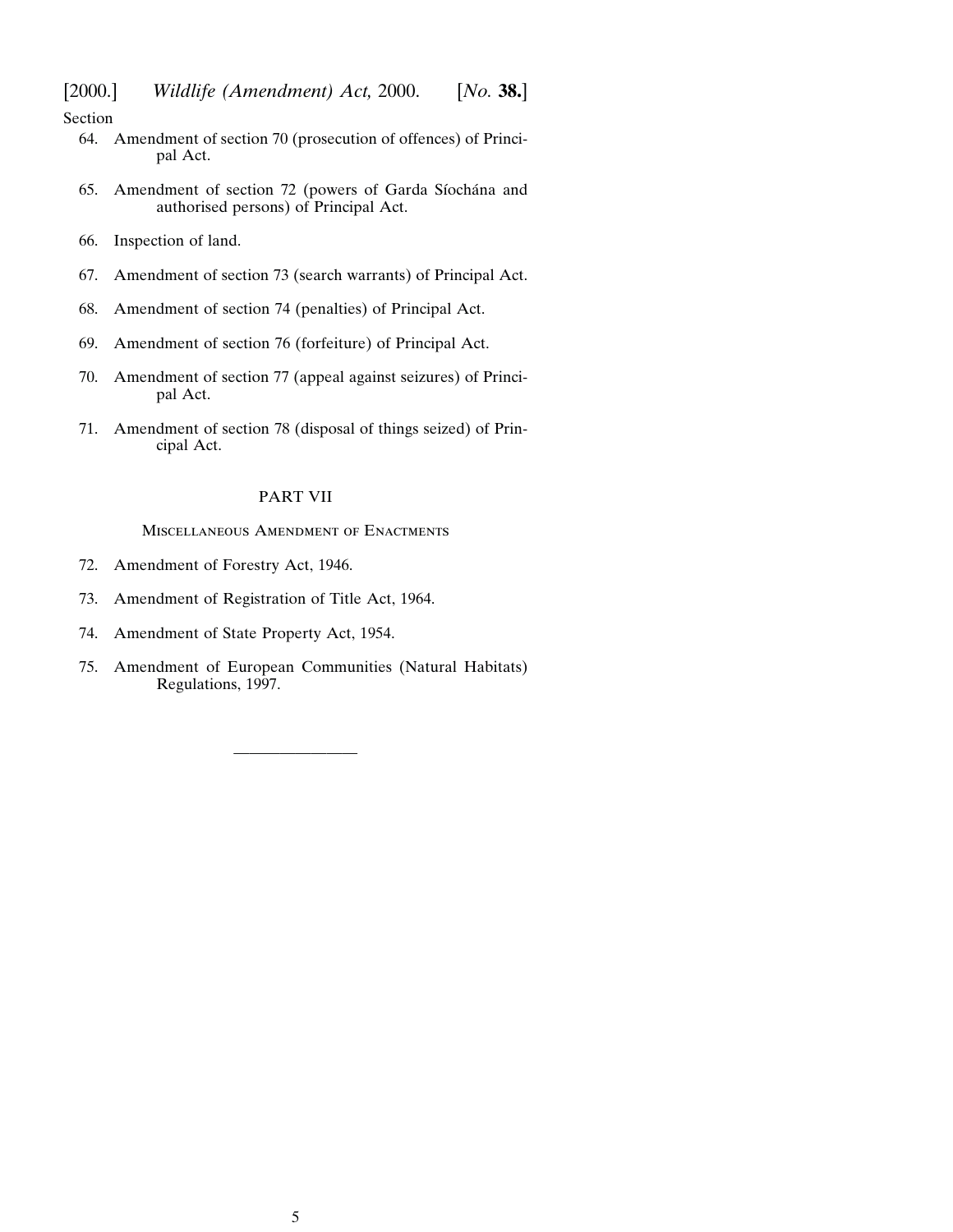Section

64. Amendment of section 70 (prosecution of offences) of Principal Act.

65. Amendment of section 72 (powers of Garda Síochána and authorised persons) of Principal Act.

66. Inspection of land.

67. Amendment of section 73 (search warrants) of Principal Act.

68. Amendment of section 74 (penalties) of Principal Act.

69. Amendment of section 76 (forfeiture) of Principal Act.

70. Amendment of section 77 (appeal against seizures) of Principal Act.

71. Amendment of section 78 (disposal of things seized) of Principal Act.

## PART VII

### Miscellaneous Amendment of Enactments

72. Amendment of Forestry Act, 1946.

73. Amendment of Registration of Title Act, 1964.

74. Amendment of State Property Act, 1954.

75. Amendment of European Communities (Natural Habitats) Regulations, 1997.

---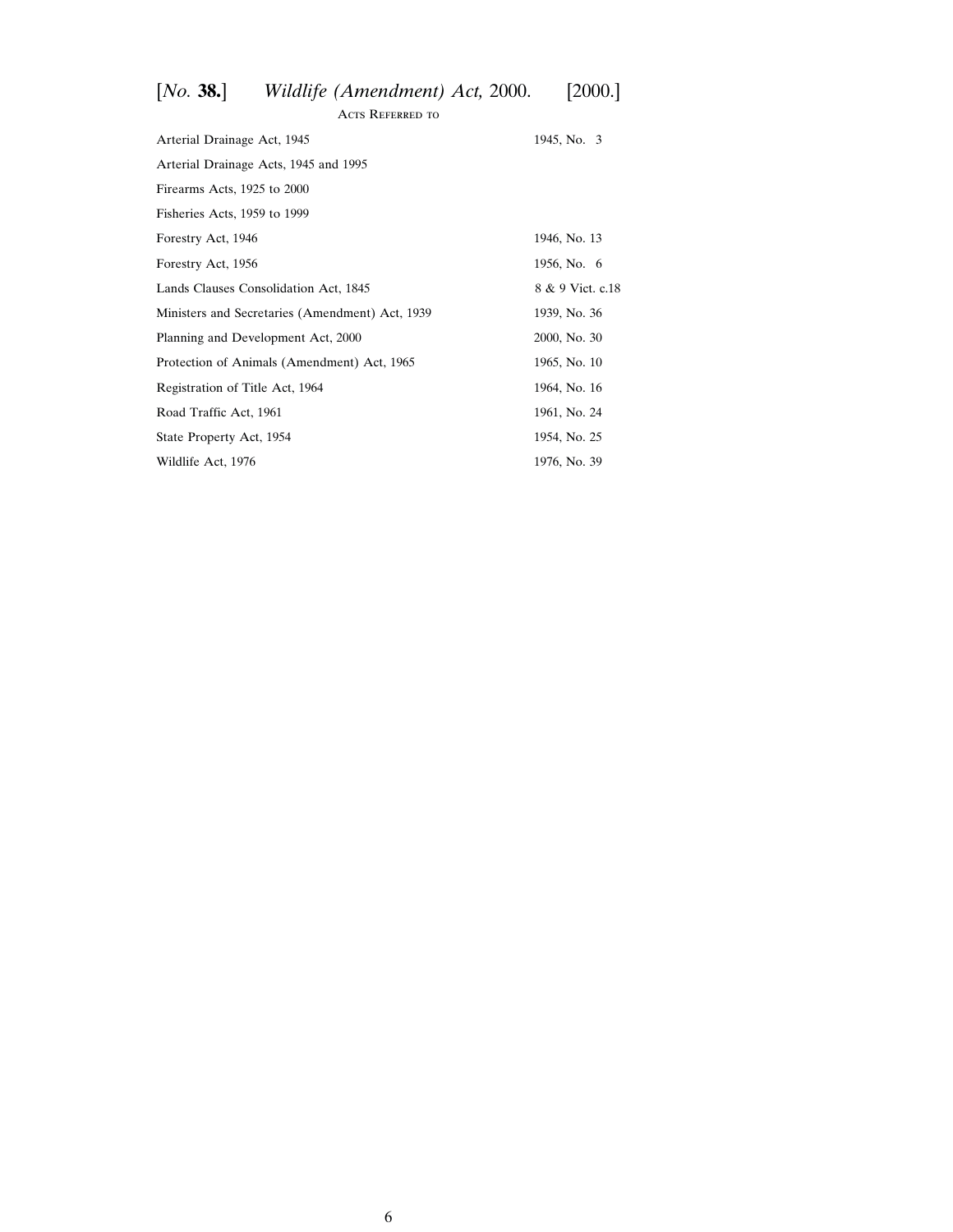## Acts Referred to

| | |
|---|---|
| Arterial Drainage Act, 1945 | 1945, No. 3 |
| Arterial Drainage Acts, 1945 and 1995 | |
| Firearms Acts, 1925 to 2000 | |
| Fisheries Acts, 1959 to 1999 | |
| Forestry Act, 1946 | 1946, No. 13 |
| Forestry Act, 1956 | 1956, No. 6 |
| Lands Clauses Consolidation Act, 1845 | 8 & 9 Vict. c.18 |
| Ministers and Secretaries (Amendment) Act, 1939 | 1939, No. 36 |
| Planning and Development Act, 2000 | 2000, No. 30 |
| Protection of Animals (Amendment) Act, 1965 | 1965, No. 10 |
| Registration of Title Act, 1964 | 1964, No. 16 |
| Road Traffic Act, 1961 | 1961, No. 24 |
| State Property Act, 1954 | 1954, No. 25 |
| Wildlife Act, 1976 | 1976, No. 39 |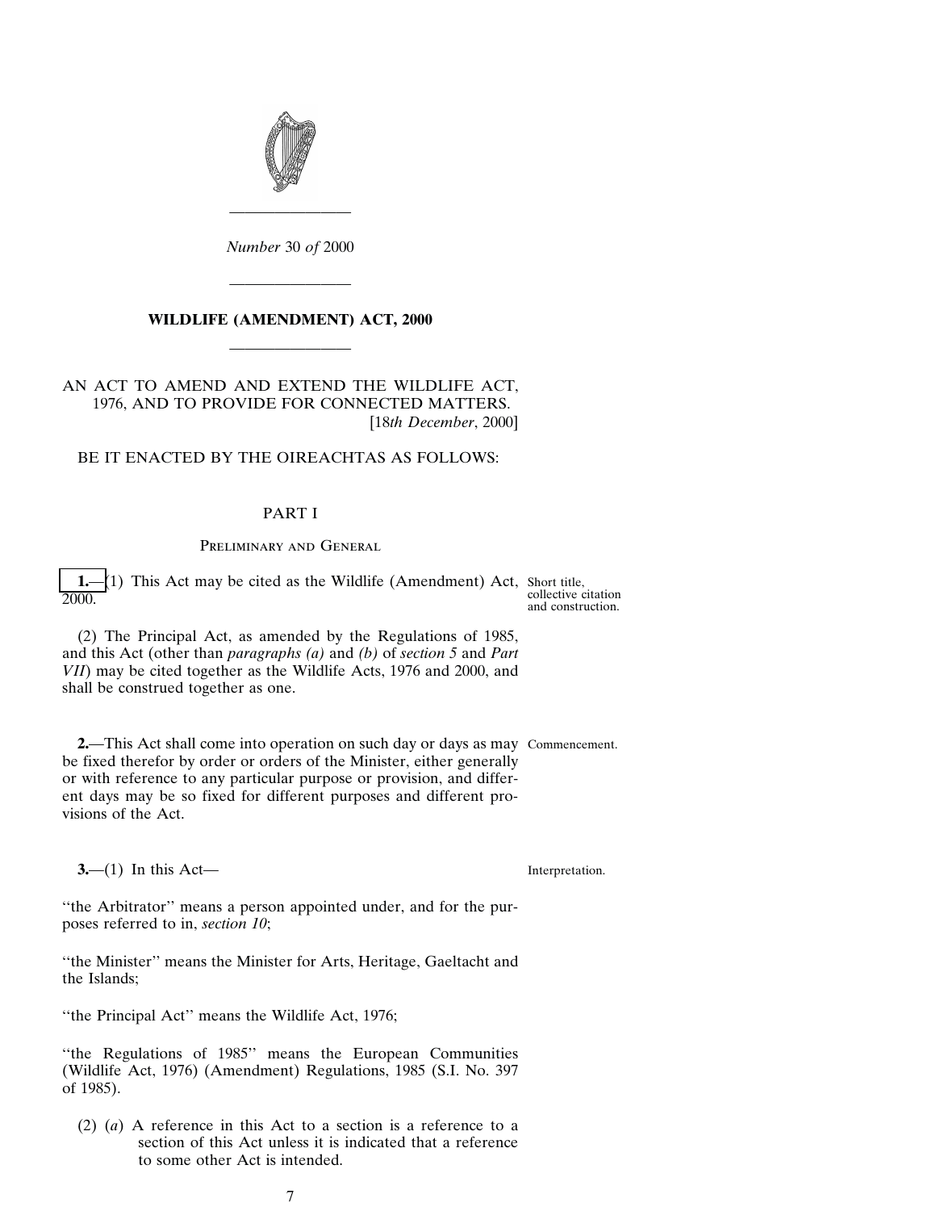*Number* 30 *of* 2000

# WILDLIFE (AMENDMENT) ACT, 2000

AN ACT TO AMEND AND EXTEND THE WILDLIFE ACT, 1976, AND TO PROVIDE FOR CONNECTED MATTERS. [18*th December*, 2000]

BE IT ENACTED BY THE OIREACHTAS AS FOLLOWS:

## PART I

### Preliminary and General

**1.**—(1) This Act may be cited as the Wildlife (Amendment) Act, 2000.

*Short title, collective citation and construction.*

(2) The Principal Act, as amended by the Regulations of 1985, and this Act (other than *paragraphs (a)* and *(b)* of *section 5* and *Part VII*) may be cited together as the Wildlife Acts, 1976 and 2000, and shall be construed together as one.

**2.**—This Act shall come into operation on such day or days as may be fixed therefor by order or orders of the Minister, either generally or with reference to any particular purpose or provision, and different days may be so fixed for different purposes and different provisions of the Act.

*Commencement.*

**3.**—(1) In this Act—

*Interpretation.*

''the Arbitrator'' means a person appointed under, and for the purposes referred to in, *section 10*;

''the Minister'' means the Minister for Arts, Heritage, Gaeltacht and the Islands;

''the Principal Act'' means the Wildlife Act, 1976;

''the Regulations of 1985'' means the European Communities (Wildlife Act, 1976) (Amendment) Regulations, 1985 (S.I. No. 397 of 1985).

(2) (*a*) A reference in this Act to a section is a reference to a section of this Act unless it is indicated that a reference to some other Act is intended.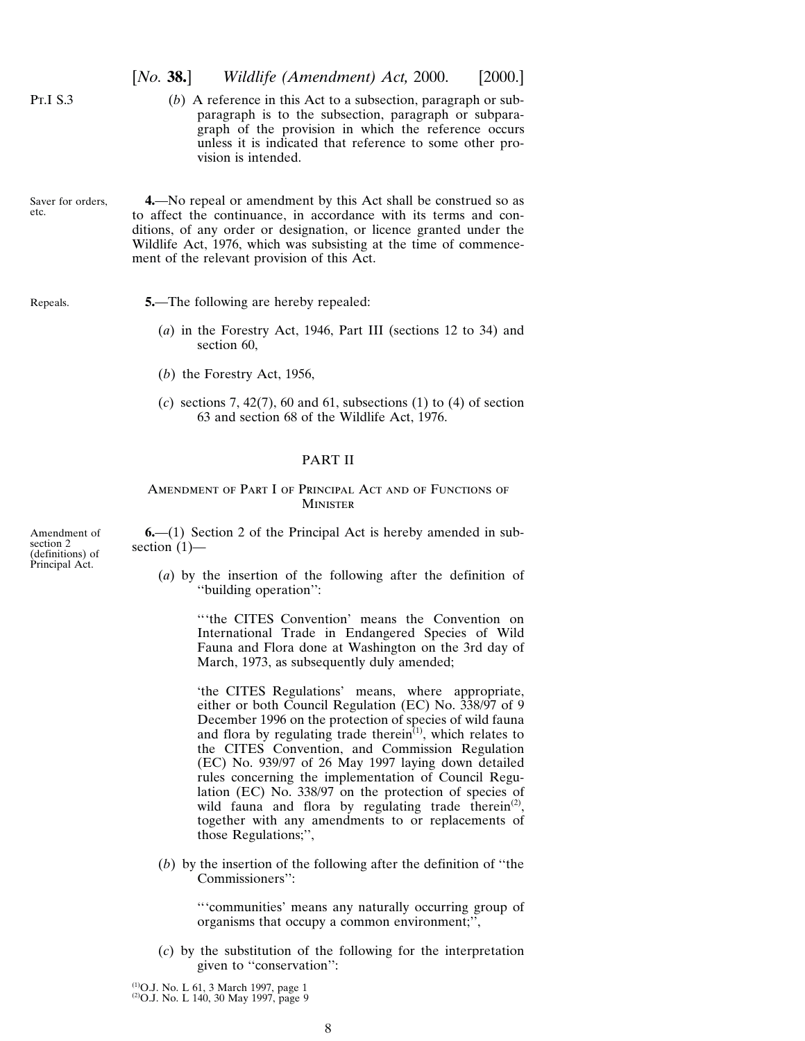(*b*) A reference in this Act to a subsection, paragraph or subparagraph is to the subsection, paragraph or subparagraph of the provision in which the reference occurs unless it is indicated that reference to some other provision is intended.

Saver for orders, etc.

**4.**—No repeal or amendment by this Act shall be construed so as to affect the continuance, in accordance with its terms and conditions, of any order or designation, or licence granted under the Wildlife Act, 1976, which was subsisting at the time of commencement of the relevant provision of this Act.

Repeals.

**5.**—The following are hereby repealed:

(*a*) in the Forestry Act, 1946, Part III (sections 12 to 34) and section 60,

(*b*) the Forestry Act, 1956,

(*c*) sections 7, 42(7), 60 and 61, subsections (1) to (4) of section 63 and section 68 of the Wildlife Act, 1976.

## PART II

### Amendment of Part I of Principal Act and of Functions of Minister

Amendment of section 2 (definitions) of Principal Act.

**6.**—(1) Section 2 of the Principal Act is hereby amended in subsection (1)—

(*a*) by the insertion of the following after the definition of ''building operation'':

> '''the CITES Convention' means the Convention on International Trade in Endangered Species of Wild Fauna and Flora done at Washington on the 3rd day of March, 1973, as subsequently duly amended;
>
> 'the CITES Regulations' means, where appropriate, either or both Council Regulation (EC) No. 338/97 of 9 December 1996 on the protection of species of wild fauna and flora by regulating trade therein[1], which relates to the CITES Convention, and Commission Regulation (EC) No. 939/97 of 26 May 1997 laying down detailed rules concerning the implementation of Council Regulation (EC) No. 338/97 on the protection of species of wild fauna and flora by regulating trade therein[2], together with any amendments to or replacements of those Regulations;'',

(*b*) by the insertion of the following after the definition of ''the Commissioners'':

> '''communities' means any naturally occurring group of organisms that occupy a common environment;'',

(*c*) by the substitution of the following for the interpretation given to ''conservation'':

[1] O.J. No. L 61, 3 March 1997, page 1
[2] O.J. No. L 140, 30 May 1997, page 9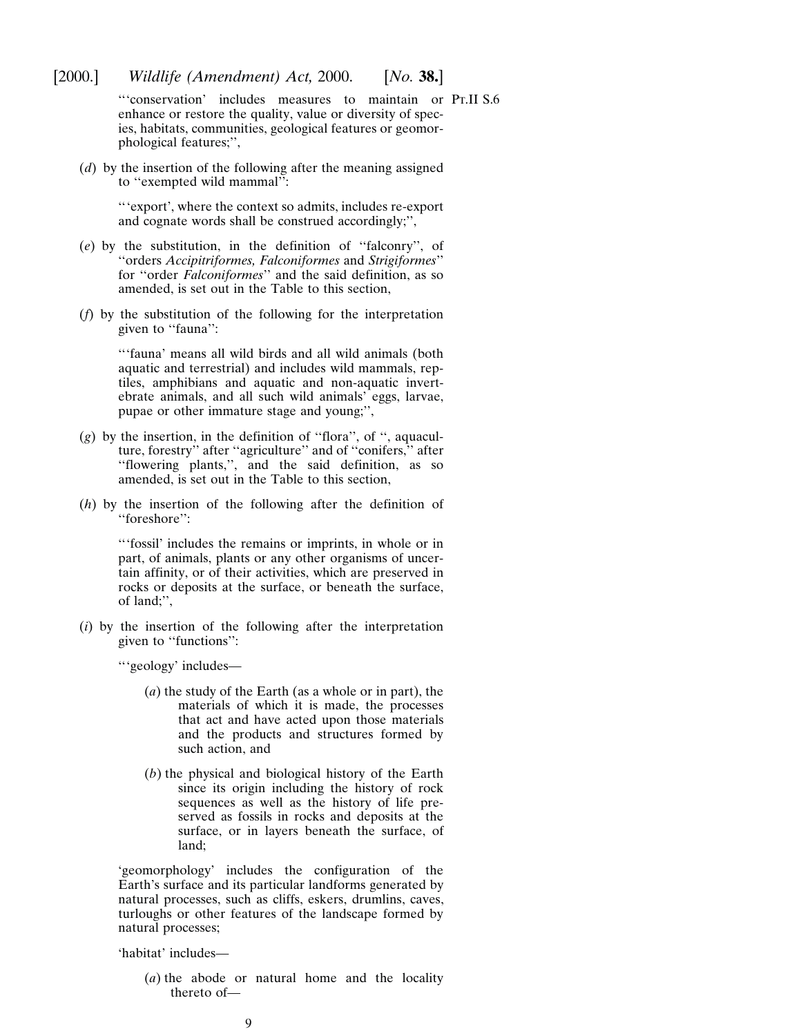''conservation' includes measures to maintain or enhance or restore the quality, value or diversity of species, habitats, communities, geological features or geomorphological features;'',

(*d*) by the insertion of the following after the meaning assigned to ''exempted wild mammal'':

> ''export', where the context so admits, includes re-export and cognate words shall be construed accordingly;'',

(*e*) by the substitution, in the definition of ''falconry'', of ''orders *Accipitriformes, Falconiformes* and *Strigiformes*'' for ''order *Falconiformes*'' and the said definition, as so amended, is set out in the Table to this section,

(*f*) by the substitution of the following for the interpretation given to ''fauna'':

> ''fauna' means all wild birds and all wild animals (both aquatic and terrestrial) and includes wild mammals, reptiles, amphibians and aquatic and non-aquatic invertebrate animals, and all such wild animals' eggs, larvae, pupae or other immature stage and young;'',

(*g*) by the insertion, in the definition of ''flora'', of '', aquaculture, forestry'' after ''agriculture'' and of ''conifers,'' after ''flowering plants,'', and the said definition, as so amended, is set out in the Table to this section,

(*h*) by the insertion of the following after the definition of ''foreshore'':

> ''fossil' includes the remains or imprints, in whole or in part, of animals, plants or any other organisms of uncertain affinity, or of their activities, which are preserved in rocks or deposits at the surface, or beneath the surface, of land;'',

(*i*) by the insertion of the following after the interpretation given to ''functions'':

> ''geology' includes—
>
> (*a*) the study of the Earth (as a whole or in part), the materials of which it is made, the processes that act and have acted upon those materials and the products and structures formed by such action, and
>
> (*b*) the physical and biological history of the Earth since its origin including the history of rock sequences as well as the history of life preserved as fossils in rocks and deposits at the surface, or in layers beneath the surface, of land;
>
> 'geomorphology' includes the configuration of the Earth's surface and its particular landforms generated by natural processes, such as cliffs, eskers, drumlins, caves, turloughs or other features of the landscape formed by natural processes;
>
> 'habitat' includes—
>
> (*a*) the abode or natural home and the locality thereto of—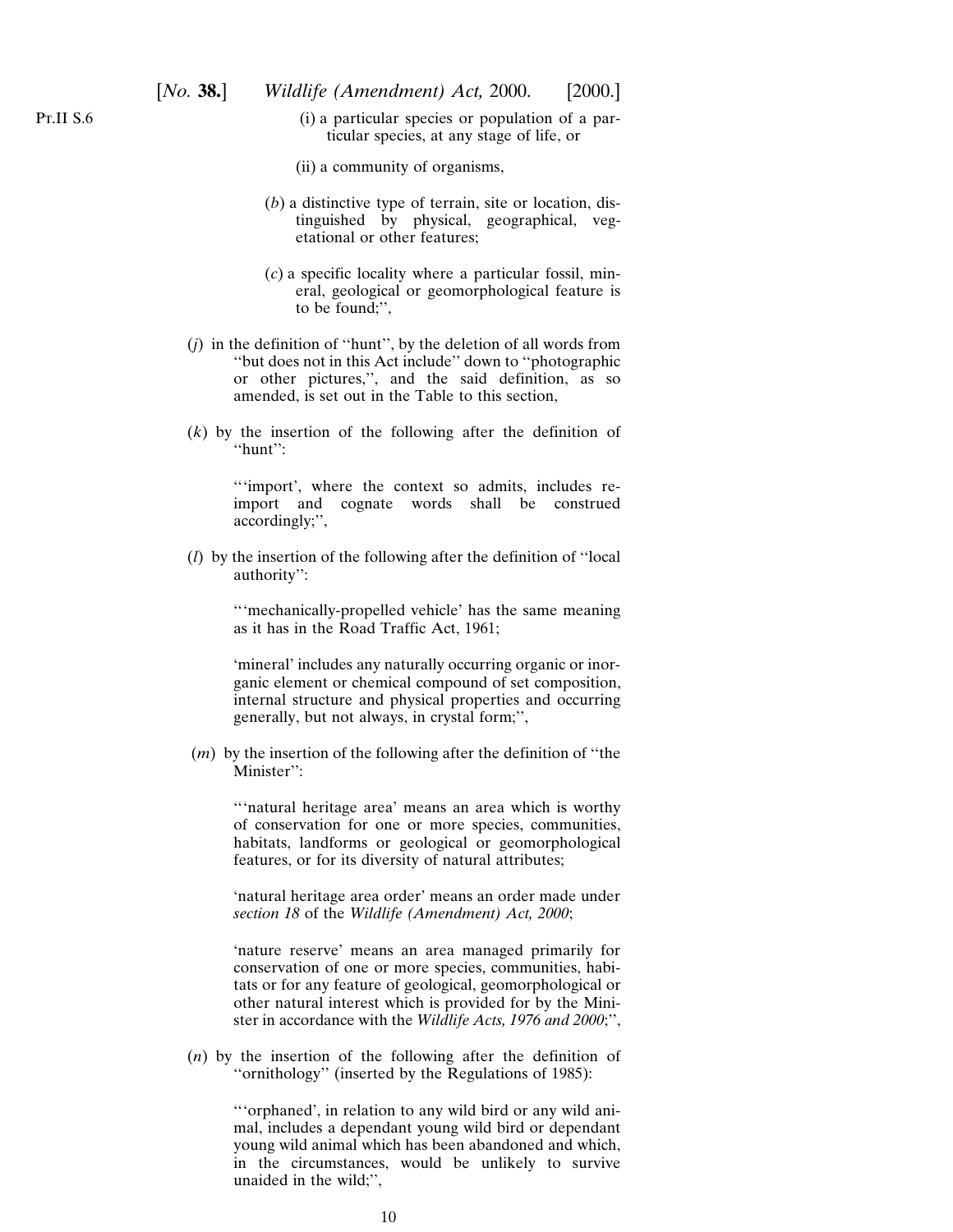(i) a particular species or population of a particular species, at any stage of life, or

(ii) a community of organisms,

(*b*) a distinctive type of terrain, site or location, distinguished by physical, geographical, vegetational or other features;

(*c*) a specific locality where a particular fossil, mineral, geological or geomorphological feature is to be found;'',

(*j*) in the definition of ''hunt'', by the deletion of all words from ''but does not in this Act include'' down to ''photographic or other pictures,'', and the said definition, as so amended, is set out in the Table to this section,

(*k*) by the insertion of the following after the definition of ''hunt'':

''‘import’, where the context so admits, includes re-import and cognate words shall be construed accordingly;'',

(*l*) by the insertion of the following after the definition of ''local authority'':

''‘mechanically-propelled vehicle’ has the same meaning as it has in the Road Traffic Act, 1961;

‘mineral’ includes any naturally occurring organic or inorganic element or chemical compound of set composition, internal structure and physical properties and occurring generally, but not always, in crystal form;'',

(*m*) by the insertion of the following after the definition of ''the Minister'':

''‘natural heritage area’ means an area which is worthy of conservation for one or more species, communities, habitats, landforms or geological or geomorphological features, or for its diversity of natural attributes;

‘natural heritage area order’ means an order made under *section 18* of the *Wildlife (Amendment) Act, 2000*;

‘nature reserve’ means an area managed primarily for conservation of one or more species, communities, habitats or for any feature of geological, geomorphological or other natural interest which is provided for by the Minister in accordance with the *Wildlife Acts, 1976 and 2000*;'',

(*n*) by the insertion of the following after the definition of ''ornithology'' (inserted by the Regulations of 1985):

''‘orphaned’, in relation to any wild bird or any wild animal, includes a dependant young wild bird or dependant young wild animal which has been abandoned and which, in the circumstances, would be unlikely to survive unaided in the wild;'',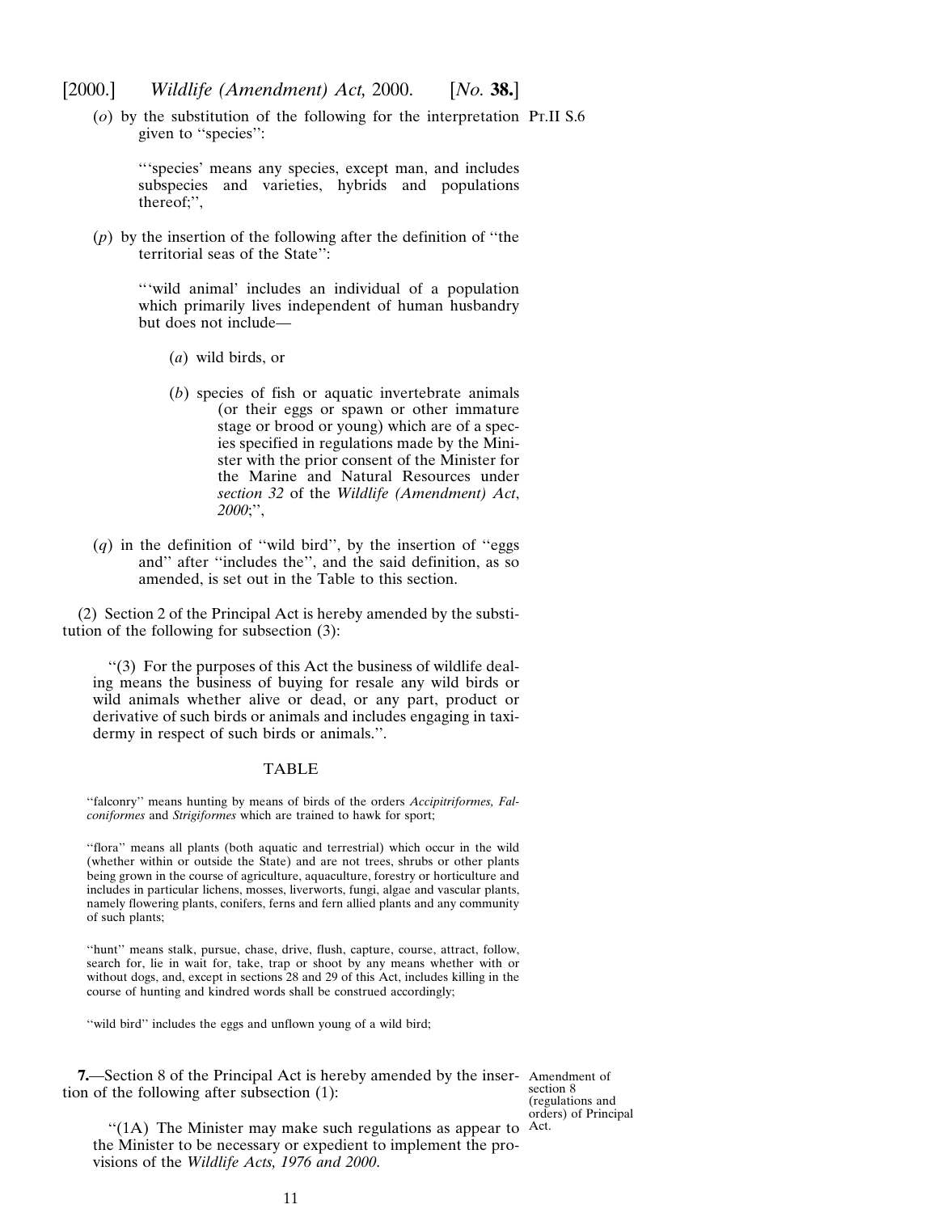(*o*) by the substitution of the following for the interpretation given to ''species'':

> '''species' means any species, except man, and includes subspecies and varieties, hybrids and populations thereof;'',

(*p*) by the insertion of the following after the definition of ''the territorial seas of the State'':

> '''wild animal' includes an individual of a population which primarily lives independent of human husbandry but does not include—
>
> (*a*) wild birds, or
>
> (*b*) species of fish or aquatic invertebrate animals (or their eggs or spawn or other immature stage or brood or young) which are of a species specified in regulations made by the Minister with the prior consent of the Minister for the Marine and Natural Resources under *section 32* of the *Wildlife (Amendment) Act, 2000*;'',

(*q*) in the definition of ''wild bird'', by the insertion of ''eggs and'' after ''includes the'', and the said definition, as so amended, is set out in the Table to this section.

(2) Section 2 of the Principal Act is hereby amended by the substitution of the following for subsection (3):

> ''(3) For the purposes of this Act the business of wildlife dealing means the business of buying for resale any wild birds or wild animals whether alive or dead, or any part, product or derivative of such birds or animals and includes engaging in taxidermy in respect of such birds or animals.''.

TABLE

''falconry'' means hunting by means of birds of the orders *Accipitriformes, Falconiformes* and *Strigiformes* which are trained to hawk for sport;

''flora'' means all plants (both aquatic and terrestrial) which occur in the wild (whether within or outside the State) and are not trees, shrubs or other plants being grown in the course of agriculture, aquaculture, forestry or horticulture and includes in particular lichens, mosses, liverworts, fungi, algae and vascular plants, namely flowering plants, conifers, ferns and fern allied plants and any community of such plants;

''hunt'' means stalk, pursue, chase, drive, flush, capture, course, attract, follow, search for, lie in wait for, take, trap or shoot by any means whether with or without dogs, and, except in sections 28 and 29 of this Act, includes killing in the course of hunting and kindred words shall be construed accordingly;

''wild bird'' includes the eggs and unflown young of a wild bird;

Amendment of section 8 (regulations and orders) of Principal Act.

**7.**—Section 8 of the Principal Act is hereby amended by the insertion of the following after subsection (1):

> ''(1A) The Minister may make such regulations as appear to the Minister to be necessary or expedient to implement the provisions of the *Wildlife Acts, 1976 and 2000*.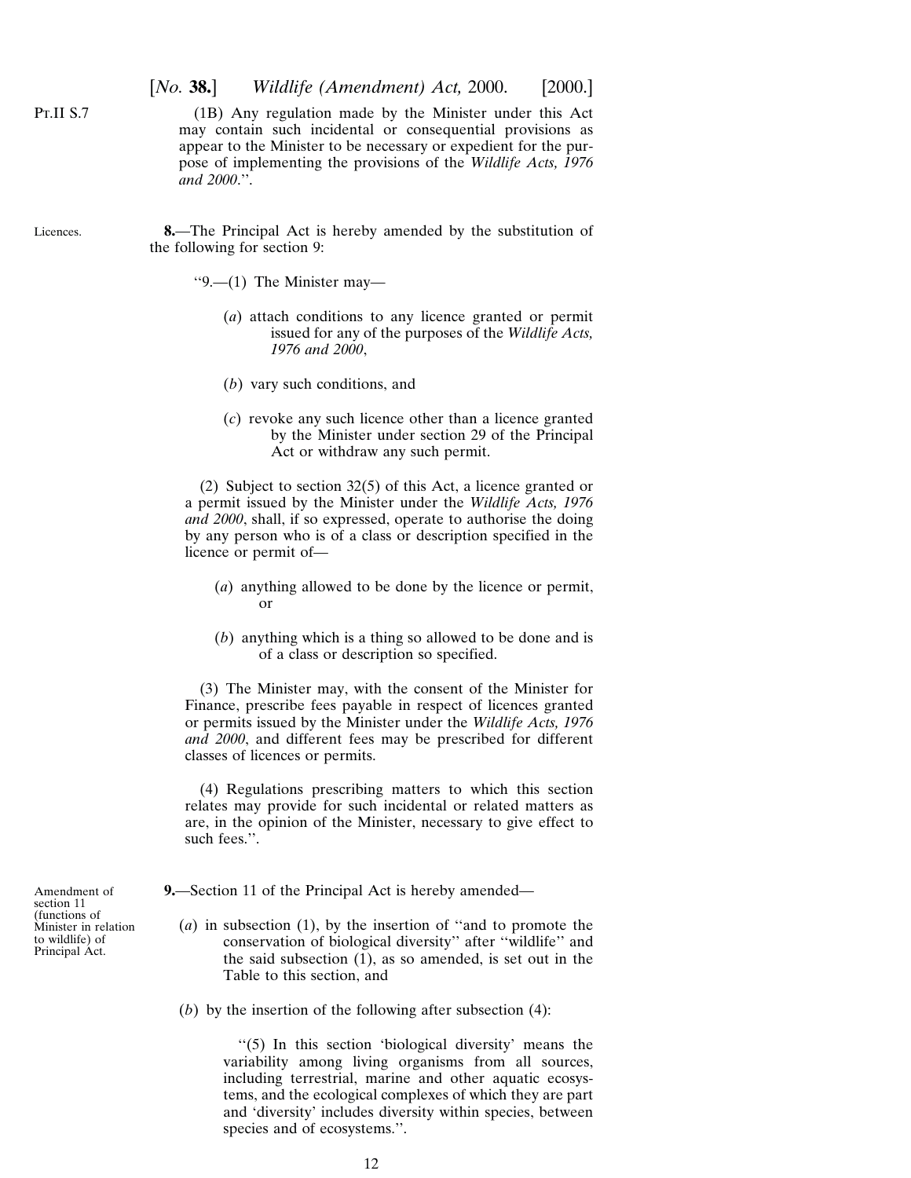Pt.II S.7

(1B) Any regulation made by the Minister under this Act may contain such incidental or consequential provisions as appear to the Minister to be necessary or expedient for the purpose of implementing the provisions of the *Wildlife Acts, 1976 and 2000*.''.

Licences.

**8.**—The Principal Act is hereby amended by the substitution of the following for section 9:

''9.—(1) The Minister may—

(*a*) attach conditions to any licence granted or permit issued for any of the purposes of the *Wildlife Acts, 1976 and 2000*,

(*b*) vary such conditions, and

(*c*) revoke any such licence other than a licence granted by the Minister under section 29 of the Principal Act or withdraw any such permit.

(2) Subject to section 32(5) of this Act, a licence granted or a permit issued by the Minister under the *Wildlife Acts, 1976 and 2000*, shall, if so expressed, operate to authorise the doing by any person who is of a class or description specified in the licence or permit of—

(*a*) anything allowed to be done by the licence or permit, or

(*b*) anything which is a thing so allowed to be done and is of a class or description so specified.

(3) The Minister may, with the consent of the Minister for Finance, prescribe fees payable in respect of licences granted or permits issued by the Minister under the *Wildlife Acts, 1976 and 2000*, and different fees may be prescribed for different classes of licences or permits.

(4) Regulations prescribing matters to which this section relates may provide for such incidental or related matters as are, in the opinion of the Minister, necessary to give effect to such fees.''.

Amendment of section 11 (functions of Minister in relation to wildlife) of Principal Act.

**9.**—Section 11 of the Principal Act is hereby amended—

(*a*) in subsection (1), by the insertion of ''and to promote the conservation of biological diversity'' after ''wildlife'' and the said subsection (1), as so amended, is set out in the Table to this section, and

(*b*) by the insertion of the following after subsection (4):

''(5) In this section 'biological diversity' means the variability among living organisms from all sources, including terrestrial, marine and other aquatic ecosystems, and the ecological complexes of which they are part and 'diversity' includes diversity within species, between species and of ecosystems.''.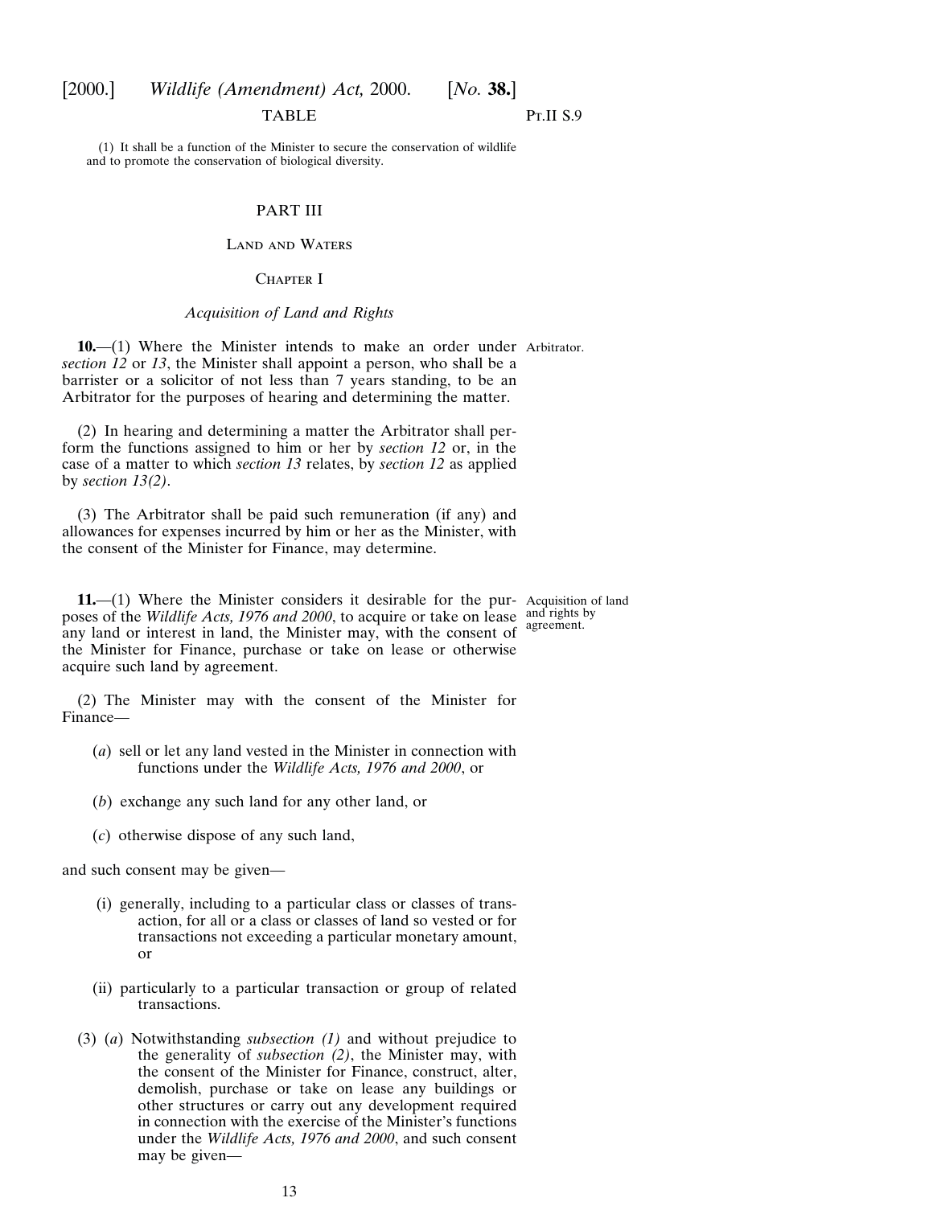TABLE

(1) It shall be a function of the Minister to secure the conservation of wildlife and to promote the conservation of biological diversity.

## PART III

## Land and Waters

### Chapter I

### *Acquisition of Land and Rights*

Arbitrator.

**10.**—(1) Where the Minister intends to make an order under *section 12* or *13*, the Minister shall appoint a person, who shall be a barrister or a solicitor of not less than 7 years standing, to be an Arbitrator for the purposes of hearing and determining the matter.

(2) In hearing and determining a matter the Arbitrator shall perform the functions assigned to him or her by *section 12* or, in the case of a matter to which *section 13* relates, by *section 12* as applied by *section 13(2)*.

(3) The Arbitrator shall be paid such remuneration (if any) and allowances for expenses incurred by him or her as the Minister, with the consent of the Minister for Finance, may determine.

Acquisition of land and rights by agreement.

**11.**—(1) Where the Minister considers it desirable for the purposes of the *Wildlife Acts, 1976 and 2000*, to acquire or take on lease any land or interest in land, the Minister may, with the consent of the Minister for Finance, purchase or take on lease or otherwise acquire such land by agreement.

(2) The Minister may with the consent of the Minister for Finance—

(*a*) sell or let any land vested in the Minister in connection with functions under the *Wildlife Acts, 1976 and 2000*, or

(*b*) exchange any such land for any other land, or

(*c*) otherwise dispose of any such land,

and such consent may be given—

(i) generally, including to a particular class or classes of transaction, for all or a class or classes of land so vested or for transactions not exceeding a particular monetary amount, or

(ii) particularly to a particular transaction or group of related transactions.

(3) (*a*) Notwithstanding *subsection (1)* and without prejudice to the generality of *subsection (2)*, the Minister may, with the consent of the Minister for Finance, construct, alter, demolish, purchase or take on lease any buildings or other structures or carry out any development required in connection with the exercise of the Minister's functions under the *Wildlife Acts, 1976 and 2000*, and such consent may be given—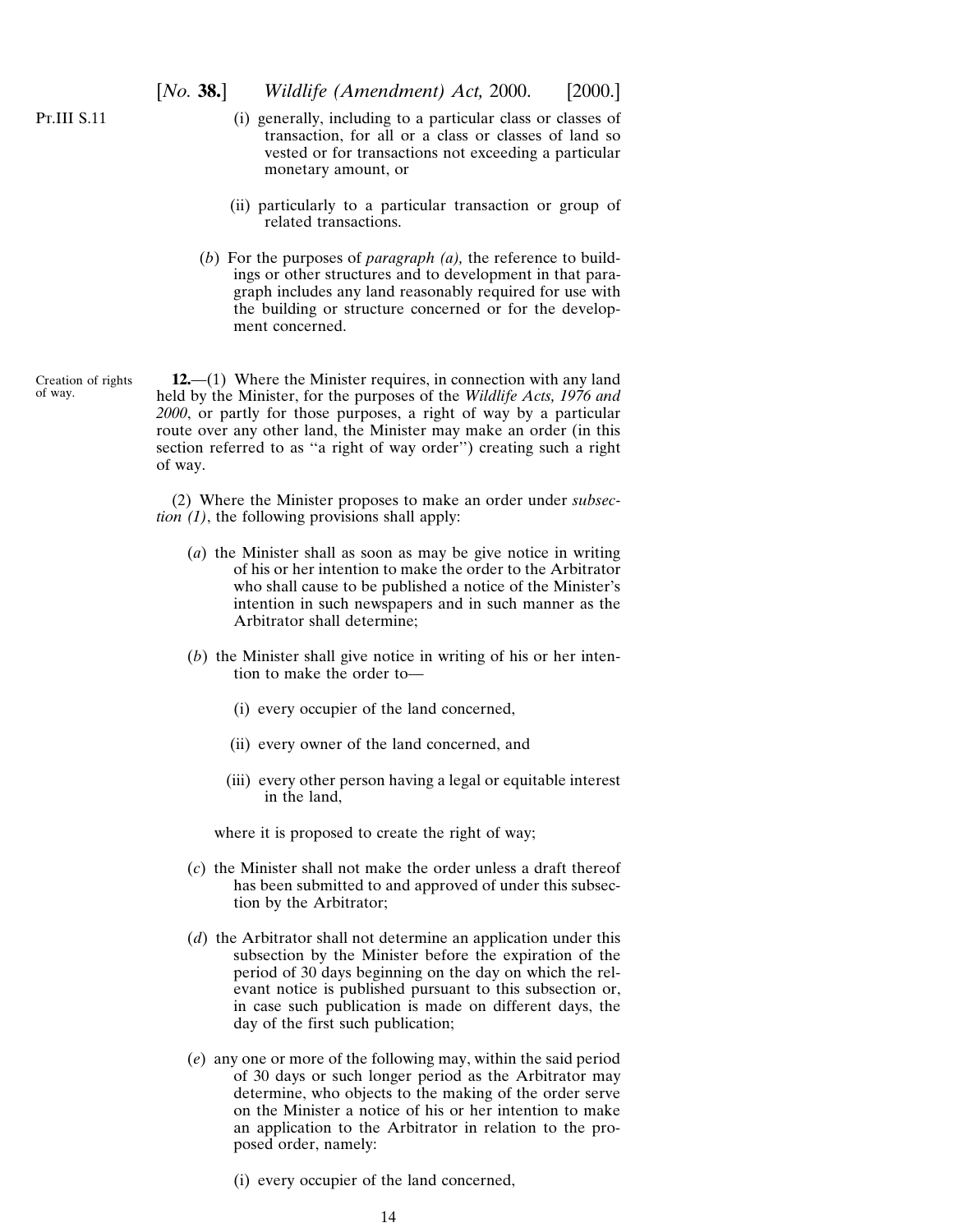(i) generally, including to a particular class or classes of transaction, for all or a class or classes of land so vested or for transactions not exceeding a particular monetary amount, or

(ii) particularly to a particular transaction or group of related transactions.

(*b*) For the purposes of *paragraph (a),* the reference to buildings or other structures and to development in that paragraph includes any land reasonably required for use with the building or structure concerned or for the development concerned.

Creation of rights of way.

**12.**—(1) Where the Minister requires, in connection with any land held by the Minister, for the purposes of the *Wildlife Acts, 1976 and 2000*, or partly for those purposes, a right of way by a particular route over any other land, the Minister may make an order (in this section referred to as "a right of way order") creating such a right of way.

(2) Where the Minister proposes to make an order under *subsection (1)*, the following provisions shall apply:

(*a*) the Minister shall as soon as may be give notice in writing of his or her intention to make the order to the Arbitrator who shall cause to be published a notice of the Minister's intention in such newspapers and in such manner as the Arbitrator shall determine;

(*b*) the Minister shall give notice in writing of his or her intention to make the order to—

(i) every occupier of the land concerned,

(ii) every owner of the land concerned, and

(iii) every other person having a legal or equitable interest in the land,

where it is proposed to create the right of way;

(*c*) the Minister shall not make the order unless a draft thereof has been submitted to and approved of under this subsection by the Arbitrator;

(*d*) the Arbitrator shall not determine an application under this subsection by the Minister before the expiration of the period of 30 days beginning on the day on which the relevant notice is published pursuant to this subsection or, in case such publication is made on different days, the day of the first such publication;

(*e*) any one or more of the following may, within the said period of 30 days or such longer period as the Arbitrator may determine, who objects to the making of the order serve on the Minister a notice of his or her intention to make an application to the Arbitrator in relation to the proposed order, namely:

(i) every occupier of the land concerned,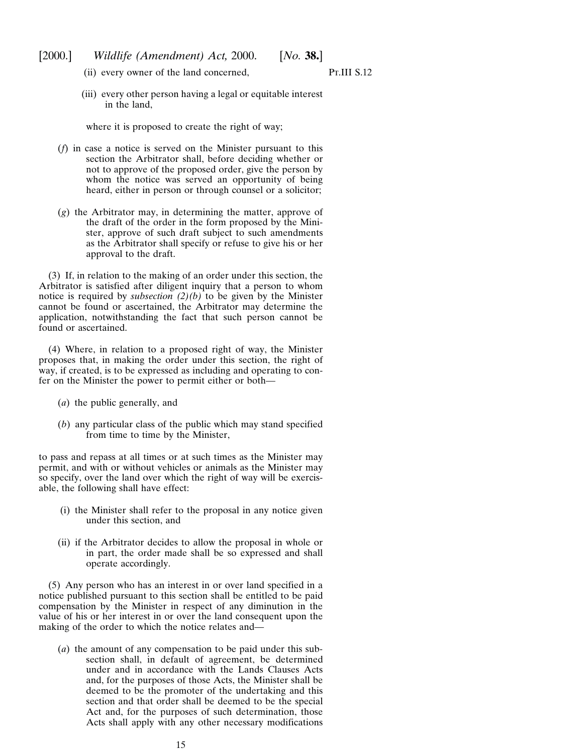(ii) every owner of the land concerned,

(iii) every other person having a legal or equitable interest in the land,

where it is proposed to create the right of way;

(*f*) in case a notice is served on the Minister pursuant to this section the Arbitrator shall, before deciding whether or not to approve of the proposed order, give the person by whom the notice was served an opportunity of being heard, either in person or through counsel or a solicitor;

(*g*) the Arbitrator may, in determining the matter, approve of the draft of the order in the form proposed by the Minister, approve of such draft subject to such amendments as the Arbitrator shall specify or refuse to give his or her approval to the draft.

(3) If, in relation to the making of an order under this section, the Arbitrator is satisfied after diligent inquiry that a person to whom notice is required by *subsection (2)(b)* to be given by the Minister cannot be found or ascertained, the Arbitrator may determine the application, notwithstanding the fact that such person cannot be found or ascertained.

(4) Where, in relation to a proposed right of way, the Minister proposes that, in making the order under this section, the right of way, if created, is to be expressed as including and operating to confer on the Minister the power to permit either or both—

(*a*) the public generally, and

(*b*) any particular class of the public which may stand specified from time to time by the Minister,

to pass and repass at all times or at such times as the Minister may permit, and with or without vehicles or animals as the Minister may so specify, over the land over which the right of way will be exercisable, the following shall have effect:

(i) the Minister shall refer to the proposal in any notice given under this section, and

(ii) if the Arbitrator decides to allow the proposal in whole or in part, the order made shall be so expressed and shall operate accordingly.

(5) Any person who has an interest in or over land specified in a notice published pursuant to this section shall be entitled to be paid compensation by the Minister in respect of any diminution in the value of his or her interest in or over the land consequent upon the making of the order to which the notice relates and—

(*a*) the amount of any compensation to be paid under this subsection shall, in default of agreement, be determined under and in accordance with the Lands Clauses Acts and, for the purposes of those Acts, the Minister shall be deemed to be the promoter of the undertaking and this section and that order shall be deemed to be the special Act and, for the purposes of such determination, those Acts shall apply with any other necessary modifications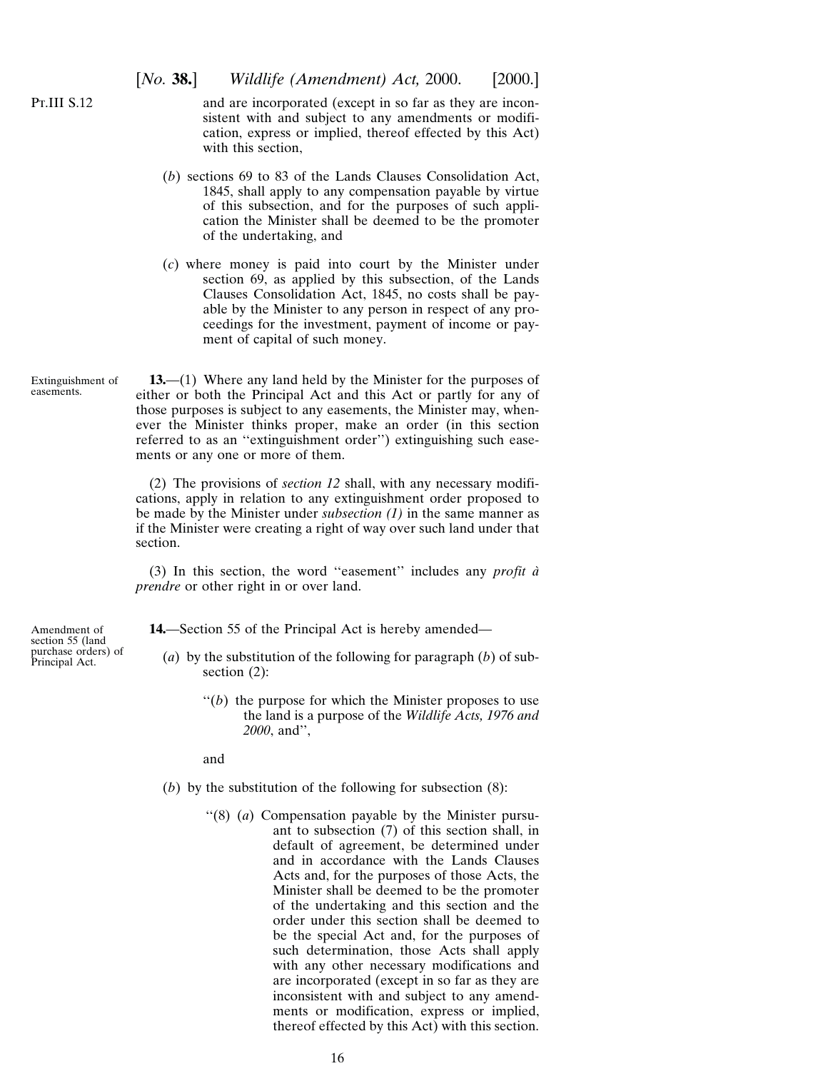and are incorporated (except in so far as they are inconsistent with and subject to any amendments or modification, express or implied, thereof effected by this Act) with this section,

(*b*) sections 69 to 83 of the Lands Clauses Consolidation Act, 1845, shall apply to any compensation payable by virtue of this subsection, and for the purposes of such application the Minister shall be deemed to be the promoter of the undertaking, and

(*c*) where money is paid into court by the Minister under section 69, as applied by this subsection, of the Lands Clauses Consolidation Act, 1845, no costs shall be payable by the Minister to any person in respect of any proceedings for the investment, payment of income or payment of capital of such money.

Extinguishment of easements.

**13.**—(1) Where any land held by the Minister for the purposes of either or both the Principal Act and this Act or partly for any of those purposes is subject to any easements, the Minister may, whenever the Minister thinks proper, make an order (in this section referred to as an ''extinguishment order'') extinguishing such easements or any one or more of them.

(2) The provisions of *section 12* shall, with any necessary modifications, apply in relation to any extinguishment order proposed to be made by the Minister under *subsection (1)* in the same manner as if the Minister were creating a right of way over such land under that section.

(3) In this section, the word ''easement'' includes any *profit à prendre* or other right in or over land.

Amendment of section 55 (land purchase orders) of Principal Act.

**14.**—Section 55 of the Principal Act is hereby amended—

(*a*) by the substitution of the following for paragraph (*b*) of subsection (2):

> ''(*b*) the purpose for which the Minister proposes to use the land is a purpose of the *Wildlife Acts, 1976 and 2000*, and'',

and

(*b*) by the substitution of the following for subsection (8):

> ''(8) (*a*) Compensation payable by the Minister pursuant to subsection (7) of this section shall, in default of agreement, be determined under and in accordance with the Lands Clauses Acts and, for the purposes of those Acts, the Minister shall be deemed to be the promoter of the undertaking and this section and the order under this section shall be deemed to be the special Act and, for the purposes of such determination, those Acts shall apply with any other necessary modifications and are incorporated (except in so far as they are inconsistent with and subject to any amendments or modification, express or implied, thereof effected by this Act) with this section.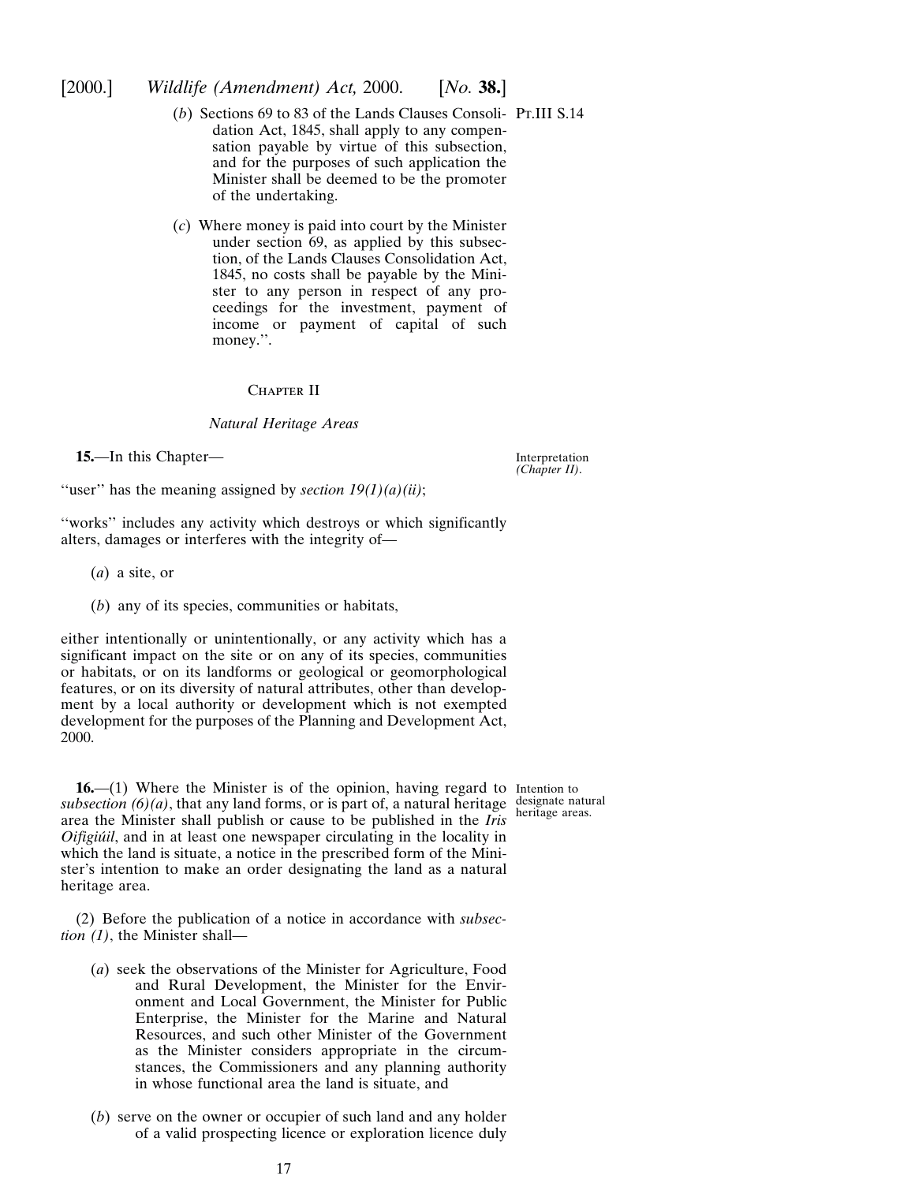(*b*) Sections 69 to 83 of the Lands Clauses Consolidation Act, 1845, shall apply to any compensation payable by virtue of this subsection, and for the purposes of such application the Minister shall be deemed to be the promoter of the undertaking.

(*c*) Where money is paid into court by the Minister under section 69, as applied by this subsection, of the Lands Clauses Consolidation Act, 1845, no costs shall be payable by the Minister to any person in respect of any proceedings for the investment, payment of income or payment of capital of such money.''.

Chapter II

*Natural Heritage Areas*

Interpretation *(Chapter II)*.

**15.**—In this Chapter—

''user'' has the meaning assigned by *section 19(1)(a)(ii)*;

''works'' includes any activity which destroys or which significantly alters, damages or interferes with the integrity of—

(*a*) a site, or

(*b*) any of its species, communities or habitats,

either intentionally or unintentionally, or any activity which has a significant impact on the site or on any of its species, communities or habitats, or on its landforms or geological or geomorphological features, or on its diversity of natural attributes, other than development by a local authority or development which is not exempted development for the purposes of the Planning and Development Act, 2000.

Intention to designate natural heritage areas.

**16.**—(1) Where the Minister is of the opinion, having regard to *subsection (6)(a)*, that any land forms, or is part of, a natural heritage area the Minister shall publish or cause to be published in the *Iris Oifigiúil*, and in at least one newspaper circulating in the locality in which the land is situate, a notice in the prescribed form of the Minister's intention to make an order designating the land as a natural heritage area.

(2) Before the publication of a notice in accordance with *subsection (1)*, the Minister shall—

(*a*) seek the observations of the Minister for Agriculture, Food and Rural Development, the Minister for the Environment and Local Government, the Minister for Public Enterprise, the Minister for the Marine and Natural Resources, and such other Minister of the Government as the Minister considers appropriate in the circumstances, the Commissioners and any planning authority in whose functional area the land is situate, and

(*b*) serve on the owner or occupier of such land and any holder of a valid prospecting licence or exploration licence duly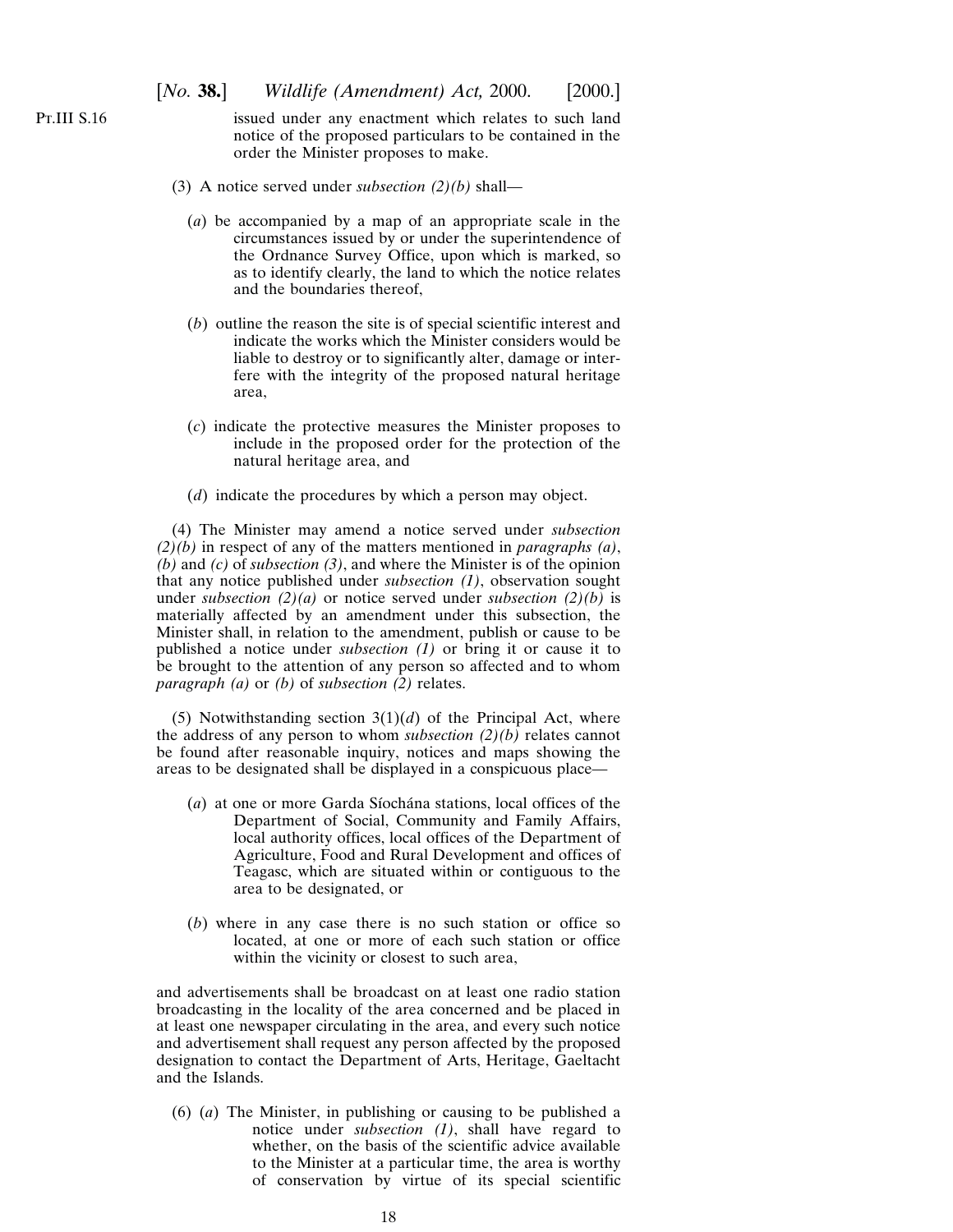issued under any enactment which relates to such land notice of the proposed particulars to be contained in the order the Minister proposes to make.

(3) A notice served under *subsection (2)(b)* shall—

(*a*) be accompanied by a map of an appropriate scale in the circumstances issued by or under the superintendence of the Ordnance Survey Office, upon which is marked, so as to identify clearly, the land to which the notice relates and the boundaries thereof,

(*b*) outline the reason the site is of special scientific interest and indicate the works which the Minister considers would be liable to destroy or to significantly alter, damage or interfere with the integrity of the proposed natural heritage area,

(*c*) indicate the protective measures the Minister proposes to include in the proposed order for the protection of the natural heritage area, and

(*d*) indicate the procedures by which a person may object.

(4) The Minister may amend a notice served under *subsection (2)(b)* in respect of any of the matters mentioned in *paragraphs (a)*, *(b)* and *(c)* of *subsection (3)*, and where the Minister is of the opinion that any notice published under *subsection (1)*, observation sought under *subsection (2)(a)* or notice served under *subsection (2)(b)* is materially affected by an amendment under this subsection, the Minister shall, in relation to the amendment, publish or cause to be published a notice under *subsection (1)* or bring it or cause it to be brought to the attention of any person so affected and to whom *paragraph (a)* or *(b)* of *subsection (2)* relates.

(5) Notwithstanding section 3(1)(*d*) of the Principal Act, where the address of any person to whom *subsection (2)(b)* relates cannot be found after reasonable inquiry, notices and maps showing the areas to be designated shall be displayed in a conspicuous place—

(*a*) at one or more Garda Síochána stations, local offices of the Department of Social, Community and Family Affairs, local authority offices, local offices of the Department of Agriculture, Food and Rural Development and offices of Teagasc, which are situated within or contiguous to the area to be designated, or

(*b*) where in any case there is no such station or office so located, at one or more of each such station or office within the vicinity or closest to such area,

and advertisements shall be broadcast on at least one radio station broadcasting in the locality of the area concerned and be placed in at least one newspaper circulating in the area, and every such notice and advertisement shall request any person affected by the proposed designation to contact the Department of Arts, Heritage, Gaeltacht and the Islands.

(6) (*a*) The Minister, in publishing or causing to be published a notice under *subsection (1)*, shall have regard to whether, on the basis of the scientific advice available to the Minister at a particular time, the area is worthy of conservation by virtue of its special scientific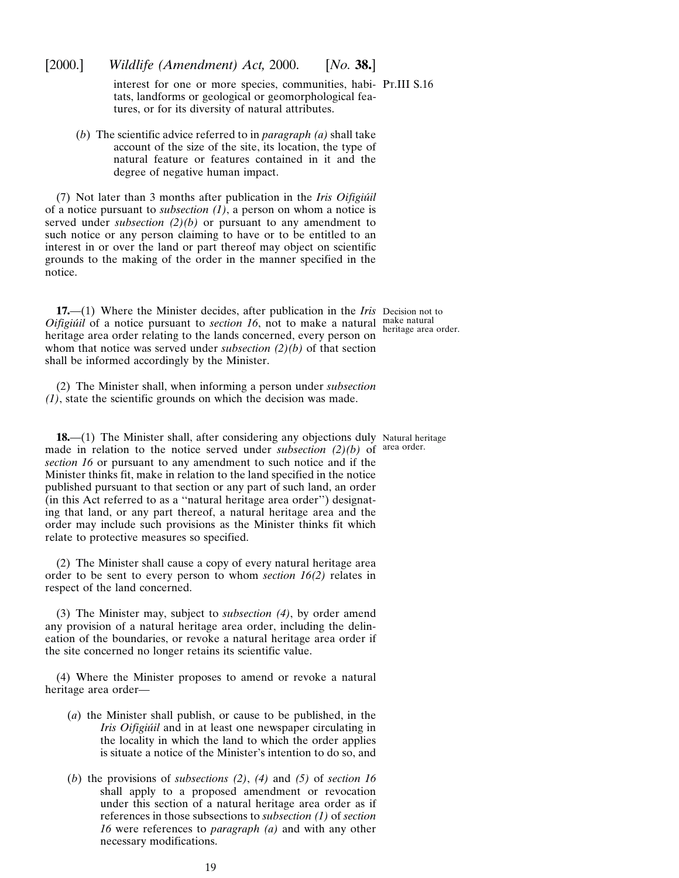interest for one or more species, communities, habitats, landforms or geological or geomorphological features, or for its diversity of natural attributes.

(*b*) The scientific advice referred to in *paragraph (a)* shall take account of the size of the site, its location, the type of natural feature or features contained in it and the degree of negative human impact.

(7) Not later than 3 months after publication in the *Iris Oifigiúil* of a notice pursuant to *subsection (1)*, a person on whom a notice is served under *subsection (2)(b)* or pursuant to any amendment to such notice or any person claiming to have or to be entitled to an interest in or over the land or part thereof may object on scientific grounds to the making of the order in the manner specified in the notice.

Decision not to make natural heritage area order.

**17.**—(1) Where the Minister decides, after publication in the *Iris Oifigiúil* of a notice pursuant to *section 16*, not to make a natural heritage area order relating to the lands concerned, every person on whom that notice was served under *subsection (2)(b)* of that section shall be informed accordingly by the Minister.

(2) The Minister shall, when informing a person under *subsection (1)*, state the scientific grounds on which the decision was made.

Natural heritage area order.

**18.**—(1) The Minister shall, after considering any objections duly made in relation to the notice served under *subsection (2)(b)* of *section 16* or pursuant to any amendment to such notice and if the Minister thinks fit, make in relation to the land specified in the notice published pursuant to that section or any part of such land, an order (in this Act referred to as a ''natural heritage area order'') designating that land, or any part thereof, a natural heritage area and the order may include such provisions as the Minister thinks fit which relate to protective measures so specified.

(2) The Minister shall cause a copy of every natural heritage area order to be sent to every person to whom *section 16(2)* relates in respect of the land concerned.

(3) The Minister may, subject to *subsection (4)*, by order amend any provision of a natural heritage area order, including the delineation of the boundaries, or revoke a natural heritage area order if the site concerned no longer retains its scientific value.

(4) Where the Minister proposes to amend or revoke a natural heritage area order—

(*a*) the Minister shall publish, or cause to be published, in the *Iris Oifigiúil* and in at least one newspaper circulating in the locality in which the land to which the order applies is situate a notice of the Minister's intention to do so, and

(*b*) the provisions of *subsections (2)*, *(4)* and *(5)* of *section 16* shall apply to a proposed amendment or revocation under this section of a natural heritage area order as if references in those subsections to *subsection (1)* of *section 16* were references to *paragraph (a)* and with any other necessary modifications.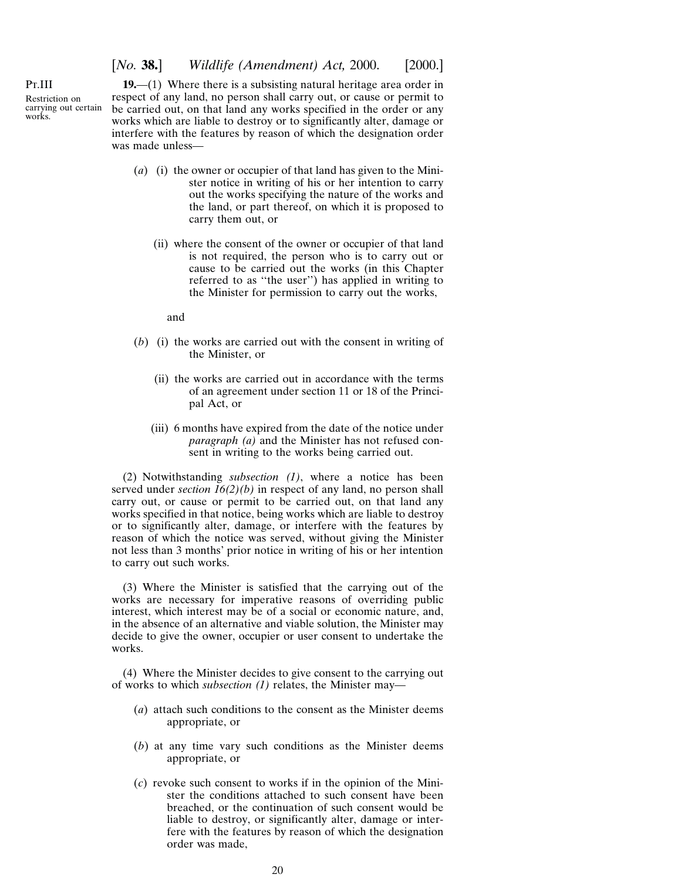Pt.III

Restriction on carrying out certain works.

**19.**—(1) Where there is a subsisting natural heritage area order in respect of any land, no person shall carry out, or cause or permit to be carried out, on that land any works specified in the order or any works which are liable to destroy or to significantly alter, damage or interfere with the features by reason of which the designation order was made unless—

(*a*) (i) the owner or occupier of that land has given to the Minister notice in writing of his or her intention to carry out the works specifying the nature of the works and the land, or part thereof, on which it is proposed to carry them out, or

(ii) where the consent of the owner or occupier of that land is not required, the person who is to carry out or cause to be carried out the works (in this Chapter referred to as ''the user'') has applied in writing to the Minister for permission to carry out the works,

and

(*b*) (i) the works are carried out with the consent in writing of the Minister, or

(ii) the works are carried out in accordance with the terms of an agreement under section 11 or 18 of the Principal Act, or

(iii) 6 months have expired from the date of the notice under *paragraph (a)* and the Minister has not refused consent in writing to the works being carried out.

(2) Notwithstanding *subsection (1)*, where a notice has been served under *section 16(2)(b)* in respect of any land, no person shall carry out, or cause or permit to be carried out, on that land any works specified in that notice, being works which are liable to destroy or to significantly alter, damage, or interfere with the features by reason of which the notice was served, without giving the Minister not less than 3 months' prior notice in writing of his or her intention to carry out such works.

(3) Where the Minister is satisfied that the carrying out of the works are necessary for imperative reasons of overriding public interest, which interest may be of a social or economic nature, and, in the absence of an alternative and viable solution, the Minister may decide to give the owner, occupier or user consent to undertake the works.

(4) Where the Minister decides to give consent to the carrying out of works to which *subsection (1)* relates, the Minister may—

(*a*) attach such conditions to the consent as the Minister deems appropriate, or

(*b*) at any time vary such conditions as the Minister deems appropriate, or

(*c*) revoke such consent to works if in the opinion of the Minister the conditions attached to such consent have been breached, or the continuation of such consent would be liable to destroy, or significantly alter, damage or interfere with the features by reason of which the designation order was made,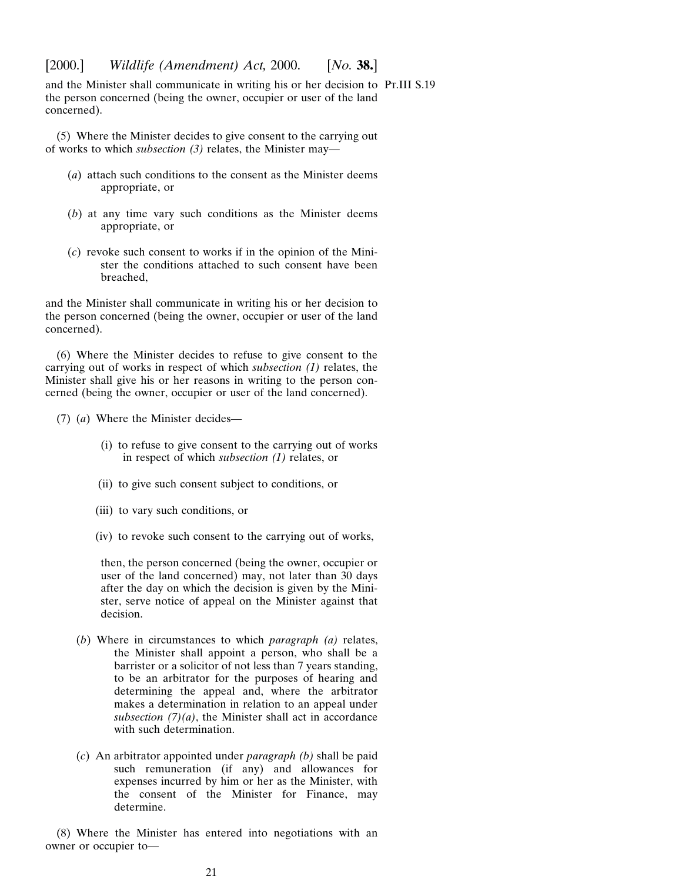and the Minister shall communicate in writing his or her decision to the person concerned (being the owner, occupier or user of the land concerned).

(5) Where the Minister decides to give consent to the carrying out of works to which *subsection (3)* relates, the Minister may—

(*a*) attach such conditions to the consent as the Minister deems appropriate, or

(*b*) at any time vary such conditions as the Minister deems appropriate, or

(*c*) revoke such consent to works if in the opinion of the Minister the conditions attached to such consent have been breached,

and the Minister shall communicate in writing his or her decision to the person concerned (being the owner, occupier or user of the land concerned).

(6) Where the Minister decides to refuse to give consent to the carrying out of works in respect of which *subsection (1)* relates, the Minister shall give his or her reasons in writing to the person concerned (being the owner, occupier or user of the land concerned).

(7) (*a*) Where the Minister decides—

(i) to refuse to give consent to the carrying out of works in respect of which *subsection (1)* relates, or

(ii) to give such consent subject to conditions, or

(iii) to vary such conditions, or

(iv) to revoke such consent to the carrying out of works,

then, the person concerned (being the owner, occupier or user of the land concerned) may, not later than 30 days after the day on which the decision is given by the Minister, serve notice of appeal on the Minister against that decision.

(*b*) Where in circumstances to which *paragraph (a)* relates, the Minister shall appoint a person, who shall be a barrister or a solicitor of not less than 7 years standing, to be an arbitrator for the purposes of hearing and determining the appeal and, where the arbitrator makes a determination in relation to an appeal under *subsection (7)(a)*, the Minister shall act in accordance with such determination.

(*c*) An arbitrator appointed under *paragraph (b)* shall be paid such remuneration (if any) and allowances for expenses incurred by him or her as the Minister, with the consent of the Minister for Finance, may determine.

(8) Where the Minister has entered into negotiations with an owner or occupier to—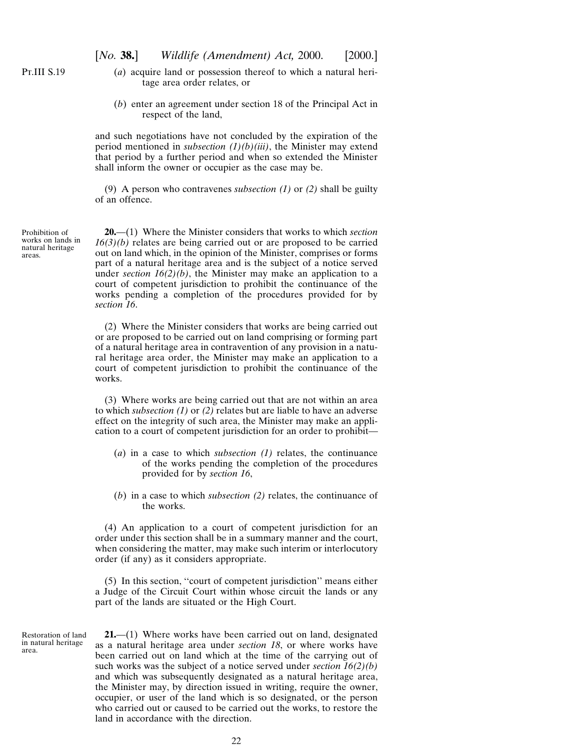(*a*) acquire land or possession thereof to which a natural heritage area order relates, or

(*b*) enter an agreement under section 18 of the Principal Act in respect of the land,

and such negotiations have not concluded by the expiration of the period mentioned in *subsection (1)(b)(iii)*, the Minister may extend that period by a further period and when so extended the Minister shall inform the owner or occupier as the case may be.

(9) A person who contravenes *subsection (1)* or *(2)* shall be guilty of an offence.

Prohibition of works on lands in natural heritage areas.

**20.**—(1) Where the Minister considers that works to which *section 16(3)(b)* relates are being carried out or are proposed to be carried out on land which, in the opinion of the Minister, comprises or forms part of a natural heritage area and is the subject of a notice served under *section 16(2)(b)*, the Minister may make an application to a court of competent jurisdiction to prohibit the continuance of the works pending a completion of the procedures provided for by *section 16*.

(2) Where the Minister considers that works are being carried out or are proposed to be carried out on land comprising or forming part of a natural heritage area in contravention of any provision in a natural heritage area order, the Minister may make an application to a court of competent jurisdiction to prohibit the continuance of the works.

(3) Where works are being carried out that are not within an area to which *subsection (1)* or *(2)* relates but are liable to have an adverse effect on the integrity of such area, the Minister may make an application to a court of competent jurisdiction for an order to prohibit—

(*a*) in a case to which *subsection (1)* relates, the continuance of the works pending the completion of the procedures provided for by *section 16*,

(*b*) in a case to which *subsection (2)* relates, the continuance of the works.

(4) An application to a court of competent jurisdiction for an order under this section shall be in a summary manner and the court, when considering the matter, may make such interim or interlocutory order (if any) as it considers appropriate.

(5) In this section, ''court of competent jurisdiction'' means either a Judge of the Circuit Court within whose circuit the lands or any part of the lands are situated or the High Court.

Restoration of land in natural heritage area.

**21.**—(1) Where works have been carried out on land, designated as a natural heritage area under *section 18*, or where works have been carried out on land which at the time of the carrying out of such works was the subject of a notice served under *section 16(2)(b)* and which was subsequently designated as a natural heritage area, the Minister may, by direction issued in writing, require the owner, occupier, or user of the land which is so designated, or the person who carried out or caused to be carried out the works, to restore the land in accordance with the direction.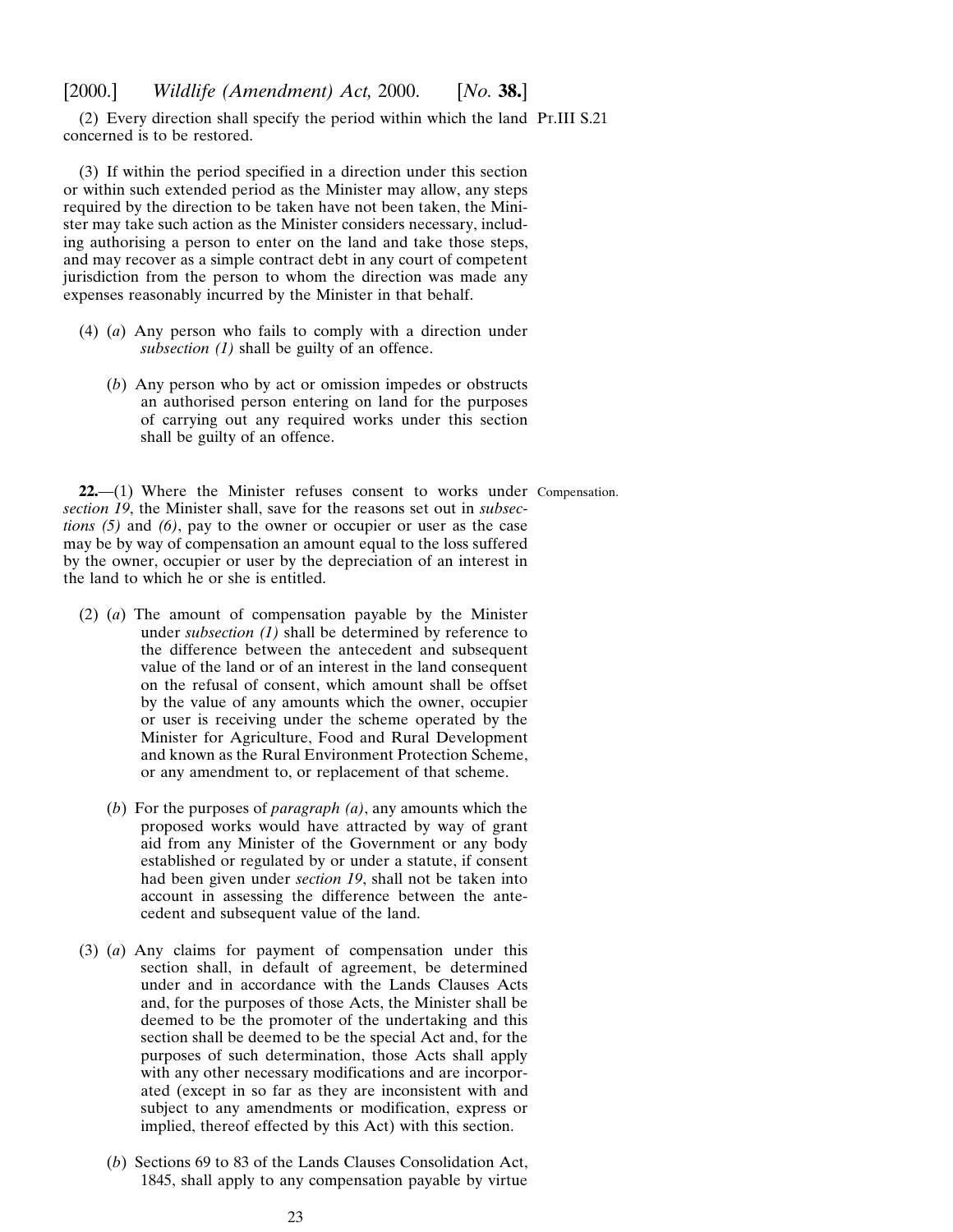(2) Every direction shall specify the period within which the land concerned is to be restored.

(3) If within the period specified in a direction under this section or within such extended period as the Minister may allow, any steps required by the direction to be taken have not been taken, the Minister may take such action as the Minister considers necessary, including authorising a person to enter on the land and take those steps, and may recover as a simple contract debt in any court of competent jurisdiction from the person to whom the direction was made any expenses reasonably incurred by the Minister in that behalf.

(4) (*a*) Any person who fails to comply with a direction under *subsection (1)* shall be guilty of an offence.

(*b*) Any person who by act or omission impedes or obstructs an authorised person entering on land for the purposes of carrying out any required works under this section shall be guilty of an offence.

Compensation.

**22.**—(1) Where the Minister refuses consent to works under *section 19*, the Minister shall, save for the reasons set out in *subsections (5)* and *(6)*, pay to the owner or occupier or user as the case may be by way of compensation an amount equal to the loss suffered by the owner, occupier or user by the depreciation of an interest in the land to which he or she is entitled.

(2) (*a*) The amount of compensation payable by the Minister under *subsection (1)* shall be determined by reference to the difference between the antecedent and subsequent value of the land or of an interest in the land consequent on the refusal of consent, which amount shall be offset by the value of any amounts which the owner, occupier or user is receiving under the scheme operated by the Minister for Agriculture, Food and Rural Development and known as the Rural Environment Protection Scheme, or any amendment to, or replacement of that scheme.

(*b*) For the purposes of *paragraph (a)*, any amounts which the proposed works would have attracted by way of grant aid from any Minister of the Government or any body established or regulated by or under a statute, if consent had been given under *section 19*, shall not be taken into account in assessing the difference between the antecedent and subsequent value of the land.

(3) (*a*) Any claims for payment of compensation under this section shall, in default of agreement, be determined under and in accordance with the Lands Clauses Acts and, for the purposes of those Acts, the Minister shall be deemed to be the promoter of the undertaking and this section shall be deemed to be the special Act and, for the purposes of such determination, those Acts shall apply with any other necessary modifications and are incorporated (except in so far as they are inconsistent with and subject to any amendments or modification, express or implied, thereof effected by this Act) with this section.

(*b*) Sections 69 to 83 of the Lands Clauses Consolidation Act, 1845, shall apply to any compensation payable by virtue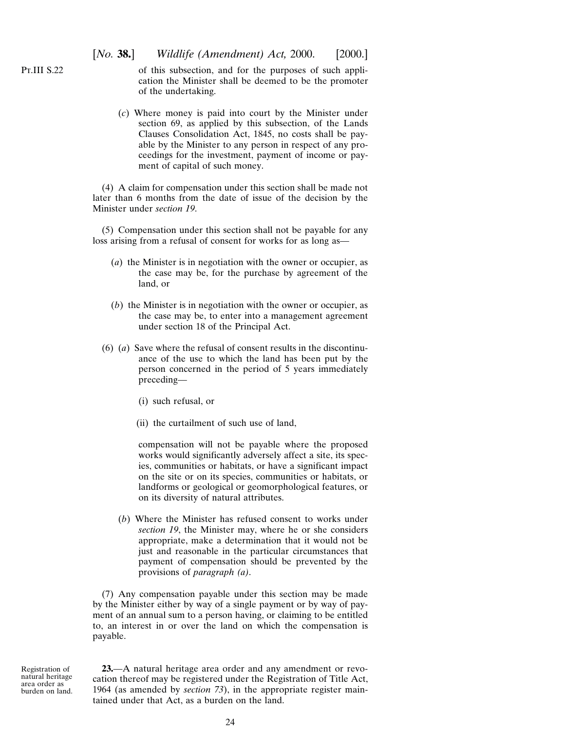of this subsection, and for the purposes of such application the Minister shall be deemed to be the promoter of the undertaking.

(*c*) Where money is paid into court by the Minister under section 69, as applied by this subsection, of the Lands Clauses Consolidation Act, 1845, no costs shall be payable by the Minister to any person in respect of any proceedings for the investment, payment of income or payment of capital of such money.

(4) A claim for compensation under this section shall be made not later than 6 months from the date of issue of the decision by the Minister under *section 19*.

(5) Compensation under this section shall not be payable for any loss arising from a refusal of consent for works for as long as—

(*a*) the Minister is in negotiation with the owner or occupier, as the case may be, for the purchase by agreement of the land, or

(*b*) the Minister is in negotiation with the owner or occupier, as the case may be, to enter into a management agreement under section 18 of the Principal Act.

(6) (*a*) Save where the refusal of consent results in the discontinuance of the use to which the land has been put by the person concerned in the period of 5 years immediately preceding—

(i) such refusal, or

(ii) the curtailment of such use of land,

compensation will not be payable where the proposed works would significantly adversely affect a site, its species, communities or habitats, or have a significant impact on the site or on its species, communities or habitats, or landforms or geological or geomorphological features, or on its diversity of natural attributes.

(*b*) Where the Minister has refused consent to works under *section 19*, the Minister may, where he or she considers appropriate, make a determination that it would not be just and reasonable in the particular circumstances that payment of compensation should be prevented by the provisions of *paragraph (a)*.

(7) Any compensation payable under this section may be made by the Minister either by way of a single payment or by way of payment of an annual sum to a person having, or claiming to be entitled to, an interest in or over the land on which the compensation is payable.

Registration of natural heritage area order as burden on land.

**23.**—A natural heritage area order and any amendment or revocation thereof may be registered under the Registration of Title Act, 1964 (as amended by *section 73*), in the appropriate register maintained under that Act, as a burden on the land.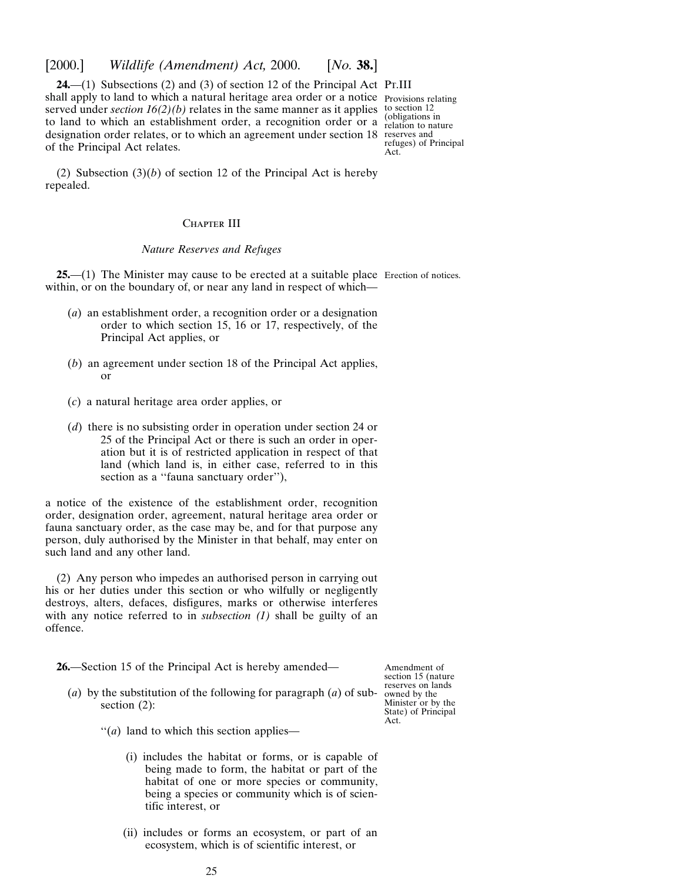**24.**—(1) Subsections (2) and (3) of section 12 of the Principal Act shall apply to land to which a natural heritage area order or a notice served under *section 16(2)(b)* relates in the same manner as it applies to land to which an establishment order, a recognition order or a designation order relates, or to which an agreement under section 18 of the Principal Act relates.

Pt.III

Provisions relating to section 12 (obligations in relation to nature reserves and refuges) of Principal Act.

(2) Subsection (3)(*b*) of section 12 of the Principal Act is hereby repealed.

## Chapter III

### *Nature Reserves and Refuges*

**25.**—(1) The Minister may cause to be erected at a suitable place within, or on the boundary of, or near any land in respect of which—

Erection of notices.

(*a*) an establishment order, a recognition order or a designation order to which section 15, 16 or 17, respectively, of the Principal Act applies, or

(*b*) an agreement under section 18 of the Principal Act applies, or

(*c*) a natural heritage area order applies, or

(*d*) there is no subsisting order in operation under section 24 or 25 of the Principal Act or there is such an order in operation but it is of restricted application in respect of that land (which land is, in either case, referred to in this section as a ''fauna sanctuary order''),

a notice of the existence of the establishment order, recognition order, designation order, agreement, natural heritage area order or fauna sanctuary order, as the case may be, and for that purpose any person, duly authorised by the Minister in that behalf, may enter on such land and any other land.

(2) Any person who impedes an authorised person in carrying out his or her duties under this section or who wilfully or negligently destroys, alters, defaces, disfigures, marks or otherwise interferes with any notice referred to in *subsection (1)* shall be guilty of an offence.

**26.**—Section 15 of the Principal Act is hereby amended—

Amendment of section 15 (nature reserves on lands owned by the Minister or by the State) of Principal Act.

(*a*) by the substitution of the following for paragraph (*a*) of subsection (2):

''(*a*) land to which this section applies—

(i) includes the habitat or forms, or is capable of being made to form, the habitat or part of the habitat of one or more species or community, being a species or community which is of scientific interest, or

(ii) includes or forms an ecosystem, or part of an ecosystem, which is of scientific interest, or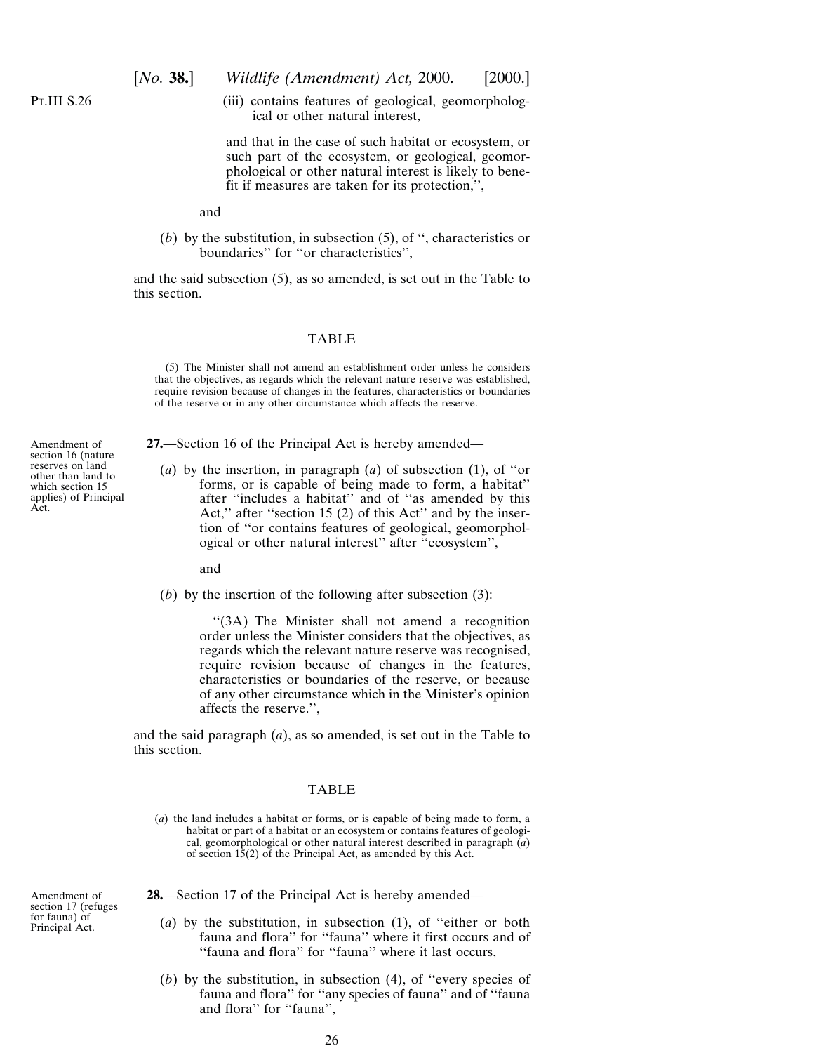(iii) contains features of geological, geomorphological or other natural interest,

and that in the case of such habitat or ecosystem, or such part of the ecosystem, or geological, geomorphological or other natural interest is likely to benefit if measures are taken for its protection,'',

and

(*b*) by the substitution, in subsection (5), of '', characteristics or boundaries'' for ''or characteristics'',

and the said subsection (5), as so amended, is set out in the Table to this section.

TABLE

(5) The Minister shall not amend an establishment order unless he considers that the objectives, as regards which the relevant nature reserve was established, require revision because of changes in the features, characteristics or boundaries of the reserve or in any other circumstance which affects the reserve.

Amendment of section 16 (nature reserves on land other than land to which section 15 applies) of Principal Act.

**27.**—Section 16 of the Principal Act is hereby amended—

(*a*) by the insertion, in paragraph (*a*) of subsection (1), of ''or forms, or is capable of being made to form, a habitat'' after ''includes a habitat'' and of ''as amended by this Act,'' after ''section 15 (2) of this Act'' and by the insertion of ''or contains features of geological, geomorphological or other natural interest'' after ''ecosystem'',

and

(*b*) by the insertion of the following after subsection (3):

''(3A) The Minister shall not amend a recognition order unless the Minister considers that the objectives, as regards which the relevant nature reserve was recognised, require revision because of changes in the features, characteristics or boundaries of the reserve, or because of any other circumstance which in the Minister's opinion affects the reserve.'',

and the said paragraph (*a*), as so amended, is set out in the Table to this section.

TABLE

(*a*) the land includes a habitat or forms, or is capable of being made to form, a habitat or part of a habitat or an ecosystem or contains features of geological, geomorphological or other natural interest described in paragraph (*a*) of section 15(2) of the Principal Act, as amended by this Act.

Amendment of section 17 (refuges for fauna) of Principal Act.

**28.**—Section 17 of the Principal Act is hereby amended—

(*a*) by the substitution, in subsection (1), of ''either or both fauna and flora'' for ''fauna'' where it first occurs and of ''fauna and flora'' for ''fauna'' where it last occurs,

(*b*) by the substitution, in subsection (4), of ''every species of fauna and flora'' for ''any species of fauna'' and of ''fauna and flora'' for ''fauna'',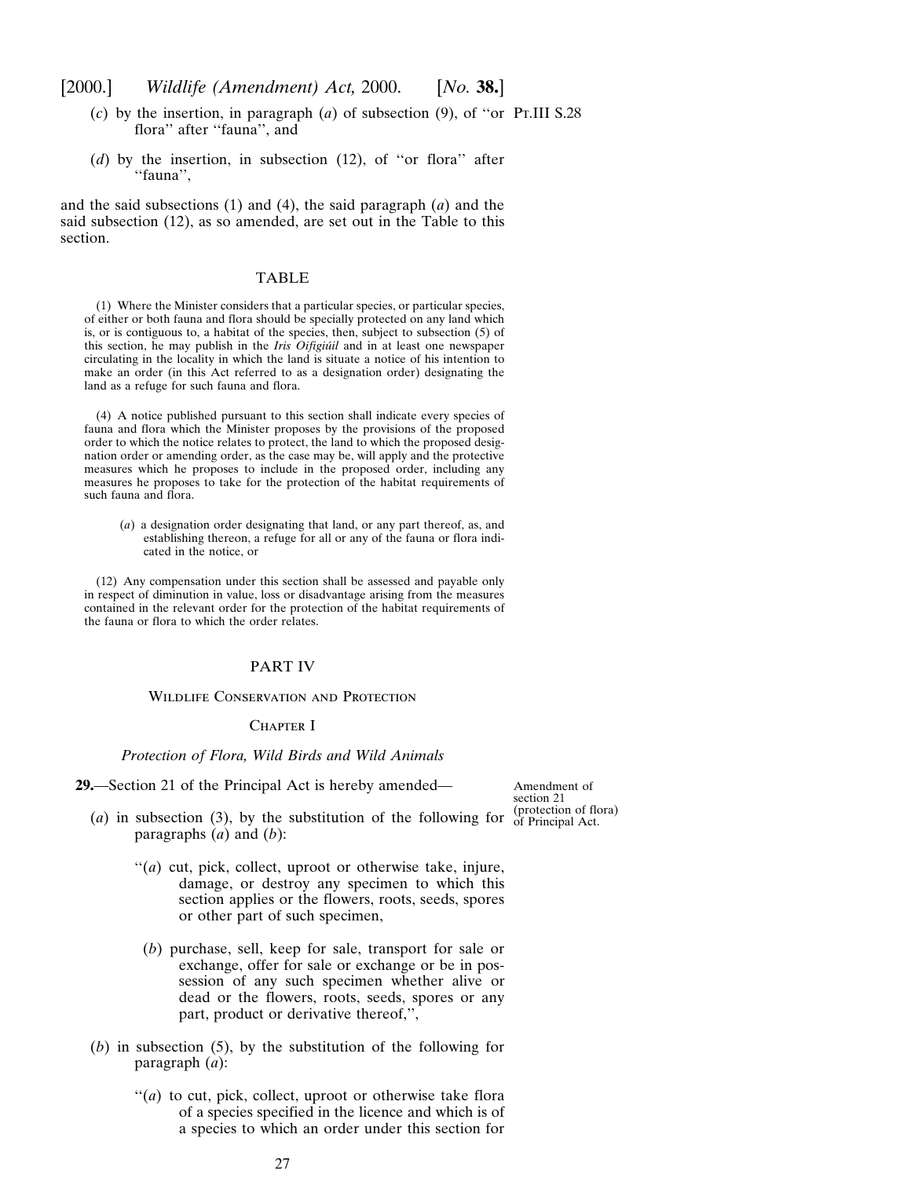(*c*) by the insertion, in paragraph (*a*) of subsection (9), of "or flora" after "fauna", and

Pt.III S.28

(*d*) by the insertion, in subsection (12), of "or flora" after "fauna",

and the said subsections (1) and (4), the said paragraph (*a*) and the said subsection (12), as so amended, are set out in the Table to this section.

TABLE

(1) Where the Minister considers that a particular species, or particular species, of either or both fauna and flora should be specially protected on any land which is, or is contiguous to, a habitat of the species, then, subject to subsection (5) of this section, he may publish in the *Iris Oifigiúil* and in at least one newspaper circulating in the locality in which the land is situate a notice of his intention to make an order (in this Act referred to as a designation order) designating the land as a refuge for such fauna and flora.

(4) A notice published pursuant to this section shall indicate every species of fauna and flora which the Minister proposes by the provisions of the proposed order to which the notice relates to protect, the land to which the proposed designation order or amending order, as the case may be, will apply and the protective measures which he proposes to include in the proposed order, including any measures he proposes to take for the protection of the habitat requirements of such fauna and flora.

(*a*) a designation order designating that land, or any part thereof, as, and establishing thereon, a refuge for all or any of the fauna or flora indicated in the notice, or

(12) Any compensation under this section shall be assessed and payable only in respect of diminution in value, loss or disadvantage arising from the measures contained in the relevant order for the protection of the habitat requirements of the fauna or flora to which the order relates.

## PART IV

### Wildlife Conservation and Protection

### Chapter I

*Protection of Flora, Wild Birds and Wild Animals*

**29.**—Section 21 of the Principal Act is hereby amended—

Amendment of section 21 (protection of flora) of Principal Act.

(*a*) in subsection (3), by the substitution of the following for paragraphs (*a*) and (*b*):

"(*a*) cut, pick, collect, uproot or otherwise take, injure, damage, or destroy any specimen to which this section applies or the flowers, roots, seeds, spores or other part of such specimen,

(*b*) purchase, sell, keep for sale, transport for sale or exchange, offer for sale or exchange or be in possession of any such specimen whether alive or dead or the flowers, roots, seeds, spores or any part, product or derivative thereof,",

(*b*) in subsection (5), by the substitution of the following for paragraph (*a*):

"(*a*) to cut, pick, collect, uproot or otherwise take flora of a species specified in the licence and which is of a species to which an order under this section for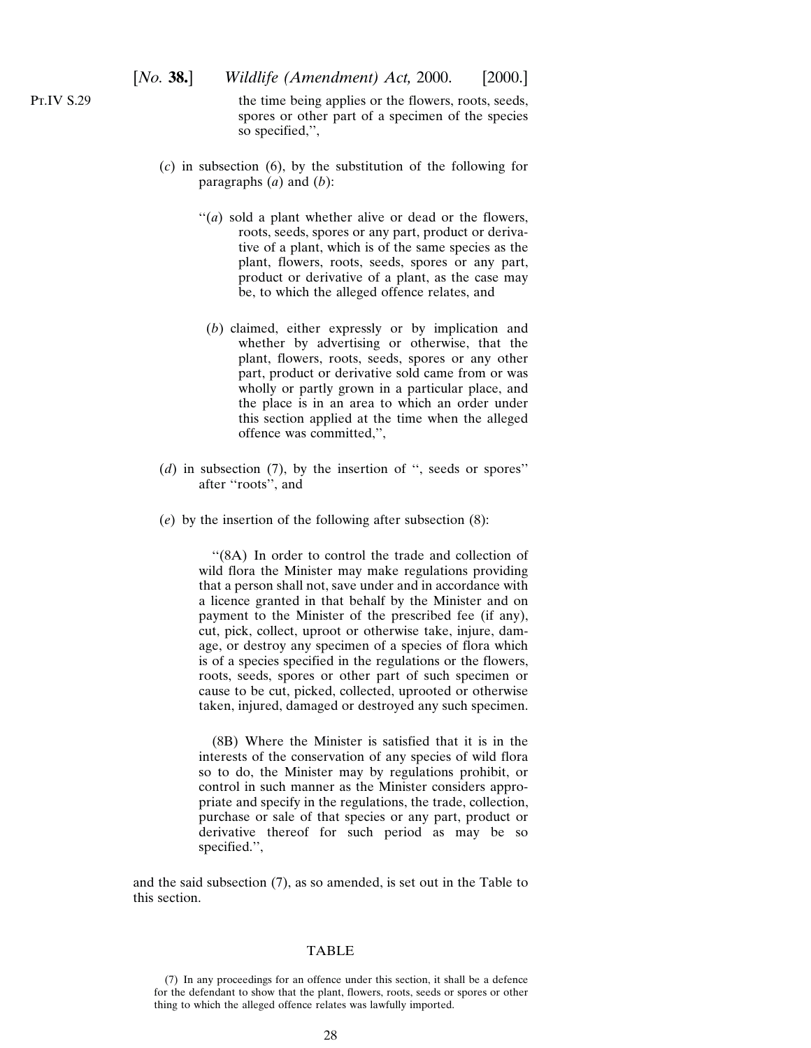the time being applies or the flowers, roots, seeds, spores or other part of a specimen of the species so specified.'',

(*c*) in subsection (6), by the substitution of the following for paragraphs (*a*) and (*b*):

''(*a*) sold a plant whether alive or dead or the flowers, roots, seeds, spores or any part, product or derivative of a plant, which is of the same species as the plant, flowers, roots, seeds, spores or any part, product or derivative of a plant, as the case may be, to which the alleged offence relates, and

(*b*) claimed, either expressly or by implication and whether by advertising or otherwise, that the plant, flowers, roots, seeds, spores or any other part, product or derivative sold came from or was wholly or partly grown in a particular place, and the place is in an area to which an order under this section applied at the time when the alleged offence was committed,'',

(*d*) in subsection (7), by the insertion of '', seeds or spores'' after ''roots'', and

(*e*) by the insertion of the following after subsection (8):

''(8A) In order to control the trade and collection of wild flora the Minister may make regulations providing that a person shall not, save under and in accordance with a licence granted in that behalf by the Minister and on payment to the Minister of the prescribed fee (if any), cut, pick, collect, uproot or otherwise take, injure, damage, or destroy any specimen of a species of flora which is of a species specified in the regulations or the flowers, roots, seeds, spores or other part of such specimen or cause to be cut, picked, collected, uprooted or otherwise taken, injured, damaged or destroyed any such specimen.

(8B) Where the Minister is satisfied that it is in the interests of the conservation of any species of wild flora so to do, the Minister may by regulations prohibit, or control in such manner as the Minister considers appropriate and specify in the regulations, the trade, collection, purchase or sale of that species or any part, product or derivative thereof for such period as may be so specified.'',

and the said subsection (7), as so amended, is set out in the Table to this section.

TABLE

(7) In any proceedings for an offence under this section, it shall be a defence for the defendant to show that the plant, flowers, roots, seeds or spores or other thing to which the alleged offence relates was lawfully imported.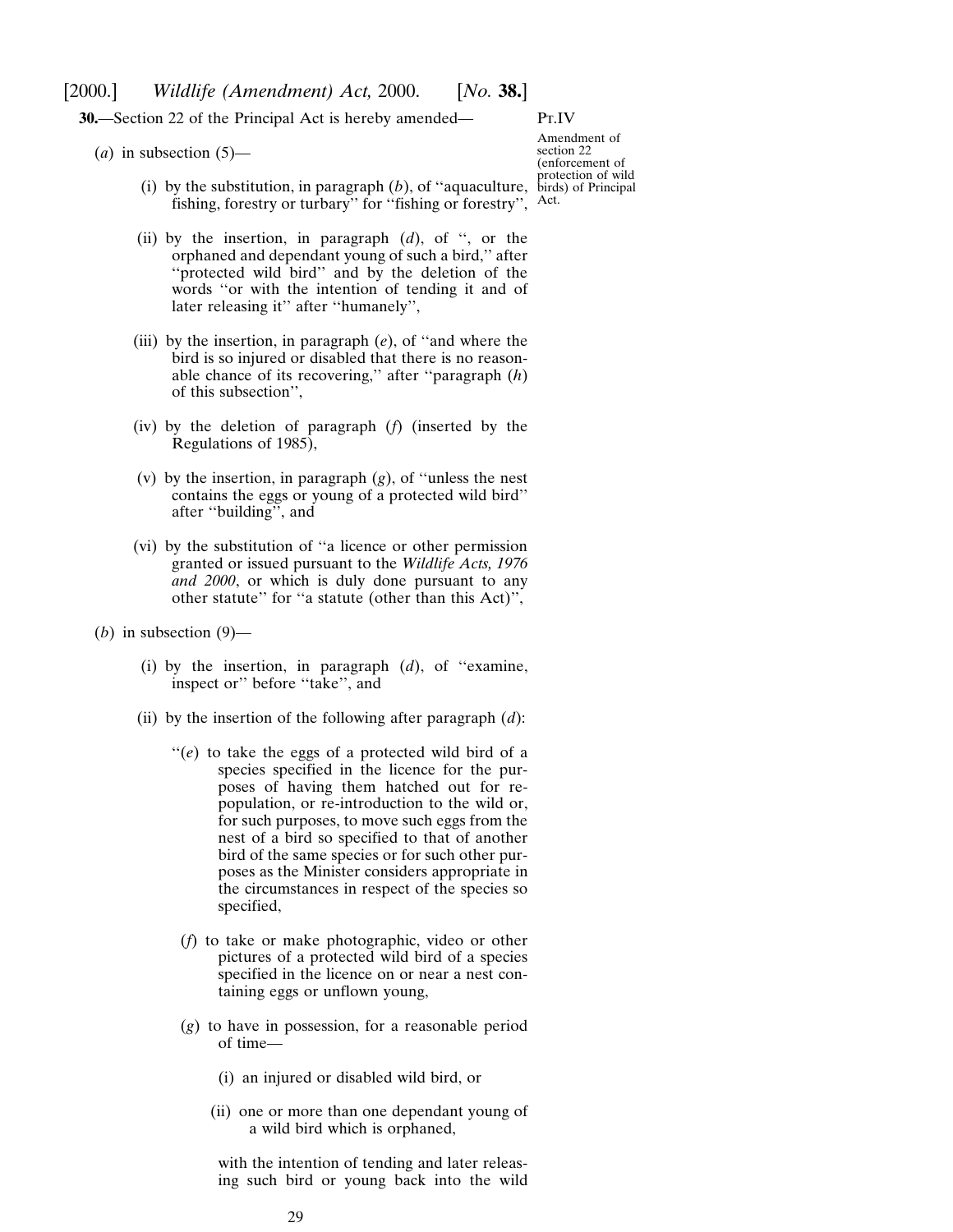**30.**—Section 22 of the Principal Act is hereby amended—

Pt.IV

Amendment of section 22 (enforcement of protection of wild birds) of Principal Act.

(*a*) in subsection (5)—

(i) by the substitution, in paragraph (*b*), of ''aquaculture, fishing, forestry or turbary'' for ''fishing or forestry'',

(ii) by the insertion, in paragraph (*d*), of '', or the orphaned and dependant young of such a bird,'' after ''protected wild bird'' and by the deletion of the words ''or with the intention of tending it and of later releasing it'' after ''humanely'',

(iii) by the insertion, in paragraph (*e*), of ''and where the bird is so injured or disabled that there is no reasonable chance of its recovering,'' after ''paragraph (*h*) of this subsection'',

(iv) by the deletion of paragraph (*f*) (inserted by the Regulations of 1985),

(v) by the insertion, in paragraph (*g*), of ''unless the nest contains the eggs or young of a protected wild bird'' after ''building'', and

(vi) by the substitution of ''a licence or other permission granted or issued pursuant to the *Wildlife Acts, 1976 and 2000*, or which is duly done pursuant to any other statute'' for ''a statute (other than this Act)'',

(*b*) in subsection (9)—

(i) by the insertion, in paragraph (*d*), of ''examine, inspect or'' before ''take'', and

(ii) by the insertion of the following after paragraph (*d*):

''(*e*) to take the eggs of a protected wild bird of a species specified in the licence for the purposes of having them hatched out for repopulation, or re-introduction to the wild or, for such purposes, to move such eggs from the nest of a bird so specified to that of another bird of the same species or for such other purposes as the Minister considers appropriate in the circumstances in respect of the species so specified,

(*f*) to take or make photographic, video or other pictures of a protected wild bird of a species specified in the licence on or near a nest containing eggs or unflown young,

(*g*) to have in possession, for a reasonable period of time—

(i) an injured or disabled wild bird, or

(ii) one or more than one dependant young of a wild bird which is orphaned,

with the intention of tending and later releasing such bird or young back into the wild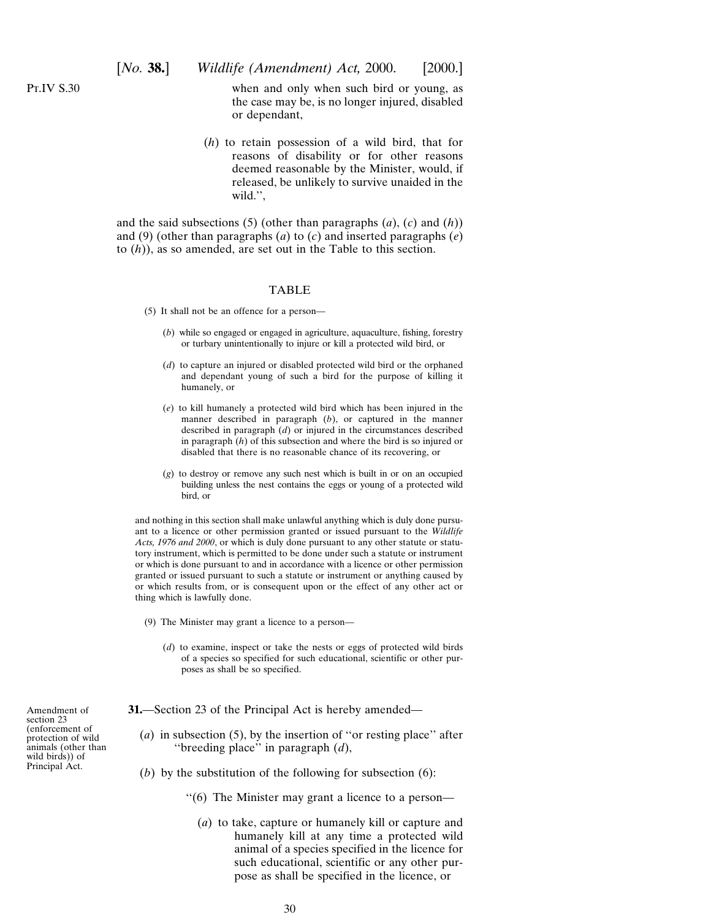when and only when such bird or young, as the case may be, is no longer injured, disabled or dependant,

(*h*) to retain possession of a wild bird, that for reasons of disability or for other reasons deemed reasonable by the Minister, would, if released, be unlikely to survive unaided in the wild.'',

and the said subsections (5) (other than paragraphs (*a*), (*c*) and (*h*)) and (9) (other than paragraphs (*a*) to (*c*) and inserted paragraphs (*e*) to (*h*)), as so amended, are set out in the Table to this section.

TABLE

(5) It shall not be an offence for a person—

(*b*) while so engaged or engaged in agriculture, aquaculture, fishing, forestry or turbary unintentionally to injure or kill a protected wild bird, or

(*d*) to capture an injured or disabled protected wild bird or the orphaned and dependant young of such a bird for the purpose of killing it humanely, or

(*e*) to kill humanely a protected wild bird which has been injured in the manner described in paragraph (*b*), or captured in the manner described in paragraph (*d*) or injured in the circumstances described in paragraph (*h*) of this subsection and where the bird is so injured or disabled that there is no reasonable chance of its recovering, or

(*g*) to destroy or remove any such nest which is built in or on an occupied building unless the nest contains the eggs or young of a protected wild bird, or

and nothing in this section shall make unlawful anything which is duly done pursuant to a licence or other permission granted or issued pursuant to the *Wildlife Acts, 1976 and 2000*, or which is duly done pursuant to any other statute or statutory instrument, which is permitted to be done under such a statute or instrument or which is done pursuant to and in accordance with a licence or other permission granted or issued pursuant to such a statute or instrument or anything caused by or which results from, or is consequent upon or the effect of any other act or thing which is lawfully done.

(9) The Minister may grant a licence to a person—

(*d*) to examine, inspect or take the nests or eggs of protected wild birds of a species so specified for such educational, scientific or other purposes as shall be so specified.

Amendment of section 23 (enforcement of protection of wild animals (other than wild birds)) of Principal Act.

**31.**—Section 23 of the Principal Act is hereby amended—

(*a*) in subsection (5), by the insertion of ''or resting place'' after ''breeding place'' in paragraph (*d*),

(*b*) by the substitution of the following for subsection (6):

''(6) The Minister may grant a licence to a person—

(*a*) to take, capture or humanely kill or capture and humanely kill at any time a protected wild animal of a species specified in the licence for such educational, scientific or any other purpose as shall be specified in the licence, or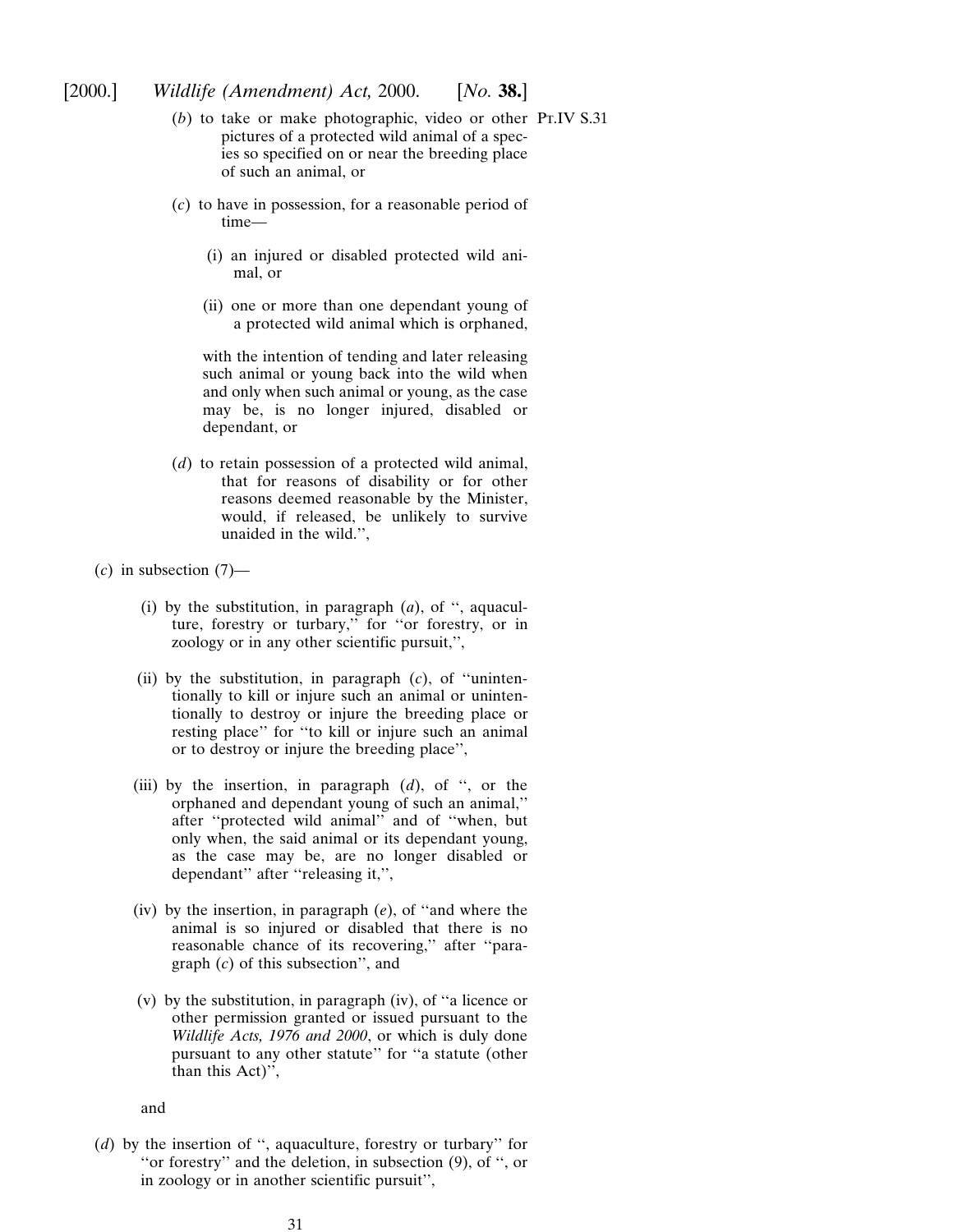(*b*) to take or make photographic, video or other pictures of a protected wild animal of a species so specified on or near the breeding place of such an animal, or

(*c*) to have in possession, for a reasonable period of time—

(i) an injured or disabled protected wild animal, or

(ii) one or more than one dependant young of a protected wild animal which is orphaned,

with the intention of tending and later releasing such animal or young back into the wild when and only when such animal or young, as the case may be, is no longer injured, disabled or dependant, or

(*d*) to retain possession of a protected wild animal, that for reasons of disability or for other reasons deemed reasonable by the Minister, would, if released, be unlikely to survive unaided in the wild.'',

(*c*) in subsection (7)—

(i) by the substitution, in paragraph (*a*), of '', aquaculture, forestry or turbary,'' for ''or forestry, or in zoology or in any other scientific pursuit,'',

(ii) by the substitution, in paragraph (*c*), of ''unintentionally to kill or injure such an animal or unintentionally to destroy or injure the breeding place or resting place'' for ''to kill or injure such an animal or to destroy or injure the breeding place'',

(iii) by the insertion, in paragraph (*d*), of '', or the orphaned and dependant young of such an animal,'' after ''protected wild animal'' and of ''when, but only when, the said animal or its dependant young, as the case may be, are no longer disabled or dependant'' after ''releasing it,'',

(iv) by the insertion, in paragraph (*e*), of ''and where the animal is so injured or disabled that there is no reasonable chance of its recovering,'' after ''paragraph (*c*) of this subsection'', and

(v) by the substitution, in paragraph (iv), of ''a licence or other permission granted or issued pursuant to the *Wildlife Acts, 1976 and 2000*, or which is duly done pursuant to any other statute'' for ''a statute (other than this Act)'',

and

(*d*) by the insertion of '', aquaculture, forestry or turbary'' for ''or forestry'' and the deletion, in subsection (9), of '', or in zoology or in another scientific pursuit'',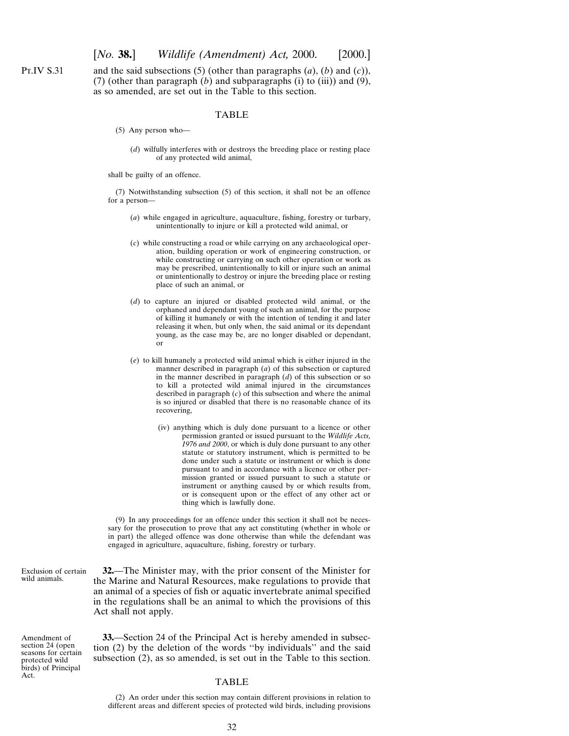and the said subsections (5) (other than paragraphs (*a*), (*b*) and (*c*)), (7) (other than paragraph (*b*) and subparagraphs (i) to (iii)) and (9), as so amended, are set out in the Table to this section.

TABLE

(5) Any person who—

(*d*) wilfully interferes with or destroys the breeding place or resting place of any protected wild animal,

shall be guilty of an offence.

(7) Notwithstanding subsection (5) of this section, it shall not be an offence for a person—

(*a*) while engaged in agriculture, aquaculture, fishing, forestry or turbary, unintentionally to injure or kill a protected wild animal, or

(*c*) while constructing a road or while carrying on any archaeological operation, building operation or work of engineering construction, or while constructing or carrying on such other operation or work as may be prescribed, unintentionally to kill or injure such an animal or unintentionally to destroy or injure the breeding place or resting place of such an animal, or

(*d*) to capture an injured or disabled protected wild animal, or the orphaned and dependant young of such an animal, for the purpose of killing it humanely or with the intention of tending it and later releasing it when, but only when, the said animal or its dependant young, as the case may be, are no longer disabled or dependant, or

(*e*) to kill humanely a protected wild animal which is either injured in the manner described in paragraph (*a*) of this subsection or captured in the manner described in paragraph (*d*) of this subsection or so to kill a protected wild animal injured in the circumstances described in paragraph (*c*) of this subsection and where the animal is so injured or disabled that there is no reasonable chance of its recovering,

(iv) anything which is duly done pursuant to a licence or other permission granted or issued pursuant to the *Wildlife Acts, 1976 and 2000*, or which is duly done pursuant to any other statute or statutory instrument, which is permitted to be done under such a statute or instrument or which is done pursuant to and in accordance with a licence or other permission granted or issued pursuant to such a statute or instrument or anything caused by or which results from, or is consequent upon or the effect of any other act or thing which is lawfully done.

(9) In any proceedings for an offence under this section it shall not be necessary for the prosecution to prove that any act constituting (whether in whole or in part) the alleged offence was done otherwise than while the defendant was engaged in agriculture, aquaculture, fishing, forestry or turbary.

Exclusion of certain wild animals.

**32.**—The Minister may, with the prior consent of the Minister for the Marine and Natural Resources, make regulations to provide that an animal of a species of fish or aquatic invertebrate animal specified in the regulations shall be an animal to which the provisions of this Act shall not apply.

Amendment of section 24 (open seasons for certain protected wild birds) of Principal Act.

**33.**—Section 24 of the Principal Act is hereby amended in subsection (2) by the deletion of the words "by individuals" and the said subsection (2), as so amended, is set out in the Table to this section.

TABLE

(2) An order under this section may contain different provisions in relation to different areas and different species of protected wild birds, including provisions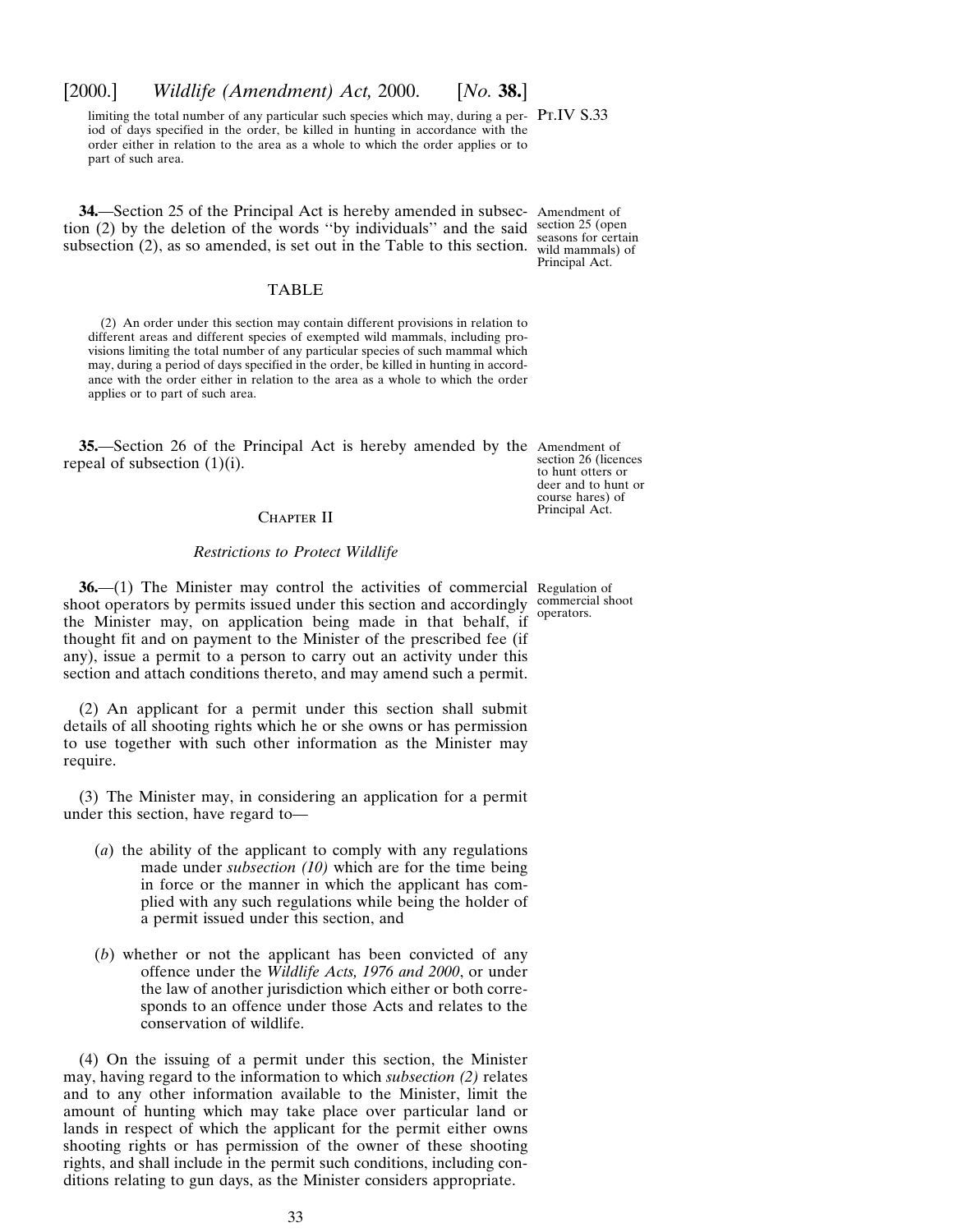limiting the total number of any particular such species which may, during a period of days specified in the order, be killed in hunting in accordance with the order either in relation to the area as a whole to which the order applies or to part of such area.

Pt.IV S.33

**34.**—Section 25 of the Principal Act is hereby amended in subsection (2) by the deletion of the words "by individuals" and the said subsection (2), as so amended, is set out in the Table to this section.

Amendment of section 25 (open seasons for certain wild mammals) of Principal Act.

TABLE

(2) An order under this section may contain different provisions in relation to different areas and different species of exempted wild mammals, including provisions limiting the total number of any particular species of such mammal which may, during a period of days specified in the order, be killed in hunting in accordance with the order either in relation to the area as a whole to which the order applies or to part of such area.

**35.**—Section 26 of the Principal Act is hereby amended by the repeal of subsection (1)(i).

Amendment of section 26 (licences to hunt otters or deer and to hunt or course hares) of Principal Act.

## Chapter II

*Restrictions to Protect Wildlife*

**36.**—(1) The Minister may control the activities of commercial shoot operators by permits issued under this section and accordingly the Minister may, on application being made in that behalf, if thought fit and on payment to the Minister of the prescribed fee (if any), issue a permit to a person to carry out an activity under this section and attach conditions thereto, and may amend such a permit.

Regulation of commercial shoot operators.

(2) An applicant for a permit under this section shall submit details of all shooting rights which he or she owns or has permission to use together with such other information as the Minister may require.

(3) The Minister may, in considering an application for a permit under this section, have regard to—

(*a*) the ability of the applicant to comply with any regulations made under *subsection (10)* which are for the time being in force or the manner in which the applicant has complied with any such regulations while being the holder of a permit issued under this section, and

(*b*) whether or not the applicant has been convicted of any offence under the *Wildlife Acts, 1976 and 2000*, or under the law of another jurisdiction which either or both corresponds to an offence under those Acts and relates to the conservation of wildlife.

(4) On the issuing of a permit under this section, the Minister may, having regard to the information to which *subsection (2)* relates and to any other information available to the Minister, limit the amount of hunting which may take place over particular land or lands in respect of which the applicant for the permit either owns shooting rights or has permission of the owner of these shooting rights, and shall include in the permit such conditions, including conditions relating to gun days, as the Minister considers appropriate.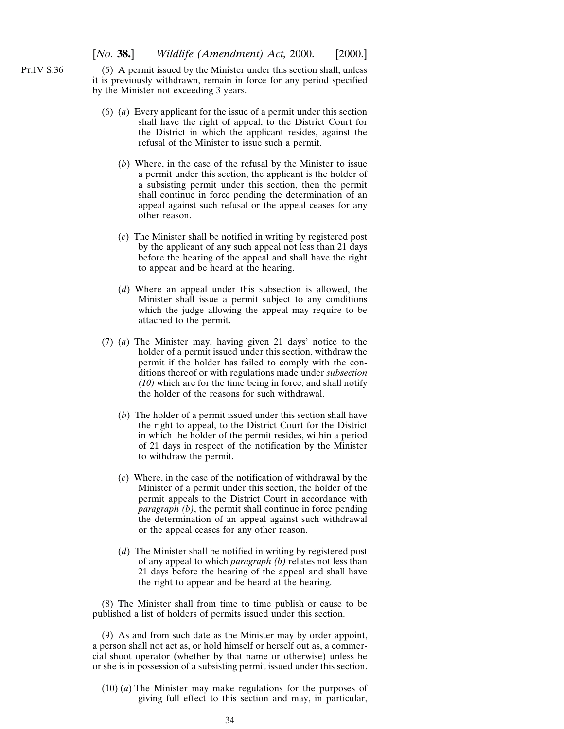(5) A permit issued by the Minister under this section shall, unless it is previously withdrawn, remain in force for any period specified by the Minister not exceeding 3 years.

(6) (*a*) Every applicant for the issue of a permit under this section shall have the right of appeal, to the District Court for the District in which the applicant resides, against the refusal of the Minister to issue such a permit.

(*b*) Where, in the case of the refusal by the Minister to issue a permit under this section, the applicant is the holder of a subsisting permit under this section, then the permit shall continue in force pending the determination of an appeal against such refusal or the appeal ceases for any other reason.

(*c*) The Minister shall be notified in writing by registered post by the applicant of any such appeal not less than 21 days before the hearing of the appeal and shall have the right to appear and be heard at the hearing.

(*d*) Where an appeal under this subsection is allowed, the Minister shall issue a permit subject to any conditions which the judge allowing the appeal may require to be attached to the permit.

(7) (*a*) The Minister may, having given 21 days' notice to the holder of a permit issued under this section, withdraw the permit if the holder has failed to comply with the conditions thereof or with regulations made under *subsection (10)* which are for the time being in force, and shall notify the holder of the reasons for such withdrawal.

(*b*) The holder of a permit issued under this section shall have the right to appeal, to the District Court for the District in which the holder of the permit resides, within a period of 21 days in respect of the notification by the Minister to withdraw the permit.

(*c*) Where, in the case of the notification of withdrawal by the Minister of a permit under this section, the holder of the permit appeals to the District Court in accordance with *paragraph (b)*, the permit shall continue in force pending the determination of an appeal against such withdrawal or the appeal ceases for any other reason.

(*d*) The Minister shall be notified in writing by registered post of any appeal to which *paragraph (b)* relates not less than 21 days before the hearing of the appeal and shall have the right to appear and be heard at the hearing.

(8) The Minister shall from time to time publish or cause to be published a list of holders of permits issued under this section.

(9) As and from such date as the Minister may by order appoint, a person shall not act as, or hold himself or herself out as, a commercial shoot operator (whether by that name or otherwise) unless he or she is in possession of a subsisting permit issued under this section.

(10) (*a*) The Minister may make regulations for the purposes of giving full effect to this section and may, in particular,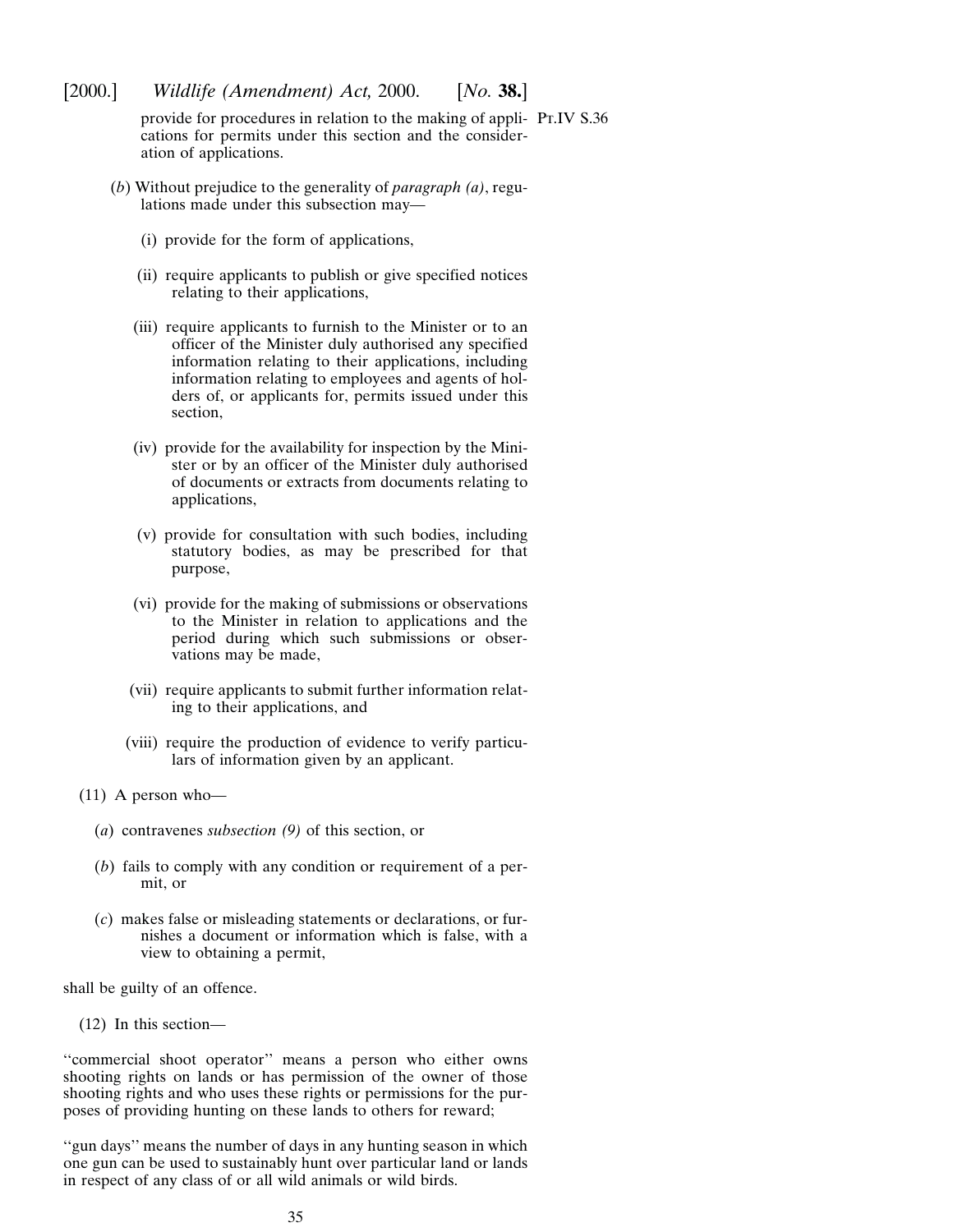provide for procedures in relation to the making of applications for permits under this section and the consideration of applications.

(*b*) Without prejudice to the generality of *paragraph (a)*, regulations made under this subsection may—

(i) provide for the form of applications,

(ii) require applicants to publish or give specified notices relating to their applications,

(iii) require applicants to furnish to the Minister or to an officer of the Minister duly authorised any specified information relating to their applications, including information relating to employees and agents of holders of, or applicants for, permits issued under this section,

(iv) provide for the availability for inspection by the Minister or by an officer of the Minister duly authorised of documents or extracts from documents relating to applications,

(v) provide for consultation with such bodies, including statutory bodies, as may be prescribed for that purpose,

(vi) provide for the making of submissions or observations to the Minister in relation to applications and the period during which such submissions or observations may be made,

(vii) require applicants to submit further information relating to their applications, and

(viii) require the production of evidence to verify particulars of information given by an applicant.

(11) A person who—

(*a*) contravenes *subsection (9)* of this section, or

(*b*) fails to comply with any condition or requirement of a permit, or

(*c*) makes false or misleading statements or declarations, or furnishes a document or information which is false, with a view to obtaining a permit,

shall be guilty of an offence.

(12) In this section—

''commercial shoot operator'' means a person who either owns shooting rights on lands or has permission of the owner of those shooting rights and who uses these rights or permissions for the purposes of providing hunting on these lands to others for reward;

''gun days'' means the number of days in any hunting season in which one gun can be used to sustainably hunt over particular land or lands in respect of any class of or all wild animals or wild birds.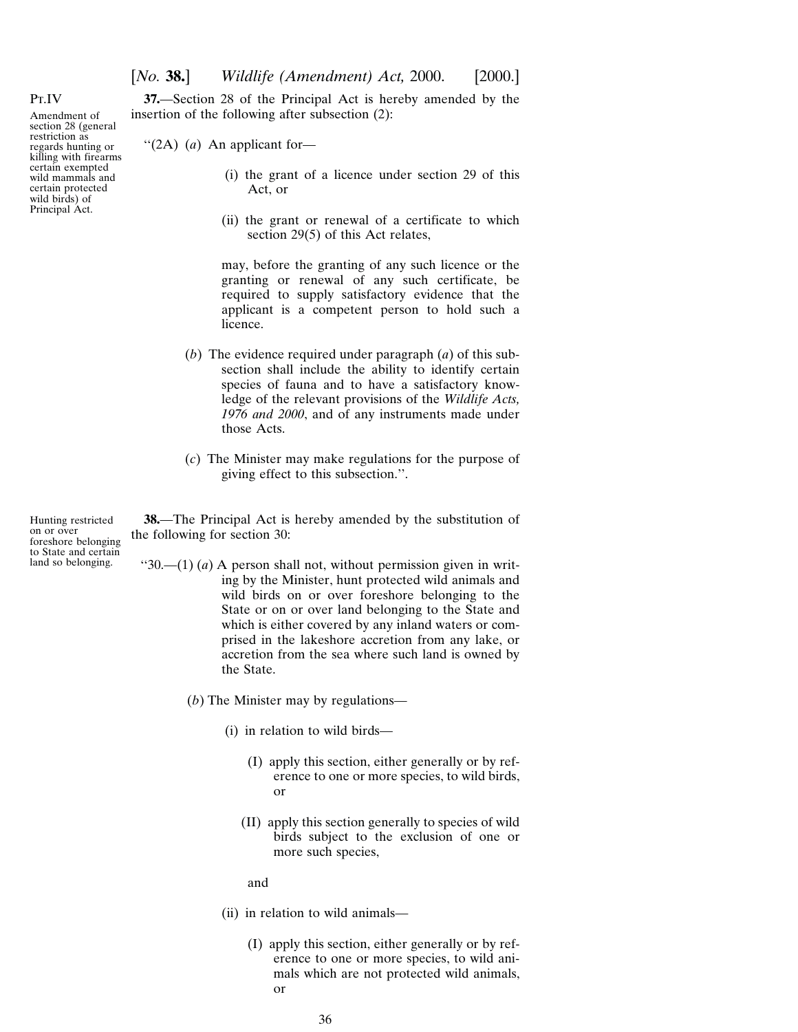Pt.IV

Amendment of section 28 (general restriction as regards hunting or killing with firearms certain exempted wild mammals and certain protected wild birds) of Principal Act.

**37.**—Section 28 of the Principal Act is hereby amended by the insertion of the following after subsection (2):

"(2A) (*a*) An applicant for—

(i) the grant of a licence under section 29 of this Act, or

(ii) the grant or renewal of a certificate to which section 29(5) of this Act relates,

may, before the granting of any such licence or the granting or renewal of any such certificate, be required to supply satisfactory evidence that the applicant is a competent person to hold such a licence.

(*b*) The evidence required under paragraph (*a*) of this subsection shall include the ability to identify certain species of fauna and to have a satisfactory knowledge of the relevant provisions of the *Wildlife Acts, 1976 and 2000*, and of any instruments made under those Acts.

(*c*) The Minister may make regulations for the purpose of giving effect to this subsection.".

Hunting restricted on or over foreshore belonging to State and certain land so belonging.

**38.**—The Principal Act is hereby amended by the substitution of the following for section 30:

"30.—(1) (*a*) A person shall not, without permission given in writing by the Minister, hunt protected wild animals and wild birds on or over foreshore belonging to the State or on or over land belonging to the State and which is either covered by any inland waters or comprised in the lakeshore accretion from any lake, or accretion from the sea where such land is owned by the State.

(*b*) The Minister may by regulations—

(i) in relation to wild birds—

(I) apply this section, either generally or by reference to one or more species, to wild birds, or

(II) apply this section generally to species of wild birds subject to the exclusion of one or more such species,

and

(ii) in relation to wild animals—

(I) apply this section, either generally or by reference to one or more species, to wild animals which are not protected wild animals, or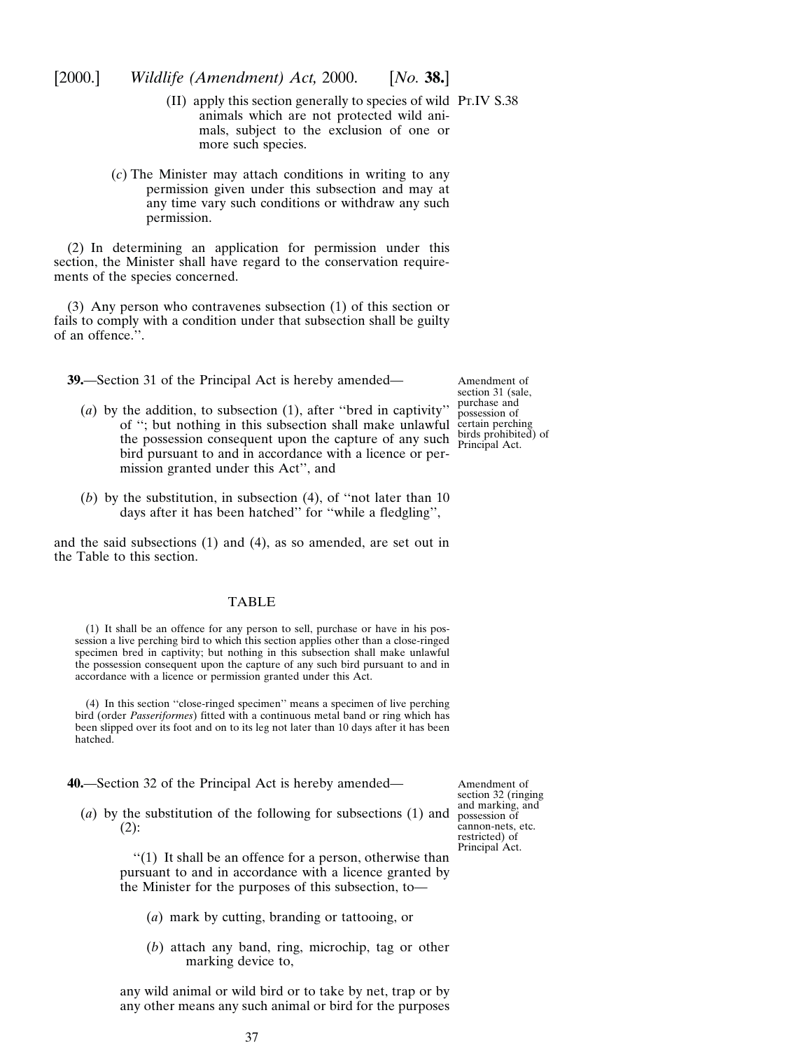(II) apply this section generally to species of wild animals which are not protected wild animals, subject to the exclusion of one or more such species.

(*c*) The Minister may attach conditions in writing to any permission given under this subsection and may at any time vary such conditions or withdraw any such permission.

(2) In determining an application for permission under this section, the Minister shall have regard to the conservation requirements of the species concerned.

(3) Any person who contravenes subsection (1) of this section or fails to comply with a condition under that subsection shall be guilty of an offence.''.

Amendment of section 31 (sale, purchase and possession of certain perching birds prohibited) of Principal Act.

**39.**—Section 31 of the Principal Act is hereby amended—

(*a*) by the addition, to subsection (1), after ''bred in captivity'' of ''; but nothing in this subsection shall make unlawful the possession consequent upon the capture of any such bird pursuant to and in accordance with a licence or permission granted under this Act'', and

(*b*) by the substitution, in subsection (4), of ''not later than 10 days after it has been hatched'' for ''while a fledgling'',

and the said subsections (1) and (4), as so amended, are set out in the Table to this section.

TABLE

(1) It shall be an offence for any person to sell, purchase or have in his possession a live perching bird to which this section applies other than a close-ringed specimen bred in captivity; but nothing in this subsection shall make unlawful the possession consequent upon the capture of any such bird pursuant to and in accordance with a licence or permission granted under this Act.

(4) In this section ''close-ringed specimen'' means a specimen of live perching bird (order *Passeriformes*) fitted with a continuous metal band or ring which has been slipped over its foot and on to its leg not later than 10 days after it has been hatched.

Amendment of section 32 (ringing and marking, and possession of cannon-nets, etc. restricted) of Principal Act.

**40.**—Section 32 of the Principal Act is hereby amended—

(*a*) by the substitution of the following for subsections (1) and (2):

''(1) It shall be an offence for a person, otherwise than pursuant to and in accordance with a licence granted by the Minister for the purposes of this subsection, to—

(*a*) mark by cutting, branding or tattooing, or

(*b*) attach any band, ring, microchip, tag or other marking device to,

any wild animal or wild bird or to take by net, trap or by any other means any such animal or bird for the purposes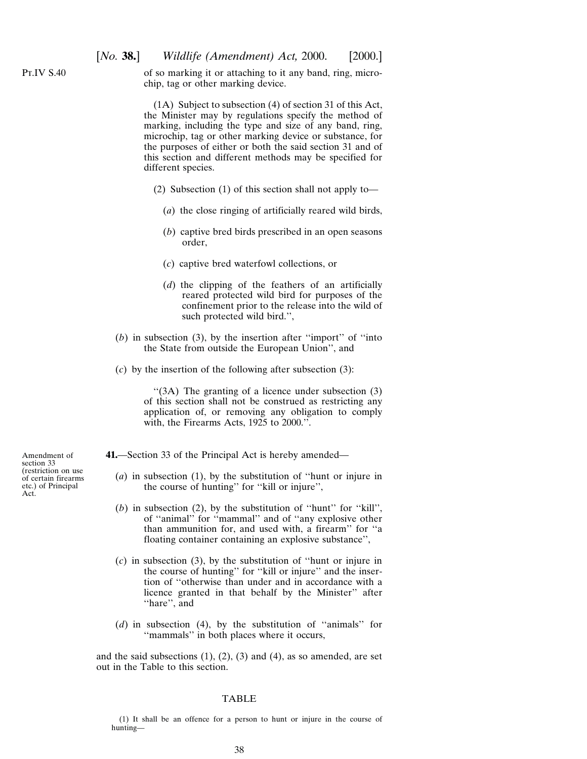of so marking it or attaching to it any band, ring, microchip, tag or other marking device.

(1A) Subject to subsection (4) of section 31 of this Act, the Minister may by regulations specify the method of marking, including the type and size of any band, ring, microchip, tag or other marking device or substance, for the purposes of either or both the said section 31 and of this section and different methods may be specified for different species.

(2) Subsection (1) of this section shall not apply to—

(*a*) the close ringing of artificially reared wild birds,

(*b*) captive bred birds prescribed in an open seasons order,

(*c*) captive bred waterfowl collections, or

(*d*) the clipping of the feathers of an artificially reared protected wild bird for purposes of the confinement prior to the release into the wild of such protected wild bird.'',

(*b*) in subsection (3), by the insertion after ''import'' of ''into the State from outside the European Union'', and

(*c*) by the insertion of the following after subsection (3):

''(3A) The granting of a licence under subsection (3) of this section shall not be construed as restricting any application of, or removing any obligation to comply with, the Firearms Acts, 1925 to 2000.''.

Amendment of section 33 (restriction on use of certain firearms etc.) of Principal Act.

**41.**—Section 33 of the Principal Act is hereby amended—

(*a*) in subsection (1), by the substitution of ''hunt or injure in the course of hunting'' for ''kill or injure'',

(*b*) in subsection (2), by the substitution of ''hunt'' for ''kill'', of ''animal'' for ''mammal'' and of ''any explosive other than ammunition for, and used with, a firearm'' for ''a floating container containing an explosive substance'',

(*c*) in subsection (3), by the substitution of ''hunt or injure in the course of hunting'' for ''kill or injure'' and the insertion of ''otherwise than under and in accordance with a licence granted in that behalf by the Minister'' after ''hare'', and

(*d*) in subsection (4), by the substitution of ''animals'' for ''mammals'' in both places where it occurs,

and the said subsections (1), (2), (3) and (4), as so amended, are set out in the Table to this section.

TABLE

(1) It shall be an offence for a person to hunt or injure in the course of hunting—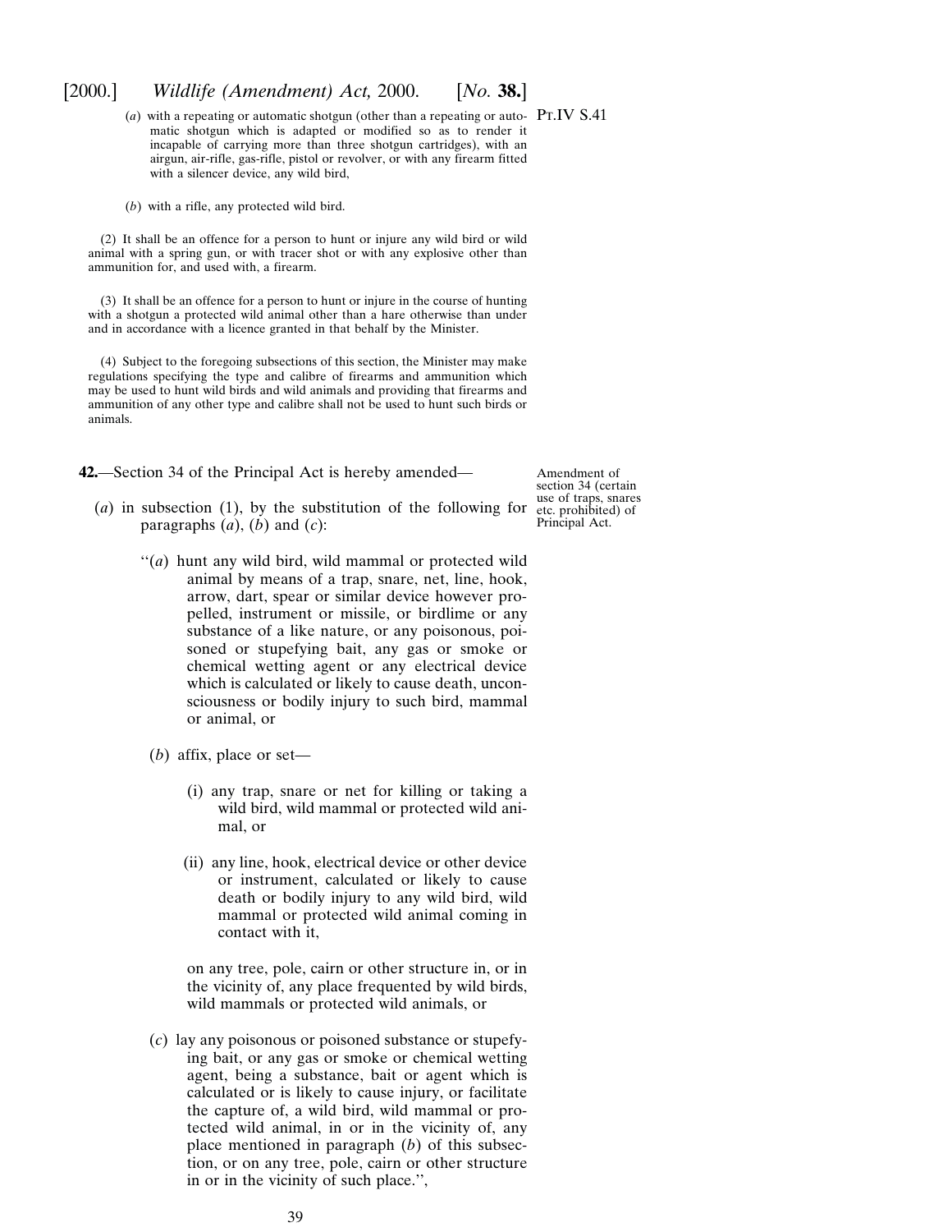(*a*) with a repeating or automatic shotgun (other than a repeating or automatic shotgun which is adapted or modified so as to render it incapable of carrying more than three shotgun cartridges), with an airgun, air-rifle, gas-rifle, pistol or revolver, or with any firearm fitted with a silencer device, any wild bird,

(*b*) with a rifle, any protected wild bird.

(2) It shall be an offence for a person to hunt or injure any wild bird or wild animal with a spring gun, or with tracer shot or with any explosive other than ammunition for, and used with, a firearm.

(3) It shall be an offence for a person to hunt or injure in the course of hunting with a shotgun a protected wild animal other than a hare otherwise than under and in accordance with a licence granted in that behalf by the Minister.

(4) Subject to the foregoing subsections of this section, the Minister may make regulations specifying the type and calibre of firearms and ammunition which may be used to hunt wild birds and wild animals and providing that firearms and ammunition of any other type and calibre shall not be used to hunt such birds or animals.

Amendment of section 34 (certain use of traps, snares etc. prohibited) of Principal Act.

**42.**—Section 34 of the Principal Act is hereby amended—

(*a*) in subsection (1), by the substitution of the following for paragraphs (*a*), (*b*) and (*c*):

"(*a*) hunt any wild bird, wild mammal or protected wild animal by means of a trap, snare, net, line, hook, arrow, dart, spear or similar device however propelled, instrument or missile, or birdlime or any substance of a like nature, or any poisonous, poisoned or stupefying bait, any gas or smoke or chemical wetting agent or any electrical device which is calculated or likely to cause death, unconsciousness or bodily injury to such bird, mammal or animal, or

(*b*) affix, place or set—

(i) any trap, snare or net for killing or taking a wild bird, wild mammal or protected wild animal, or

(ii) any line, hook, electrical device or other device or instrument, calculated or likely to cause death or bodily injury to any wild bird, wild mammal or protected wild animal coming in contact with it,

on any tree, pole, cairn or other structure in, or in the vicinity of, any place frequented by wild birds, wild mammals or protected wild animals, or

(*c*) lay any poisonous or poisoned substance or stupefying bait, or any gas or smoke or chemical wetting agent, being a substance, bait or agent which is calculated or is likely to cause injury, or facilitate the capture of, a wild bird, wild mammal or protected wild animal, in or in the vicinity of, any place mentioned in paragraph (*b*) of this subsection, or on any tree, pole, cairn or other structure in or in the vicinity of such place.",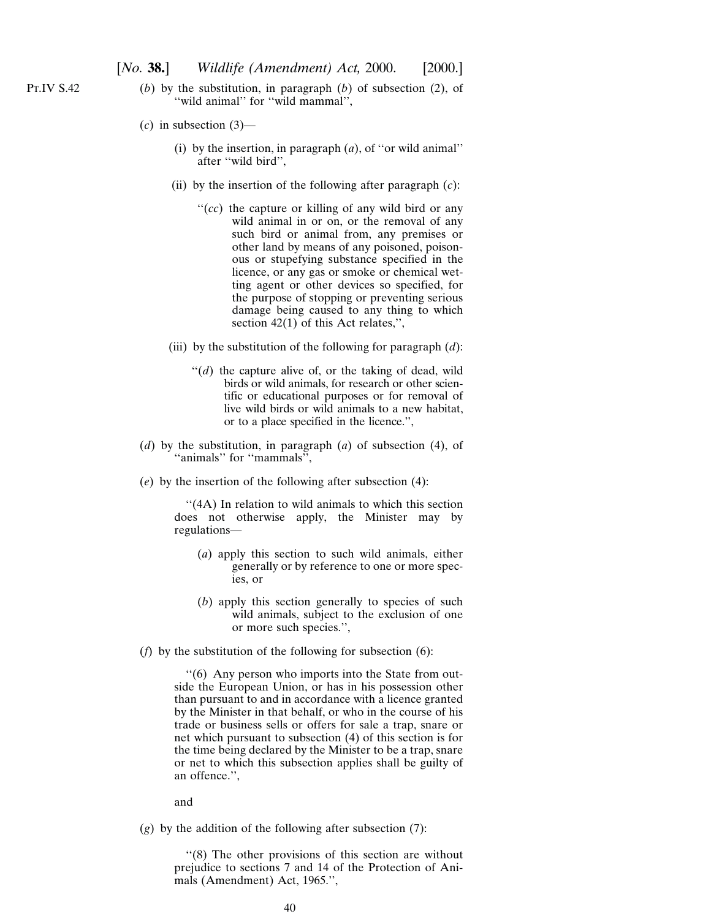Pt.IV S.42

(*b*) by the substitution, in paragraph (*b*) of subsection (2), of ''wild animal'' for ''wild mammal'',

(*c*) in subsection (3)—

(i) by the insertion, in paragraph (*a*), of ''or wild animal'' after ''wild bird'',

(ii) by the insertion of the following after paragraph (*c*):

''(*cc*) the capture or killing of any wild bird or any wild animal in or on, or the removal of any such bird or animal from, any premises or other land by means of any poisoned, poisonous or stupefying substance specified in the licence, or any gas or smoke or chemical wetting agent or other devices so specified, for the purpose of stopping or preventing serious damage being caused to any thing to which section 42(1) of this Act relates,'',

(iii) by the substitution of the following for paragraph (*d*):

''(*d*) the capture alive of, or the taking of dead, wild birds or wild animals, for research or other scientific or educational purposes or for removal of live wild birds or wild animals to a new habitat, or to a place specified in the licence.'',

(*d*) by the substitution, in paragraph (*a*) of subsection (4), of ''animals'' for ''mammals'',

(*e*) by the insertion of the following after subsection (4):

''(4A) In relation to wild animals to which this section does not otherwise apply, the Minister may by regulations—

(*a*) apply this section to such wild animals, either generally or by reference to one or more species, or

(*b*) apply this section generally to species of such wild animals, subject to the exclusion of one or more such species.'',

(*f*) by the substitution of the following for subsection (6):

''(6) Any person who imports into the State from outside the European Union, or has in his possession other than pursuant to and in accordance with a licence granted by the Minister in that behalf, or who in the course of his trade or business sells or offers for sale a trap, snare or net which pursuant to subsection (4) of this section is for the time being declared by the Minister to be a trap, snare or net to which this subsection applies shall be guilty of an offence.'',

and

(*g*) by the addition of the following after subsection (7):

''(8) The other provisions of this section are without prejudice to sections 7 and 14 of the Protection of Animals (Amendment) Act, 1965.'',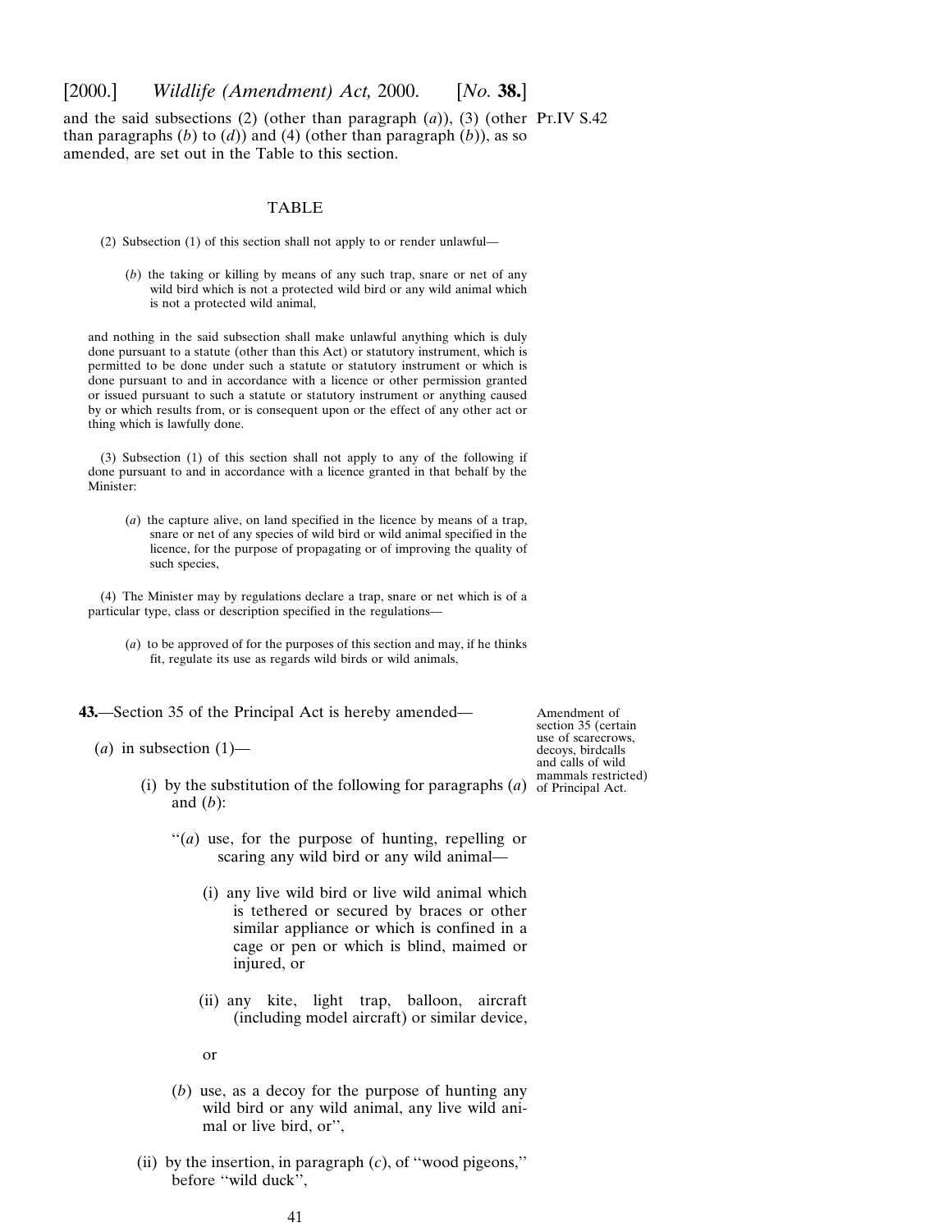and the said subsections (2) (other than paragraph (*a*)), (3) (other than paragraphs (*b*) to (*d*)) and (4) (other than paragraph (*b*)), as so amended, are set out in the Table to this section.

Pt.IV S.42

TABLE

(2) Subsection (1) of this section shall not apply to or render unlawful—

(*b*) the taking or killing by means of any such trap, snare or net of any wild bird which is not a protected wild bird or any wild animal which is not a protected wild animal,

and nothing in the said subsection shall make unlawful anything which is duly done pursuant to a statute (other than this Act) or statutory instrument, which is permitted to be done under such a statute or statutory instrument or which is done pursuant to and in accordance with a licence or other permission granted or issued pursuant to such a statute or statutory instrument or anything caused by or which results from, or is consequent upon or the effect of any other act or thing which is lawfully done.

(3) Subsection (1) of this section shall not apply to any of the following if done pursuant to and in accordance with a licence granted in that behalf by the Minister:

(*a*) the capture alive, on land specified in the licence by means of a trap, snare or net of any species of wild bird or wild animal specified in the licence, for the purpose of propagating or of improving the quality of such species,

(4) The Minister may by regulations declare a trap, snare or net which is of a particular type, class or description specified in the regulations—

(*a*) to be approved of for the purposes of this section and may, if he thinks fit, regulate its use as regards wild birds or wild animals,

**43.**—Section 35 of the Principal Act is hereby amended—

Amendment of section 35 (certain use of scarecrows, decoys, birdcalls and calls of wild mammals restricted) of Principal Act.

(*a*) in subsection (1)—

(i) by the substitution of the following for paragraphs (*a*) and (*b*):

"(*a*) use, for the purpose of hunting, repelling or scaring any wild bird or any wild animal—

(i) any live wild bird or live wild animal which is tethered or secured by braces or other similar appliance or which is confined in a cage or pen or which is blind, maimed or injured, or

(ii) any kite, light trap, balloon, aircraft (including model aircraft) or similar device,

or

(*b*) use, as a decoy for the purpose of hunting any wild bird or any wild animal, any live wild animal or live bird, or",

(ii) by the insertion, in paragraph (*c*), of "wood pigeons," before "wild duck",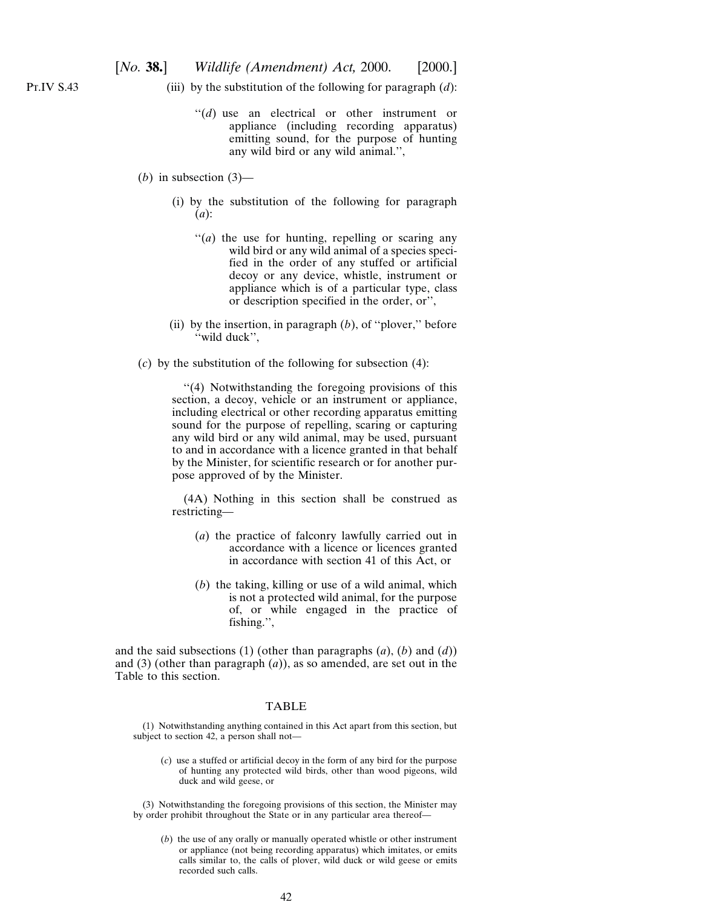(iii) by the substitution of the following for paragraph (*d*):

> "(*d*) use an electrical or other instrument or appliance (including recording apparatus) emitting sound, for the purpose of hunting any wild bird or any wild animal.",

(*b*) in subsection (3)—

(i) by the substitution of the following for paragraph (*a*):

> "(*a*) the use for hunting, repelling or scaring any wild bird or any wild animal of a species specified in the order of any stuffed or artificial decoy or any device, whistle, instrument or appliance which is of a particular type, class or description specified in the order, or",

(ii) by the insertion, in paragraph (*b*), of "plover," before "wild duck",

(*c*) by the substitution of the following for subsection (4):

> "(4) Notwithstanding the foregoing provisions of this section, a decoy, vehicle or an instrument or appliance, including electrical or other recording apparatus emitting sound for the purpose of repelling, scaring or capturing any wild bird or any wild animal, may be used, pursuant to and in accordance with a licence granted in that behalf by the Minister, for scientific research or for another purpose approved of by the Minister.
>
> (4A) Nothing in this section shall be construed as restricting—
>
> (*a*) the practice of falconry lawfully carried out in accordance with a licence or licences granted in accordance with section 41 of this Act, or
>
> (*b*) the taking, killing or use of a wild animal, which is not a protected wild animal, for the purpose of, or while engaged in the practice of fishing.",

and the said subsections (1) (other than paragraphs (*a*), (*b*) and (*d*)) and (3) (other than paragraph (*a*)), as so amended, are set out in the Table to this section.

TABLE

(1) Notwithstanding anything contained in this Act apart from this section, but subject to section 42, a person shall not—

(*c*) use a stuffed or artificial decoy in the form of any bird for the purpose of hunting any protected wild birds, other than wood pigeons, wild duck and wild geese, or

(3) Notwithstanding the foregoing provisions of this section, the Minister may by order prohibit throughout the State or in any particular area thereof—

(*b*) the use of any orally or manually operated whistle or other instrument or appliance (not being recording apparatus) which imitates, or emits calls similar to, the calls of plover, wild duck or wild geese or emits recorded such calls.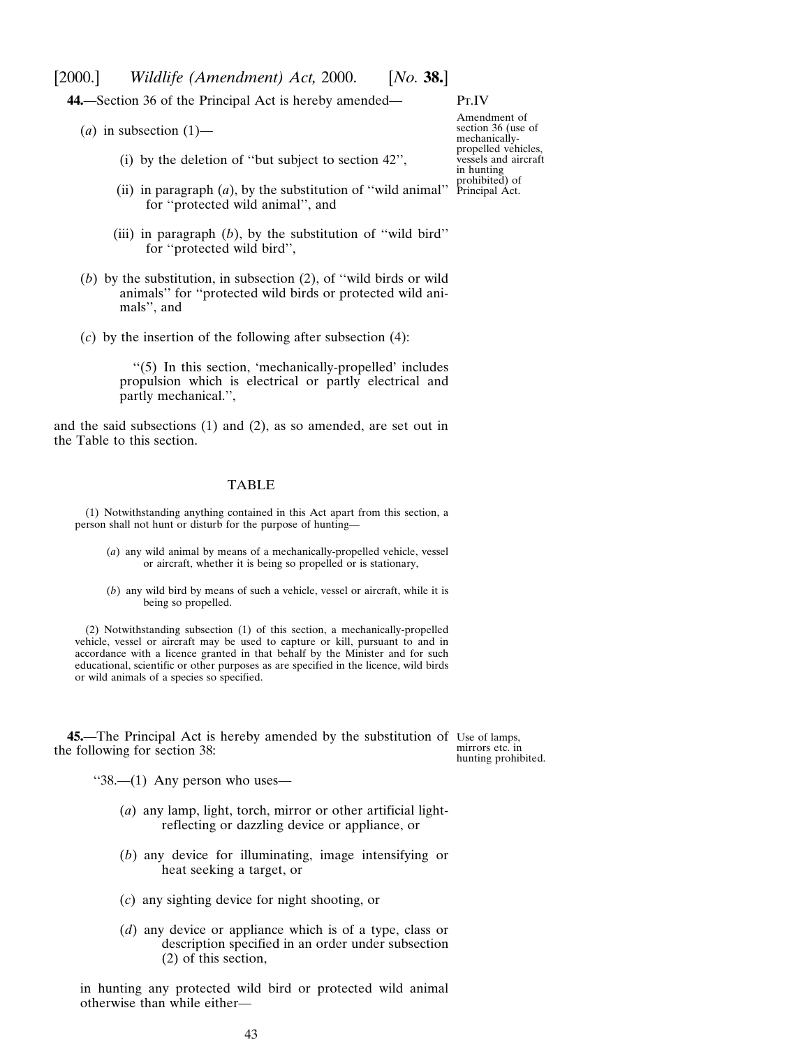**44.**—Section 36 of the Principal Act is hereby amended—

Amendment of section 36 (use of mechanically-propelled vehicles, vessels and aircraft in hunting prohibited) of Principal Act.

(*a*) in subsection (1)—

(i) by the deletion of ''but subject to section 42'',

(ii) in paragraph (*a*), by the substitution of ''wild animal'' for ''protected wild animal'', and

(iii) in paragraph (*b*), by the substitution of ''wild bird'' for ''protected wild bird'',

(*b*) by the substitution, in subsection (2), of ''wild birds or wild animals'' for ''protected wild birds or protected wild animals'', and

(*c*) by the insertion of the following after subsection (4):

''(5) In this section, 'mechanically-propelled' includes propulsion which is electrical or partly electrical and partly mechanical.'',

and the said subsections (1) and (2), as so amended, are set out in the Table to this section.

TABLE

(1) Notwithstanding anything contained in this Act apart from this section, a person shall not hunt or disturb for the purpose of hunting—

(*a*) any wild animal by means of a mechanically-propelled vehicle, vessel or aircraft, whether it is being so propelled or is stationary,

(*b*) any wild bird by means of such a vehicle, vessel or aircraft, while it is being so propelled.

(2) Notwithstanding subsection (1) of this section, a mechanically-propelled vehicle, vessel or aircraft may be used to capture or kill, pursuant to and in accordance with a licence granted in that behalf by the Minister and for such educational, scientific or other purposes as are specified in the licence, wild birds or wild animals of a species so specified.

**45.**—The Principal Act is hereby amended by the substitution of the following for section 38:

Use of lamps, mirrors etc. in hunting prohibited.

''38.—(1) Any person who uses—

(*a*) any lamp, light, torch, mirror or other artificial light-reflecting or dazzling device or appliance, or

(*b*) any device for illuminating, image intensifying or heat seeking a target, or

(*c*) any sighting device for night shooting, or

(*d*) any device or appliance which is of a type, class or description specified in an order under subsection (2) of this section,

in hunting any protected wild bird or protected wild animal otherwise than while either—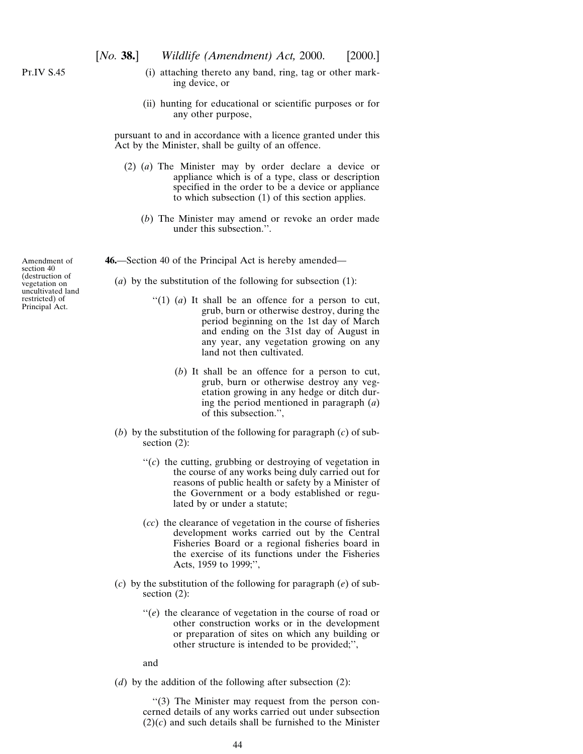(i) attaching thereto any band, ring, tag or other marking device, or

(ii) hunting for educational or scientific purposes or for any other purpose,

pursuant to and in accordance with a licence granted under this Act by the Minister, shall be guilty of an offence.

(2) (*a*) The Minister may by order declare a device or appliance which is of a type, class or description specified in the order to be a device or appliance to which subsection (1) of this section applies.

(*b*) The Minister may amend or revoke an order made under this subsection.''.

Amendment of section 40 (destruction of vegetation on uncultivated land restricted) of Principal Act.

**46.**—Section 40 of the Principal Act is hereby amended—

(*a*) by the substitution of the following for subsection (1):

''(1) (*a*) It shall be an offence for a person to cut, grub, burn or otherwise destroy, during the period beginning on the 1st day of March and ending on the 31st day of August in any year, any vegetation growing on any land not then cultivated.

(*b*) It shall be an offence for a person to cut, grub, burn or otherwise destroy any vegetation growing in any hedge or ditch during the period mentioned in paragraph (*a*) of this subsection.'',

(*b*) by the substitution of the following for paragraph (*c*) of subsection (2):

''(*c*) the cutting, grubbing or destroying of vegetation in the course of any works being duly carried out for reasons of public health or safety by a Minister of the Government or a body established or regulated by or under a statute;

(*cc*) the clearance of vegetation in the course of fisheries development works carried out by the Central Fisheries Board or a regional fisheries board in the exercise of its functions under the Fisheries Acts, 1959 to 1999;'',

(*c*) by the substitution of the following for paragraph (*e*) of subsection (2):

''(*e*) the clearance of vegetation in the course of road or other construction works or in the development or preparation of sites on which any building or other structure is intended to be provided;'',

and

(*d*) by the addition of the following after subsection (2):

''(3) The Minister may request from the person concerned details of any works carried out under subsection (2)(*c*) and such details shall be furnished to the Minister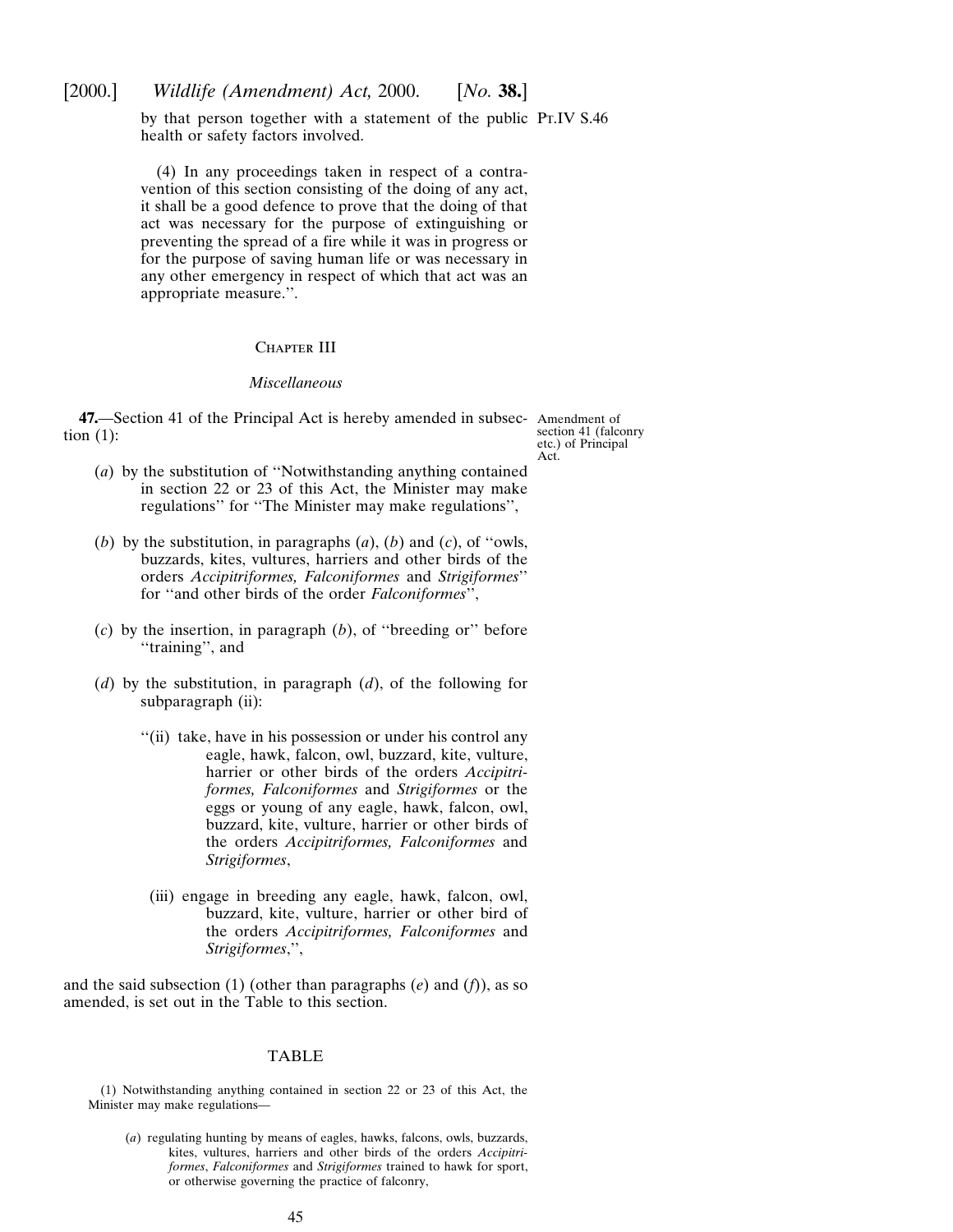by that person together with a statement of the public health or safety factors involved.

(4) In any proceedings taken in respect of a contravention of this section consisting of the doing of any act, it shall be a good defence to prove that the doing of that act was necessary for the purpose of extinguishing or preventing the spread of a fire while it was in progress or for the purpose of saving human life or was necessary in any other emergency in respect of which that act was an appropriate measure.''.

### Chapter III

#### *Miscellaneous*

Amendment of section 41 (falconry etc.) of Principal Act.

**47.**—Section 41 of the Principal Act is hereby amended in subsection (1):

(*a*) by the substitution of ''Notwithstanding anything contained in section 22 or 23 of this Act, the Minister may make regulations'' for ''The Minister may make regulations'',

(*b*) by the substitution, in paragraphs (*a*), (*b*) and (*c*), of ''owls, buzzards, kites, vultures, harriers and other birds of the orders *Accipitriformes, Falconiformes* and *Strigiformes*'' for ''and other birds of the order *Falconiformes*'',

(*c*) by the insertion, in paragraph (*b*), of ''breeding or'' before ''training'', and

(*d*) by the substitution, in paragraph (*d*), of the following for subparagraph (ii):

''(ii) take, have in his possession or under his control any eagle, hawk, falcon, owl, buzzard, kite, vulture, harrier or other birds of the orders *Accipitriformes, Falconiformes* and *Strigiformes* or the eggs or young of any eagle, hawk, falcon, owl, buzzard, kite, vulture, harrier or other birds of the orders *Accipitriformes, Falconiformes* and *Strigiformes*,

(iii) engage in breeding any eagle, hawk, falcon, owl, buzzard, kite, vulture, harrier or other bird of the orders *Accipitriformes, Falconiformes* and *Strigiformes*,'',

and the said subsection (1) (other than paragraphs (*e*) and (*f*)), as so amended, is set out in the Table to this section.

TABLE

(1) Notwithstanding anything contained in section 22 or 23 of this Act, the Minister may make regulations—

(*a*) regulating hunting by means of eagles, hawks, falcons, owls, buzzards, kites, vultures, harriers and other birds of the orders *Accipitriformes*, *Falconiformes* and *Strigiformes* trained to hawk for sport, or otherwise governing the practice of falconry,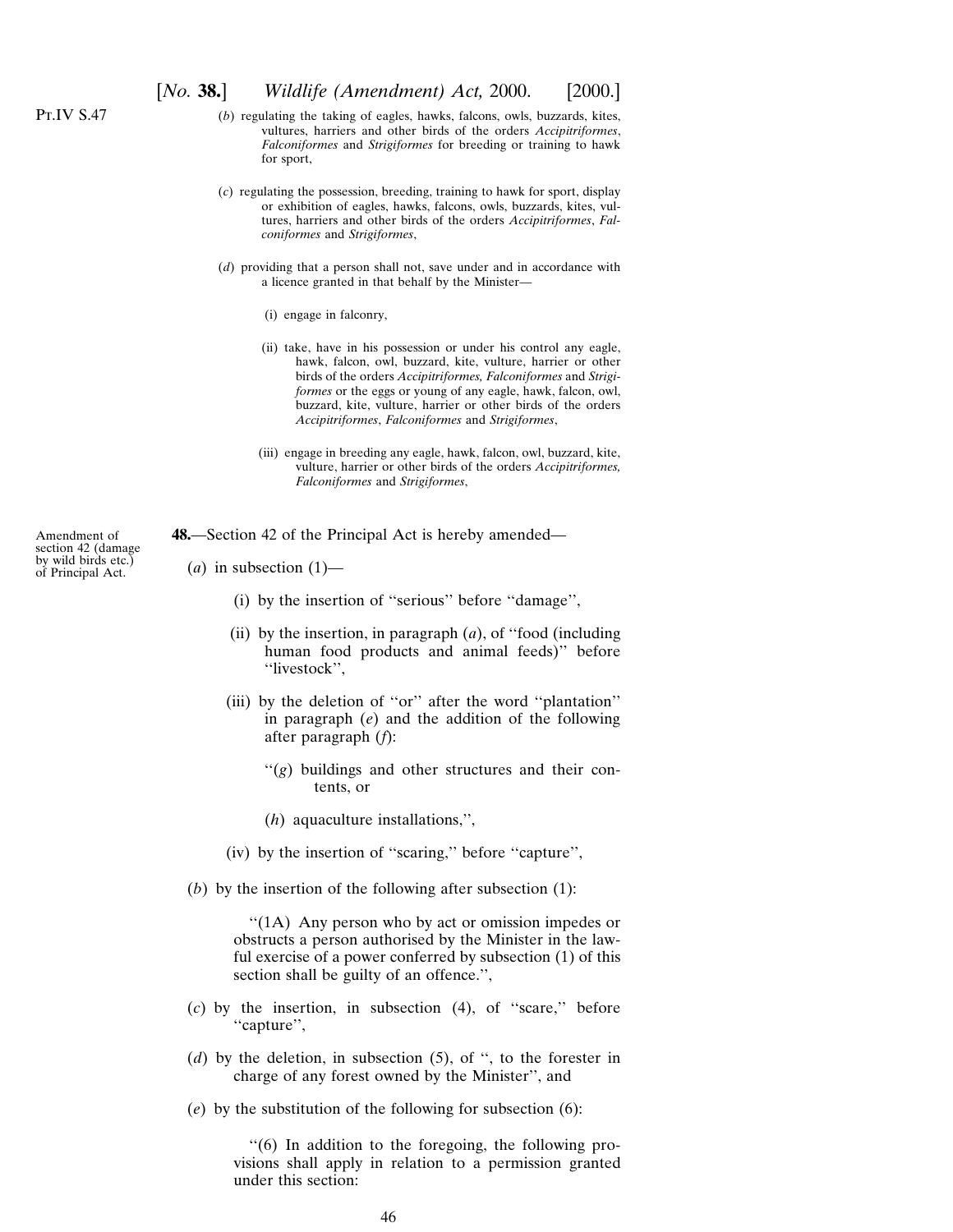(*b*) regulating the taking of eagles, hawks, falcons, owls, buzzards, kites, vultures, harriers and other birds of the orders *Accipitriformes*, *Falconiformes* and *Strigiformes* for breeding or training to hawk for sport,

(*c*) regulating the possession, breeding, training to hawk for sport, display or exhibition of eagles, hawks, falcons, owls, buzzards, kites, vultures, harriers and other birds of the orders *Accipitriformes*, *Falconiformes* and *Strigiformes*,

(*d*) providing that a person shall not, save under and in accordance with a licence granted in that behalf by the Minister—

(i) engage in falconry,

(ii) take, have in his possession or under his control any eagle, hawk, falcon, owl, buzzard, kite, vulture, harrier or other birds of the orders *Accipitriformes, Falconiformes* and *Strigiformes* or the eggs or young of any eagle, hawk, falcon, owl, buzzard, kite, vulture, harrier or other birds of the orders *Accipitriformes*, *Falconiformes* and *Strigiformes*,

(iii) engage in breeding any eagle, hawk, falcon, owl, buzzard, kite, vulture, harrier or other birds of the orders *Accipitriformes, Falconiformes* and *Strigiformes*,

Amendment of section 42 (damage by wild birds etc.) of Principal Act.

**48.**—Section 42 of the Principal Act is hereby amended—

(*a*) in subsection (1)—

(i) by the insertion of ''serious'' before ''damage'',

(ii) by the insertion, in paragraph (*a*), of ''food (including human food products and animal feeds)'' before ''livestock'',

(iii) by the deletion of ''or'' after the word ''plantation'' in paragraph (*e*) and the addition of the following after paragraph (*f*):

''(*g*) buildings and other structures and their contents, or

(*h*) aquaculture installations,'',

(iv) by the insertion of ''scaring,'' before ''capture'',

(*b*) by the insertion of the following after subsection (1):

''(1A) Any person who by act or omission impedes or obstructs a person authorised by the Minister in the lawful exercise of a power conferred by subsection (1) of this section shall be guilty of an offence.'',

(*c*) by the insertion, in subsection (4), of ''scare,'' before ''capture'',

(*d*) by the deletion, in subsection (5), of '', to the forester in charge of any forest owned by the Minister'', and

(*e*) by the substitution of the following for subsection (6):

''(6) In addition to the foregoing, the following provisions shall apply in relation to a permission granted under this section: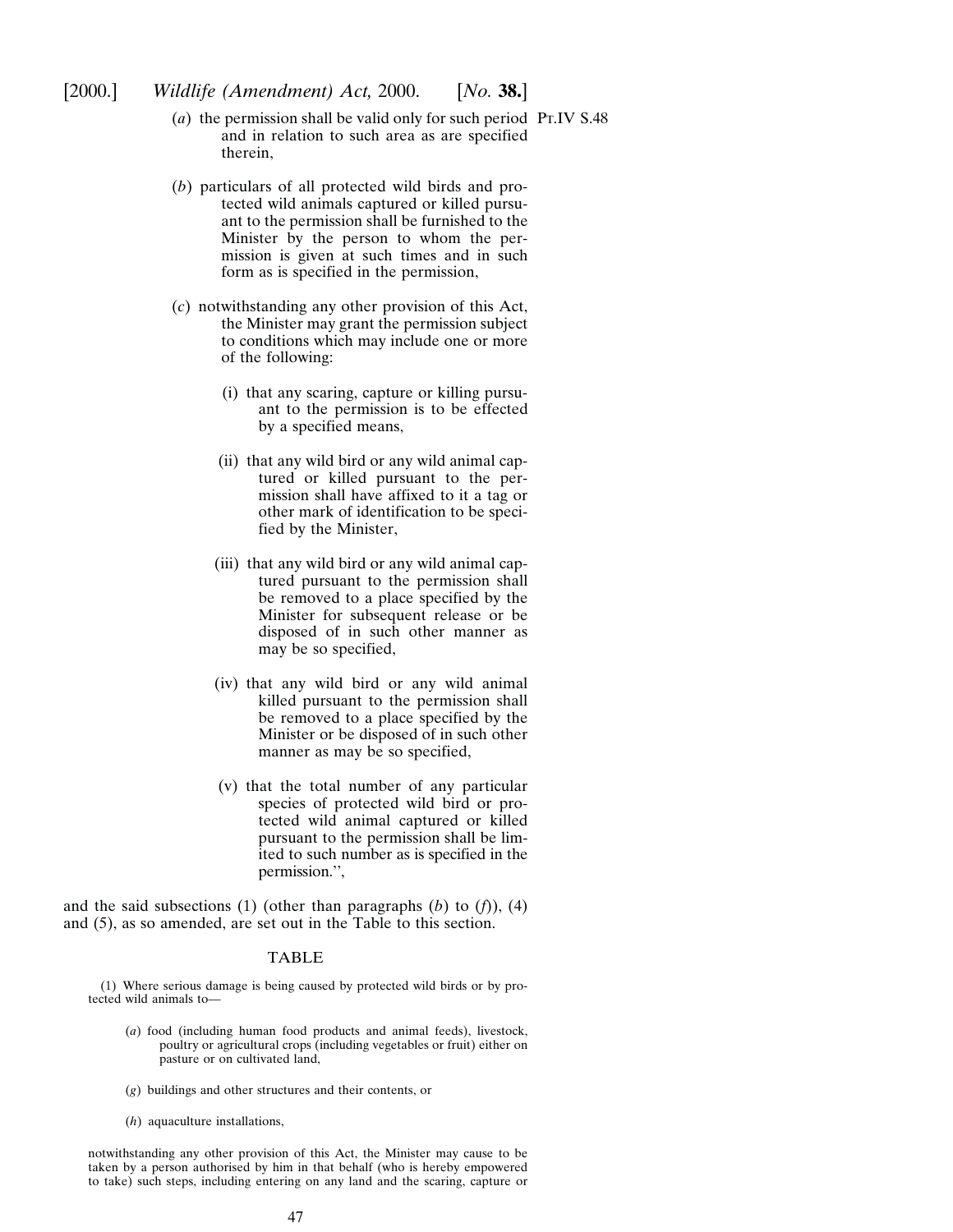(*a*) the permission shall be valid only for such period and in relation to such area as are specified therein,

(*b*) particulars of all protected wild birds and protected wild animals captured or killed pursuant to the permission shall be furnished to the Minister by the person to whom the permission is given at such times and in such form as is specified in the permission,

(*c*) notwithstanding any other provision of this Act, the Minister may grant the permission subject to conditions which may include one or more of the following:

(i) that any scaring, capture or killing pursuant to the permission is to be effected by a specified means,

(ii) that any wild bird or any wild animal captured or killed pursuant to the permission shall have affixed to it a tag or other mark of identification to be specified by the Minister,

(iii) that any wild bird or any wild animal captured pursuant to the permission shall be removed to a place specified by the Minister for subsequent release or be disposed of in such other manner as may be so specified,

(iv) that any wild bird or any wild animal killed pursuant to the permission shall be removed to a place specified by the Minister or be disposed of in such other manner as may be so specified,

(v) that the total number of any particular species of protected wild bird or protected wild animal captured or killed pursuant to the permission shall be limited to such number as is specified in the permission.",

and the said subsections (1) (other than paragraphs (*b*) to (*f*)), (4) and (5), as so amended, are set out in the Table to this section.

TABLE

(1) Where serious damage is being caused by protected wild birds or by protected wild animals to—

(*a*) food (including human food products and animal feeds), livestock, poultry or agricultural crops (including vegetables or fruit) either on pasture or on cultivated land,

(*g*) buildings and other structures and their contents, or

(*h*) aquaculture installations,

notwithstanding any other provision of this Act, the Minister may cause to be taken by a person authorised by him in that behalf (who is hereby empowered to take) such steps, including entering on any land and the scaring, capture or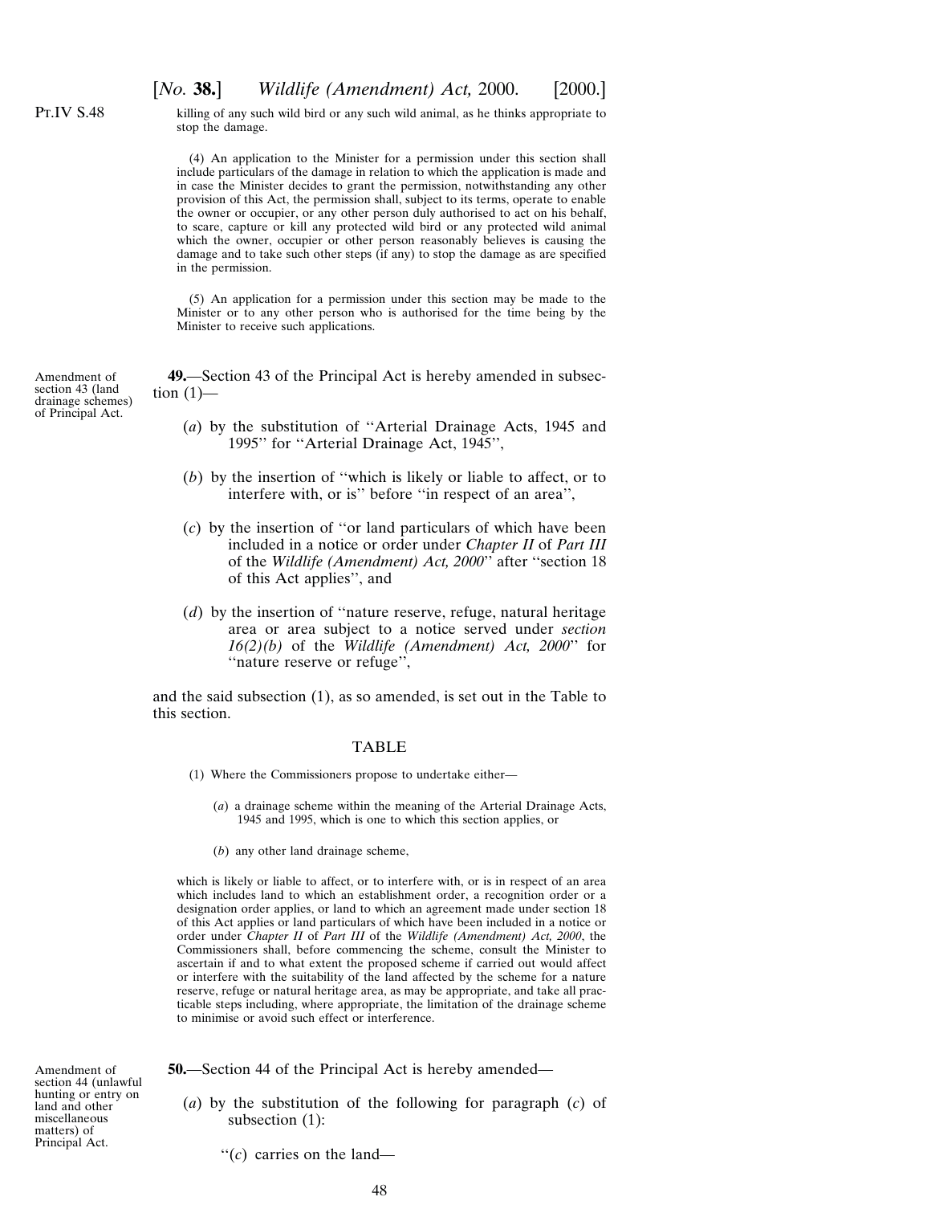killing of any such wild bird or any such wild animal, as he thinks appropriate to stop the damage.

(4) An application to the Minister for a permission under this section shall include particulars of the damage in relation to which the application is made and in case the Minister decides to grant the permission, notwithstanding any other provision of this Act, the permission shall, subject to its terms, operate to enable the owner or occupier, or any other person duly authorised to act on his behalf, to scare, capture or kill any protected wild bird or any protected wild animal which the owner, occupier or other person reasonably believes is causing the damage and to take such other steps (if any) to stop the damage as are specified in the permission.

(5) An application for a permission under this section may be made to the Minister or to any other person who is authorised for the time being by the Minister to receive such applications.

Amendment of section 43 (land drainage schemes) of Principal Act.

**49.**—Section 43 of the Principal Act is hereby amended in subsection (1)—

(*a*) by the substitution of ''Arterial Drainage Acts, 1945 and 1995'' for ''Arterial Drainage Act, 1945'',

(*b*) by the insertion of ''which is likely or liable to affect, or to interfere with, or is'' before ''in respect of an area'',

(*c*) by the insertion of ''or land particulars of which have been included in a notice or order under *Chapter II* of *Part III* of the *Wildlife (Amendment) Act, 2000*'' after ''section 18 of this Act applies'', and

(*d*) by the insertion of ''nature reserve, refuge, natural heritage area or area subject to a notice served under *section 16(2)(b)* of the *Wildlife (Amendment) Act, 2000*'' for ''nature reserve or refuge'',

and the said subsection (1), as so amended, is set out in the Table to this section.

TABLE

(1) Where the Commissioners propose to undertake either—

(*a*) a drainage scheme within the meaning of the Arterial Drainage Acts, 1945 and 1995, which is one to which this section applies, or

(*b*) any other land drainage scheme,

which is likely or liable to affect, or to interfere with, or is in respect of an area which includes land to which an establishment order, a recognition order or a designation order applies, or land to which an agreement made under section 18 of this Act applies or land particulars of which have been included in a notice or order under *Chapter II* of *Part III* of the *Wildlife (Amendment) Act, 2000*, the Commissioners shall, before commencing the scheme, consult the Minister to ascertain if and to what extent the proposed scheme if carried out would affect or interfere with the suitability of the land affected by the scheme for a nature reserve, refuge or natural heritage area, as may be appropriate, and take all practicable steps including, where appropriate, the limitation of the drainage scheme to minimise or avoid such effect or interference.

Amendment of section 44 (unlawful hunting or entry on land and other miscellaneous matters) of Principal Act.

**50.**—Section 44 of the Principal Act is hereby amended—

(*a*) by the substitution of the following for paragraph (*c*) of subsection (1):

''(*c*) carries on the land—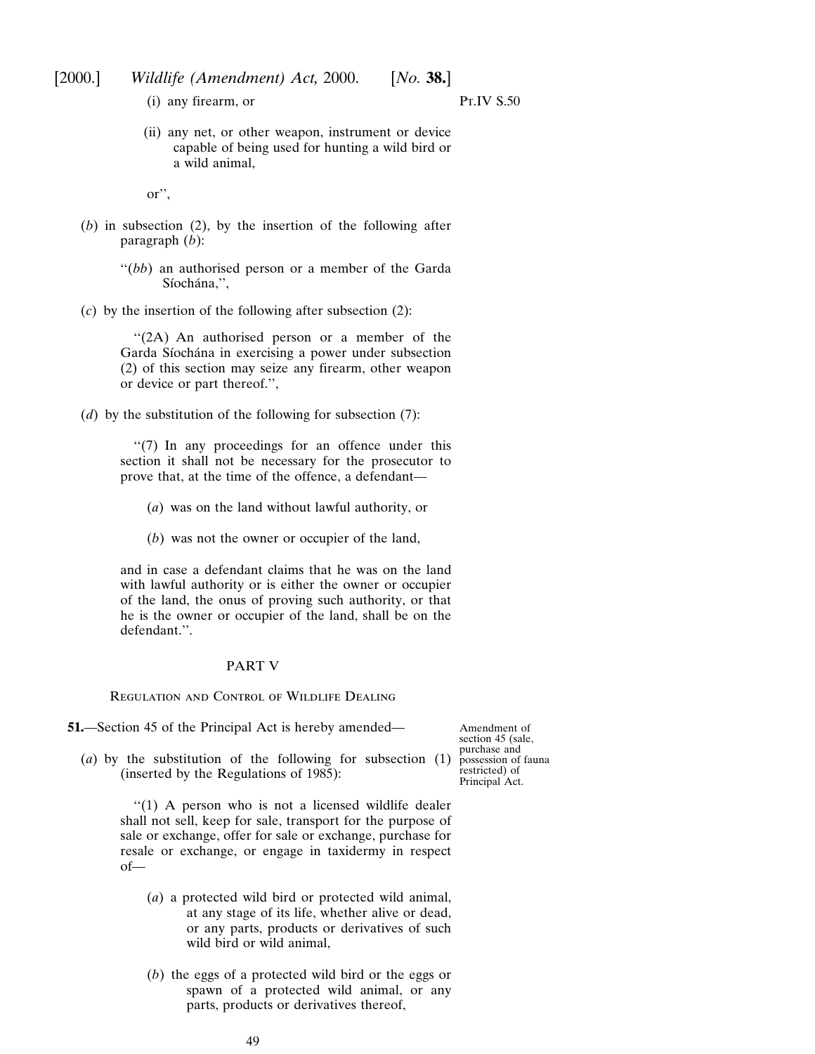(i) any firearm, or

(ii) any net, or other weapon, instrument or device capable of being used for hunting a wild bird or a wild animal,

or'',

(*b*) in subsection (2), by the insertion of the following after paragraph (*b*):

''(*bb*) an authorised person or a member of the Garda Síochána,'',

(*c*) by the insertion of the following after subsection (2):

''(2A) An authorised person or a member of the Garda Síochána in exercising a power under subsection (2) of this section may seize any firearm, other weapon or device or part thereof.'',

(*d*) by the substitution of the following for subsection (7):

''(7) In any proceedings for an offence under this section it shall not be necessary for the prosecutor to prove that, at the time of the offence, a defendant—

(*a*) was on the land without lawful authority, or

(*b*) was not the owner or occupier of the land,

and in case a defendant claims that he was on the land with lawful authority or is either the owner or occupier of the land, the onus of proving such authority, or that he is the owner or occupier of the land, shall be on the defendant.''.

## PART V

### Regulation and Control of Wildlife Dealing

Amendment of section 45 (sale, purchase and possession of fauna restricted) of Principal Act.

**51.**—Section 45 of the Principal Act is hereby amended—

(*a*) by the substitution of the following for subsection (1) (inserted by the Regulations of 1985):

''(1) A person who is not a licensed wildlife dealer shall not sell, keep for sale, transport for the purpose of sale or exchange, offer for sale or exchange, purchase for resale or exchange, or engage in taxidermy in respect of—

(*a*) a protected wild bird or protected wild animal, at any stage of its life, whether alive or dead, or any parts, products or derivatives of such wild bird or wild animal,

(*b*) the eggs of a protected wild bird or the eggs or spawn of a protected wild animal, or any parts, products or derivatives thereof,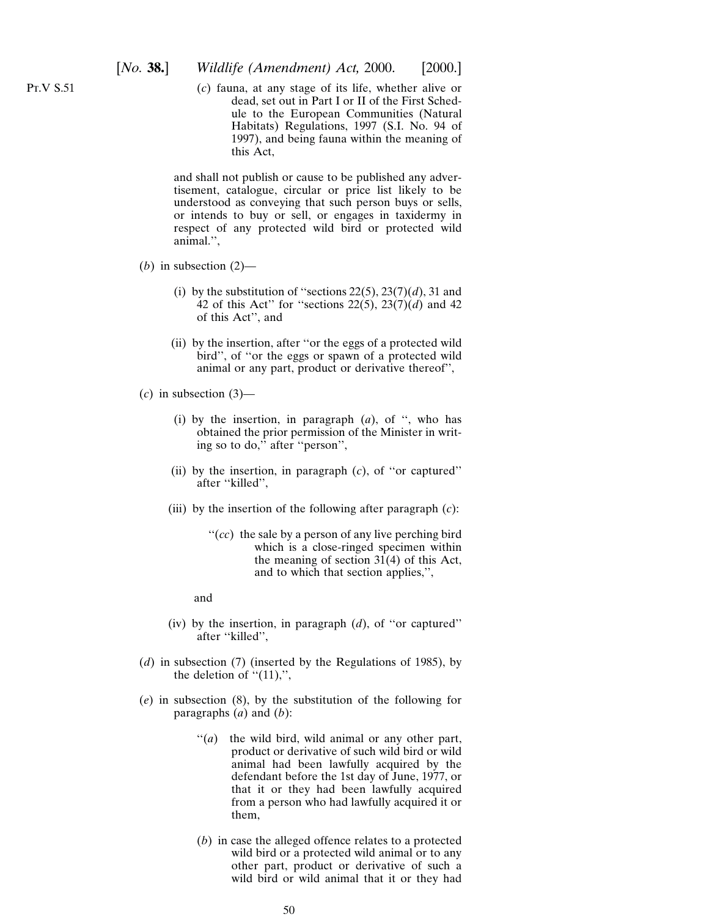(*c*) fauna, at any stage of its life, whether alive or dead, set out in Part I or II of the First Schedule to the European Communities (Natural Habitats) Regulations, 1997 (S.I. No. 94 of 1997), and being fauna within the meaning of this Act,

and shall not publish or cause to be published any advertisement, catalogue, circular or price list likely to be understood as conveying that such person buys or sells, or intends to buy or sell, or engages in taxidermy in respect of any protected wild bird or protected wild animal.'',

(*b*) in subsection (2)—

(i) by the substitution of ''sections 22(5), 23(7)(*d*), 31 and 42 of this Act'' for ''sections 22(5), 23(7)(*d*) and 42 of this Act'', and

(ii) by the insertion, after ''or the eggs of a protected wild bird'', of ''or the eggs or spawn of a protected wild animal or any part, product or derivative thereof'',

(*c*) in subsection (3)—

(i) by the insertion, in paragraph (*a*), of '', who has obtained the prior permission of the Minister in writing so to do,'' after ''person'',

(ii) by the insertion, in paragraph (*c*), of ''or captured'' after ''killed'',

(iii) by the insertion of the following after paragraph (*c*):

''(*cc*) the sale by a person of any live perching bird which is a close-ringed specimen within the meaning of section 31(4) of this Act, and to which that section applies,'',

and

(iv) by the insertion, in paragraph (*d*), of ''or captured'' after ''killed'',

(*d*) in subsection (7) (inserted by the Regulations of 1985), by the deletion of ''(11),'',

(*e*) in subsection (8), by the substitution of the following for paragraphs (*a*) and (*b*):

''(*a*) the wild bird, wild animal or any other part, product or derivative of such wild bird or wild animal had been lawfully acquired by the defendant before the 1st day of June, 1977, or that it or they had been lawfully acquired from a person who had lawfully acquired it or them,

(*b*) in case the alleged offence relates to a protected wild bird or a protected wild animal or to any other part, product or derivative of such a wild bird or wild animal that it or they had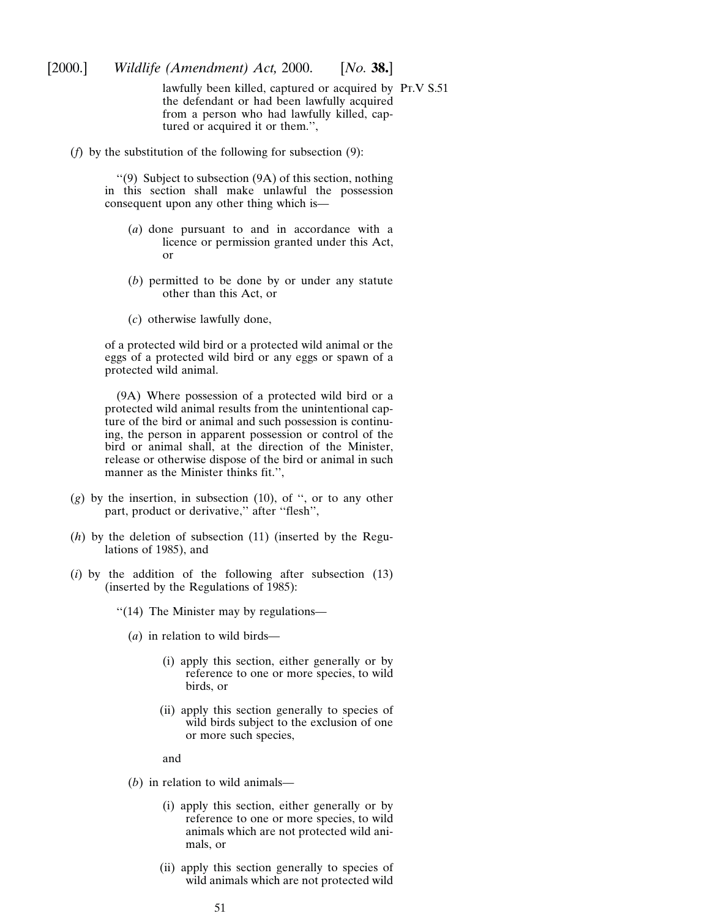lawfully been killed, captured or acquired by the defendant or had been lawfully acquired from a person who had lawfully killed, captured or acquired it or them.'',

Pt.V S.51

(*f*) by the substitution of the following for subsection (9):

''(9) Subject to subsection (9A) of this section, nothing in this section shall make unlawful the possession consequent upon any other thing which is—

(*a*) done pursuant to and in accordance with a licence or permission granted under this Act, or

(*b*) permitted to be done by or under any statute other than this Act, or

(*c*) otherwise lawfully done,

of a protected wild bird or a protected wild animal or the eggs of a protected wild bird or any eggs or spawn of a protected wild animal.

(9A) Where possession of a protected wild bird or a protected wild animal results from the unintentional capture of the bird or animal and such possession is continuing, the person in apparent possession or control of the bird or animal shall, at the direction of the Minister, release or otherwise dispose of the bird or animal in such manner as the Minister thinks fit.'',

(*g*) by the insertion, in subsection (10), of '', or to any other part, product or derivative,'' after ''flesh'',

(*h*) by the deletion of subsection (11) (inserted by the Regulations of 1985), and

(*i*) by the addition of the following after subsection (13) (inserted by the Regulations of 1985):

''(14) The Minister may by regulations—

(*a*) in relation to wild birds—

(i) apply this section, either generally or by reference to one or more species, to wild birds, or

(ii) apply this section generally to species of wild birds subject to the exclusion of one or more such species,

and

(*b*) in relation to wild animals—

(i) apply this section, either generally or by reference to one or more species, to wild animals which are not protected wild animals, or

(ii) apply this section generally to species of wild animals which are not protected wild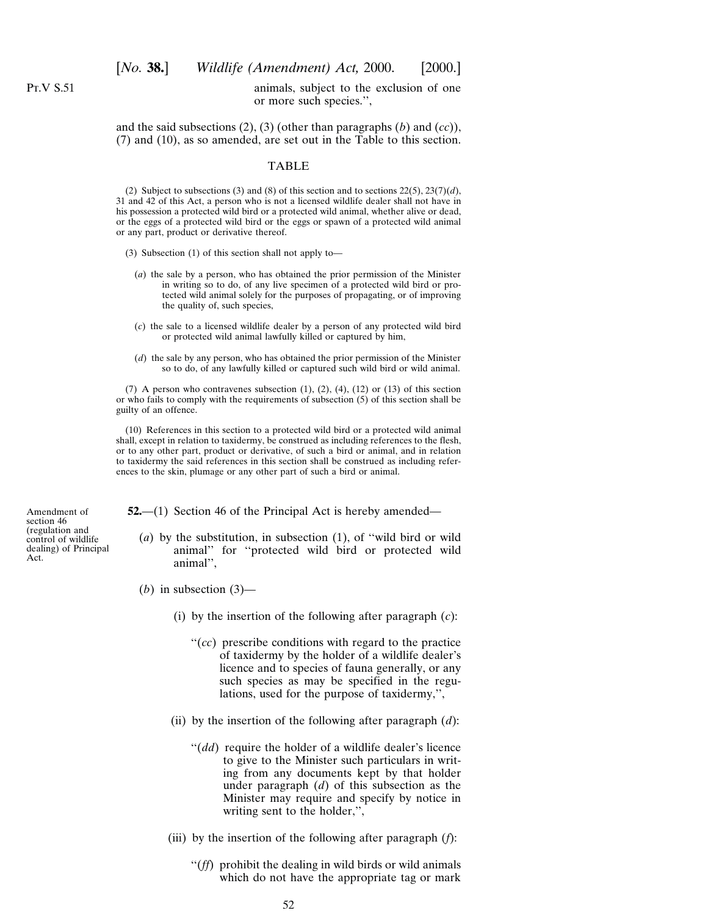Pt.V S.51

animals, subject to the exclusion of one or more such species.'',

and the said subsections (2), (3) (other than paragraphs (*b*) and (*cc*)), (7) and (10), as so amended, are set out in the Table to this section.

TABLE

(2) Subject to subsections (3) and (8) of this section and to sections 22(5), 23(7)(*d*), 31 and 42 of this Act, a person who is not a licensed wildlife dealer shall not have in his possession a protected wild bird or a protected wild animal, whether alive or dead, or the eggs of a protected wild bird or the eggs or spawn of a protected wild animal or any part, product or derivative thereof.

(3) Subsection (1) of this section shall not apply to—

(*a*) the sale by a person, who has obtained the prior permission of the Minister in writing so to do, of any live specimen of a protected wild bird or protected wild animal solely for the purposes of propagating, or of improving the quality of, such species,

(*c*) the sale to a licensed wildlife dealer by a person of any protected wild bird or protected wild animal lawfully killed or captured by him,

(*d*) the sale by any person, who has obtained the prior permission of the Minister so to do, of any lawfully killed or captured such wild bird or wild animal.

(7) A person who contravenes subsection (1), (2), (4), (12) or (13) of this section or who fails to comply with the requirements of subsection (5) of this section shall be guilty of an offence.

(10) References in this section to a protected wild bird or a protected wild animal shall, except in relation to taxidermy, be construed as including references to the flesh, or to any other part, product or derivative, of such a bird or animal, and in relation to taxidermy the said references in this section shall be construed as including references to the skin, plumage or any other part of such a bird or animal.

Amendment of section 46 (regulation and control of wildlife dealing) of Principal Act.

**52.**—(1) Section 46 of the Principal Act is hereby amended—

(*a*) by the substitution, in subsection (1), of ''wild bird or wild animal'' for ''protected wild bird or protected wild animal'',

(*b*) in subsection (3)—

(i) by the insertion of the following after paragraph (*c*):

''(*cc*) prescribe conditions with regard to the practice of taxidermy by the holder of a wildlife dealer's licence and to species of fauna generally, or any such species as may be specified in the regulations, used for the purpose of taxidermy,'',

(ii) by the insertion of the following after paragraph (*d*):

''(*dd*) require the holder of a wildlife dealer's licence to give to the Minister such particulars in writing from any documents kept by that holder under paragraph (*d*) of this subsection as the Minister may require and specify by notice in writing sent to the holder,'',

(iii) by the insertion of the following after paragraph (*f*):

''(*ff*) prohibit the dealing in wild birds or wild animals which do not have the appropriate tag or mark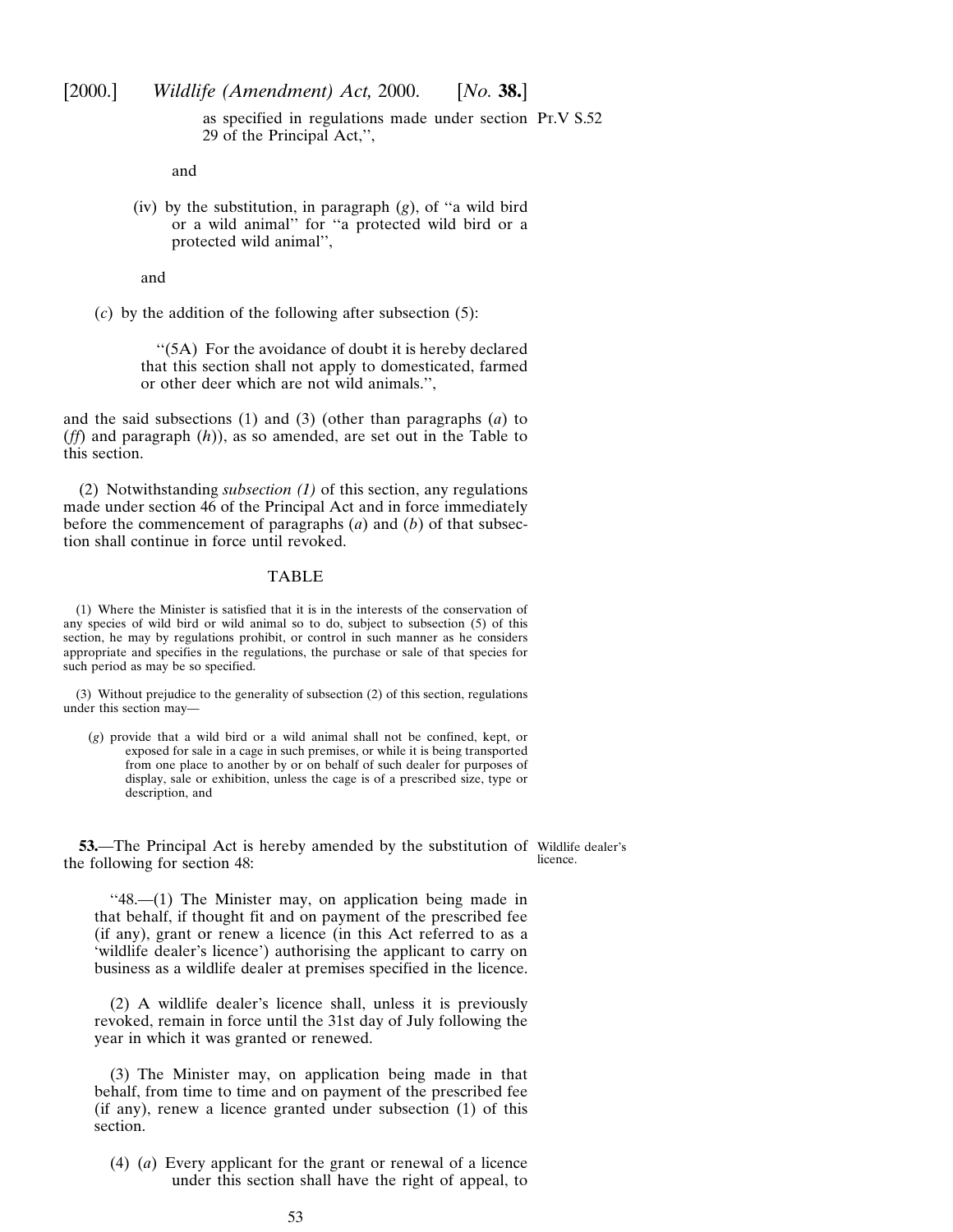as specified in regulations made under section 29 of the Principal Act,'',

and

(iv) by the substitution, in paragraph (*g*), of ''a wild bird or a wild animal'' for ''a protected wild bird or a protected wild animal'',

and

(*c*) by the addition of the following after subsection (5):

''(5A) For the avoidance of doubt it is hereby declared that this section shall not apply to domesticated, farmed or other deer which are not wild animals.'',

and the said subsections (1) and (3) (other than paragraphs (*a*) to (*ff*) and paragraph (*h*)), as so amended, are set out in the Table to this section.

(2) Notwithstanding *subsection (1)* of this section, any regulations made under section 46 of the Principal Act and in force immediately before the commencement of paragraphs (*a*) and (*b*) of that subsection shall continue in force until revoked.

TABLE

(1) Where the Minister is satisfied that it is in the interests of the conservation of any species of wild bird or wild animal so to do, subject to subsection (5) of this section, he may by regulations prohibit, or control in such manner as he considers appropriate and specifies in the regulations, the purchase or sale of that species for such period as may be so specified.

(3) Without prejudice to the generality of subsection (2) of this section, regulations under this section may—

(*g*) provide that a wild bird or a wild animal shall not be confined, kept, or exposed for sale in a cage in such premises, or while it is being transported from one place to another by or on behalf of such dealer for purposes of display, sale or exhibition, unless the cage is of a prescribed size, type or description, and

**53.**—The Principal Act is hereby amended by the substitution of the following for section 48:

Wildlife dealer's licence.

''48.—(1) The Minister may, on application being made in that behalf, if thought fit and on payment of the prescribed fee (if any), grant or renew a licence (in this Act referred to as a 'wildlife dealer's licence') authorising the applicant to carry on business as a wildlife dealer at premises specified in the licence.

(2) A wildlife dealer's licence shall, unless it is previously revoked, remain in force until the 31st day of July following the year in which it was granted or renewed.

(3) The Minister may, on application being made in that behalf, from time to time and on payment of the prescribed fee (if any), renew a licence granted under subsection (1) of this section.

(4) (*a*) Every applicant for the grant or renewal of a licence under this section shall have the right of appeal, to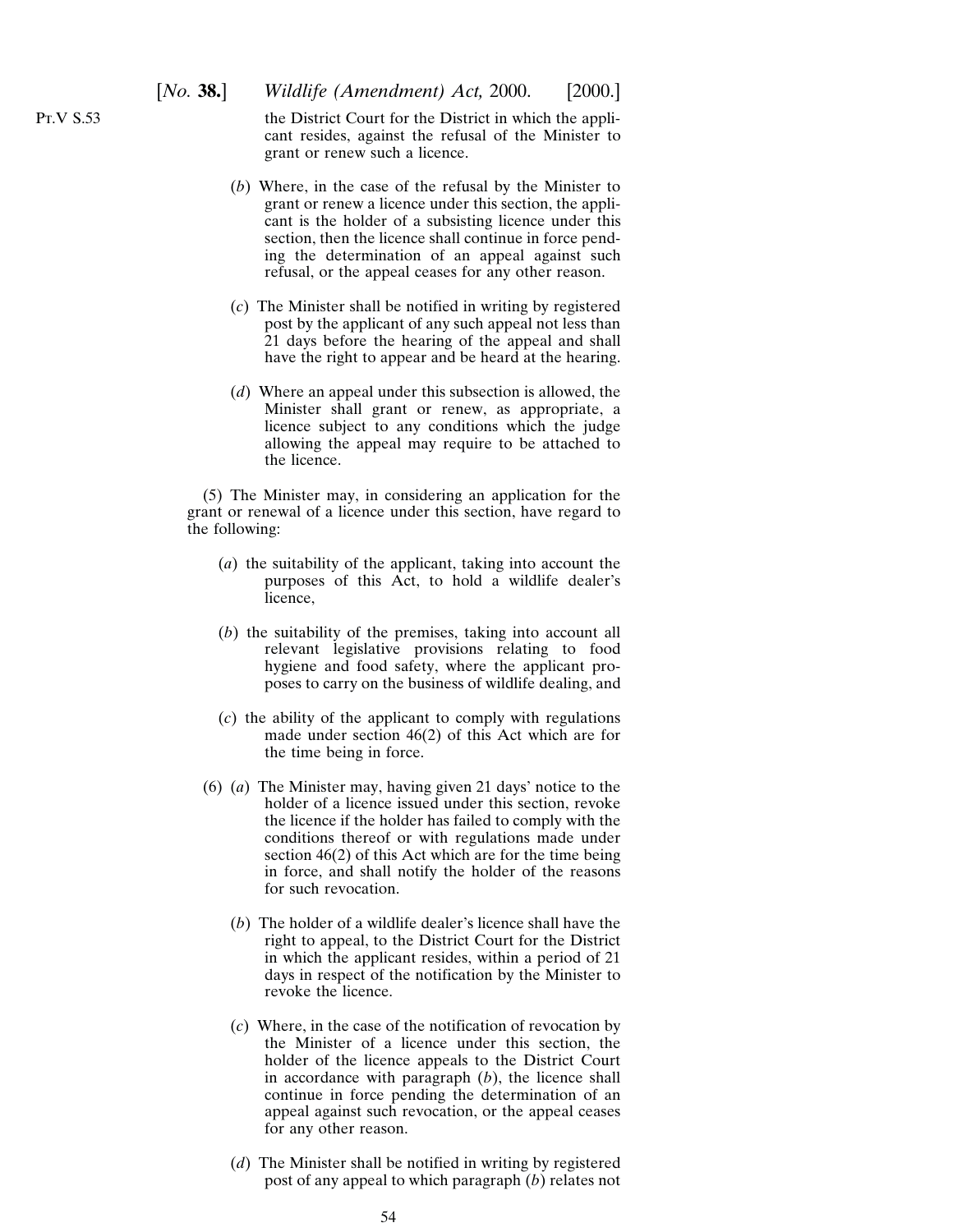the District Court for the District in which the applicant resides, against the refusal of the Minister to grant or renew such a licence.

(*b*) Where, in the case of the refusal by the Minister to grant or renew a licence under this section, the applicant is the holder of a subsisting licence under this section, then the licence shall continue in force pending the determination of an appeal against such refusal, or the appeal ceases for any other reason.

(*c*) The Minister shall be notified in writing by registered post by the applicant of any such appeal not less than 21 days before the hearing of the appeal and shall have the right to appear and be heard at the hearing.

(*d*) Where an appeal under this subsection is allowed, the Minister shall grant or renew, as appropriate, a licence subject to any conditions which the judge allowing the appeal may require to be attached to the licence.

(5) The Minister may, in considering an application for the grant or renewal of a licence under this section, have regard to the following:

(*a*) the suitability of the applicant, taking into account the purposes of this Act, to hold a wildlife dealer's licence,

(*b*) the suitability of the premises, taking into account all relevant legislative provisions relating to food hygiene and food safety, where the applicant proposes to carry on the business of wildlife dealing, and

(*c*) the ability of the applicant to comply with regulations made under section 46(2) of this Act which are for the time being in force.

(6) (*a*) The Minister may, having given 21 days' notice to the holder of a licence issued under this section, revoke the licence if the holder has failed to comply with the conditions thereof or with regulations made under section 46(2) of this Act which are for the time being in force, and shall notify the holder of the reasons for such revocation.

(*b*) The holder of a wildlife dealer's licence shall have the right to appeal, to the District Court for the District in which the applicant resides, within a period of 21 days in respect of the notification by the Minister to revoke the licence.

(*c*) Where, in the case of the notification of revocation by the Minister of a licence under this section, the holder of the licence appeals to the District Court in accordance with paragraph (*b*), the licence shall continue in force pending the determination of an appeal against such revocation, or the appeal ceases for any other reason.

(*d*) The Minister shall be notified in writing by registered post of any appeal to which paragraph (*b*) relates not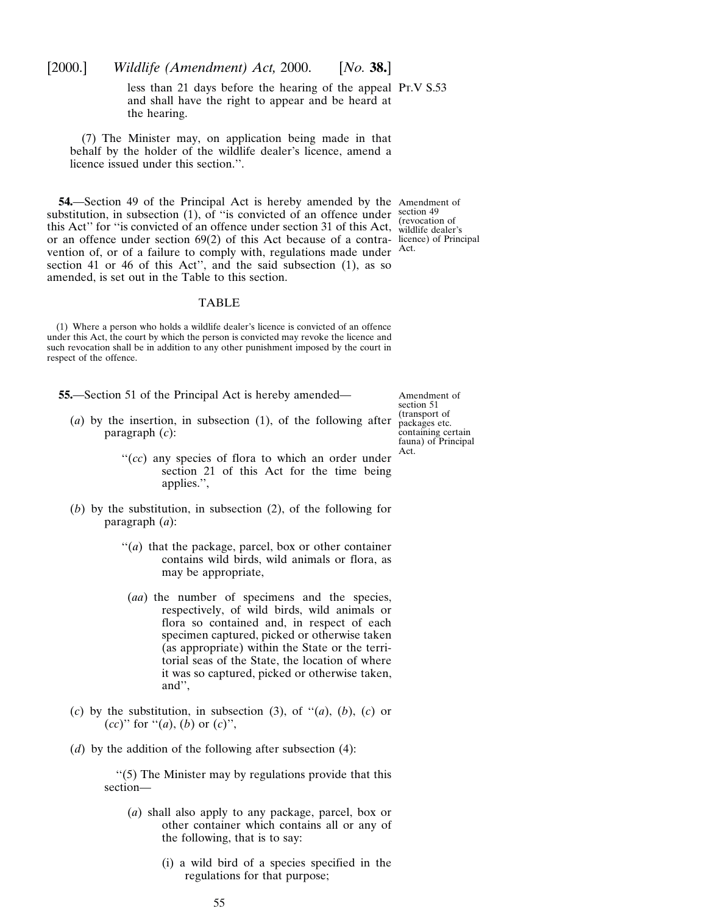less than 21 days before the hearing of the appeal and shall have the right to appear and be heard at the hearing.

(7) The Minister may, on application being made in that behalf by the holder of the wildlife dealer's licence, amend a licence issued under this section.''.

**54.**—Section 49 of the Principal Act is hereby amended by the substitution, in subsection (1), of ''is convicted of an offence under this Act'' for ''is convicted of an offence under section 31 of this Act, or an offence under section 69(2) of this Act because of a contravention of, or of a failure to comply with, regulations made under section 41 or 46 of this Act'', and the said subsection (1), as so amended, is set out in the Table to this section.

Amendment of section 49 (revocation of wildlife dealer's licence) of Principal Act.

TABLE

(1) Where a person who holds a wildlife dealer's licence is convicted of an offence under this Act, the court by which the person is convicted may revoke the licence and such revocation shall be in addition to any other punishment imposed by the court in respect of the offence.

**55.**—Section 51 of the Principal Act is hereby amended—

Amendment of section 51 (transport of packages etc. containing certain fauna) of Principal Act.

(*a*) by the insertion, in subsection (1), of the following after paragraph (*c*):

''(*cc*) any species of flora to which an order under section 21 of this Act for the time being applies.'',

(*b*) by the substitution, in subsection (2), of the following for paragraph (*a*):

''(*a*) that the package, parcel, box or other container contains wild birds, wild animals or flora, as may be appropriate,

(*aa*) the number of specimens and the species, respectively, of wild birds, wild animals or flora so contained and, in respect of each specimen captured, picked or otherwise taken (as appropriate) within the State or the territorial seas of the State, the location of where it was so captured, picked or otherwise taken, and'',

(*c*) by the substitution, in subsection (3), of ''(*a*), (*b*), (*c*) or (*cc*)'' for ''(*a*), (*b*) or (*c*)'',

(*d*) by the addition of the following after subsection (4):

''(5) The Minister may by regulations provide that this section—

(*a*) shall also apply to any package, parcel, box or other container which contains all or any of the following, that is to say:

(i) a wild bird of a species specified in the regulations for that purpose;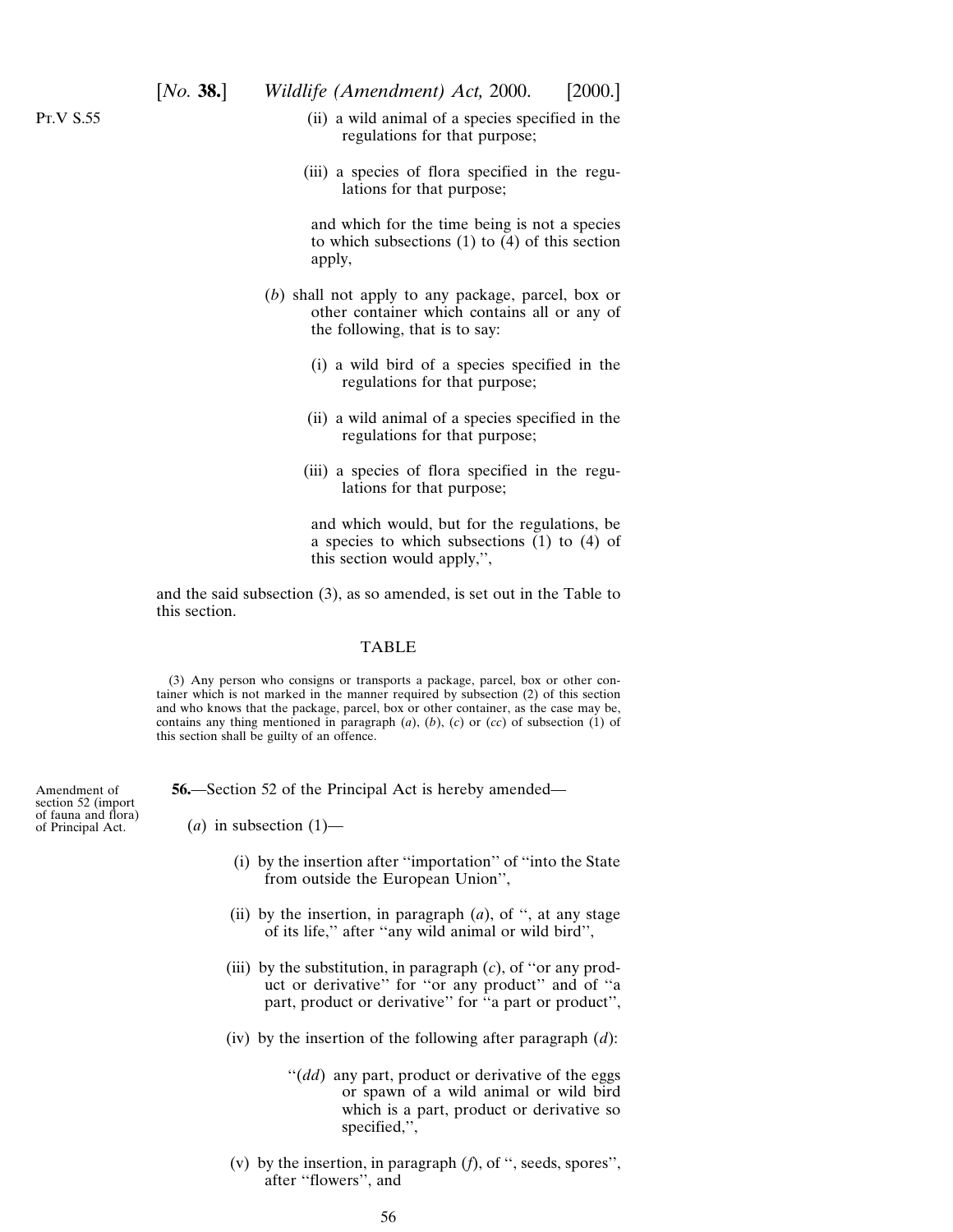(ii) a wild animal of a species specified in the regulations for that purpose;

(iii) a species of flora specified in the regulations for that purpose;

and which for the time being is not a species to which subsections (1) to (4) of this section apply,

(*b*) shall not apply to any package, parcel, box or other container which contains all or any of the following, that is to say:

(i) a wild bird of a species specified in the regulations for that purpose;

(ii) a wild animal of a species specified in the regulations for that purpose;

(iii) a species of flora specified in the regulations for that purpose;

and which would, but for the regulations, be a species to which subsections (1) to (4) of this section would apply,'',

and the said subsection (3), as so amended, is set out in the Table to this section.

TABLE

(3) Any person who consigns or transports a package, parcel, box or other container which is not marked in the manner required by subsection (2) of this section and who knows that the package, parcel, box or other container, as the case may be, contains any thing mentioned in paragraph (*a*), (*b*), (*c*) or (*cc*) of subsection (1) of this section shall be guilty of an offence.

Amendment of section 52 (import of fauna and flora) of Principal Act.

**56.**—Section 52 of the Principal Act is hereby amended—

(*a*) in subsection (1)—

(i) by the insertion after ''importation'' of ''into the State from outside the European Union'',

(ii) by the insertion, in paragraph (*a*), of '', at any stage of its life,'' after ''any wild animal or wild bird'',

(iii) by the substitution, in paragraph (*c*), of ''or any product or derivative'' for ''or any product'' and of ''a part, product or derivative'' for ''a part or product'',

(iv) by the insertion of the following after paragraph (*d*):

''(*dd*) any part, product or derivative of the eggs or spawn of a wild animal or wild bird which is a part, product or derivative so specified,'',

(v) by the insertion, in paragraph (*f*), of '', seeds, spores'', after ''flowers'', and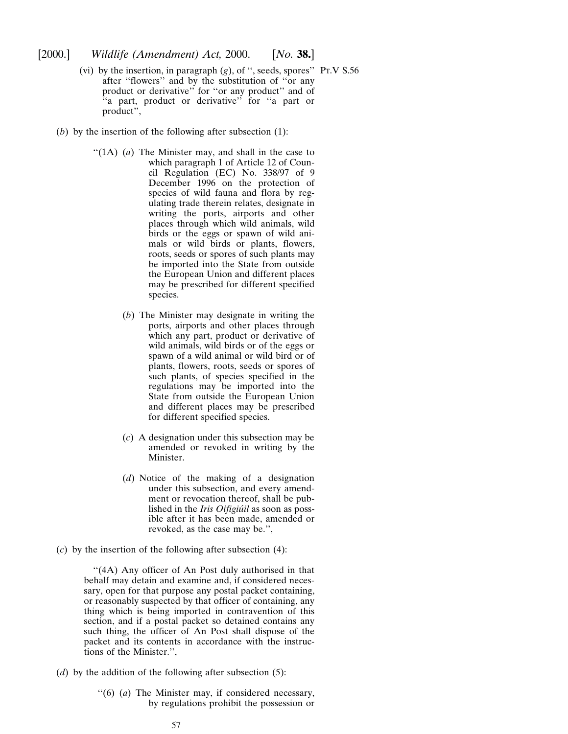(vi) by the insertion, in paragraph (*g*), of '', seeds, spores'' after ''flowers'' and by the substitution of ''or any product or derivative'' for ''or any product'' and of ''a part, product or derivative'' for ''a part or product'',

Pt.V S.56

(*b*) by the insertion of the following after subsection (1):

> ''(1A) (*a*) The Minister may, and shall in the case to which paragraph 1 of Article 12 of Council Regulation (EC) No. 338/97 of 9 December 1996 on the protection of species of wild fauna and flora by regulating trade therein relates, designate in writing the ports, airports and other places through which wild animals, wild birds or the eggs or spawn of wild animals or wild birds or plants, flowers, roots, seeds or spores of such plants may be imported into the State from outside the European Union and different places may be prescribed for different specified species.
>
> (*b*) The Minister may designate in writing the ports, airports and other places through which any part, product or derivative of wild animals, wild birds or of the eggs or spawn of a wild animal or wild bird or of plants, flowers, roots, seeds or spores of such plants, of species specified in the regulations may be imported into the State from outside the European Union and different places may be prescribed for different specified species.
>
> (*c*) A designation under this subsection may be amended or revoked in writing by the Minister.
>
> (*d*) Notice of the making of a designation under this subsection, and every amendment or revocation thereof, shall be published in the *Iris Oifigiúil* as soon as possible after it has been made, amended or revoked, as the case may be.'',

(*c*) by the insertion of the following after subsection (4):

> ''(4A) Any officer of An Post duly authorised in that behalf may detain and examine and, if considered necessary, open for that purpose any postal packet containing, or reasonably suspected by that officer of containing, any thing which is being imported in contravention of this section, and if a postal packet so detained contains any such thing, the officer of An Post shall dispose of the packet and its contents in accordance with the instructions of the Minister.'',

(*d*) by the addition of the following after subsection (5):

> ''(6) (*a*) The Minister may, if considered necessary, by regulations prohibit the possession or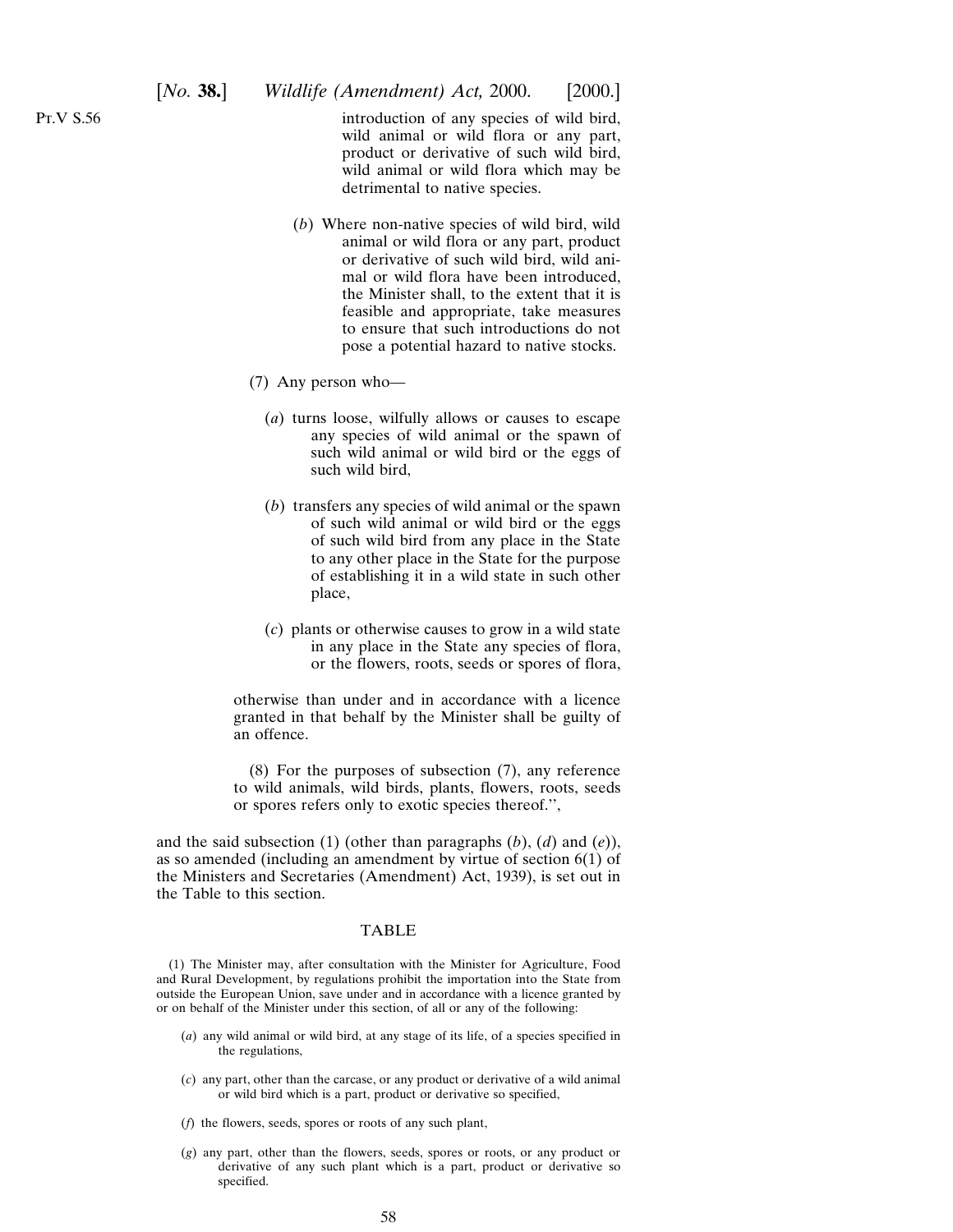introduction of any species of wild bird, wild animal or wild flora or any part, product or derivative of such wild bird, wild animal or wild flora which may be detrimental to native species.

(*b*) Where non-native species of wild bird, wild animal or wild flora or any part, product or derivative of such wild bird, wild animal or wild flora have been introduced, the Minister shall, to the extent that it is feasible and appropriate, take measures to ensure that such introductions do not pose a potential hazard to native stocks.

(7) Any person who—

(*a*) turns loose, wilfully allows or causes to escape any species of wild animal or the spawn of such wild animal or wild bird or the eggs of such wild bird,

(*b*) transfers any species of wild animal or the spawn of such wild animal or wild bird or the eggs of such wild bird from any place in the State to any other place in the State for the purpose of establishing it in a wild state in such other place,

(*c*) plants or otherwise causes to grow in a wild state in any place in the State any species of flora, or the flowers, roots, seeds or spores of flora,

otherwise than under and in accordance with a licence granted in that behalf by the Minister shall be guilty of an offence.

(8) For the purposes of subsection (7), any reference to wild animals, wild birds, plants, flowers, roots, seeds or spores refers only to exotic species thereof.'',

and the said subsection (1) (other than paragraphs (*b*), (*d*) and (*e*)), as so amended (including an amendment by virtue of section 6(1) of the Ministers and Secretaries (Amendment) Act, 1939), is set out in the Table to this section.

TABLE

(1) The Minister may, after consultation with the Minister for Agriculture, Food and Rural Development, by regulations prohibit the importation into the State from outside the European Union, save under and in accordance with a licence granted by or on behalf of the Minister under this section, of all or any of the following:

(*a*) any wild animal or wild bird, at any stage of its life, of a species specified in the regulations,

(*c*) any part, other than the carcase, or any product or derivative of a wild animal or wild bird which is a part, product or derivative so specified,

(*f*) the flowers, seeds, spores or roots of any such plant,

(*g*) any part, other than the flowers, seeds, spores or roots, or any product or derivative of any such plant which is a part, product or derivative so specified.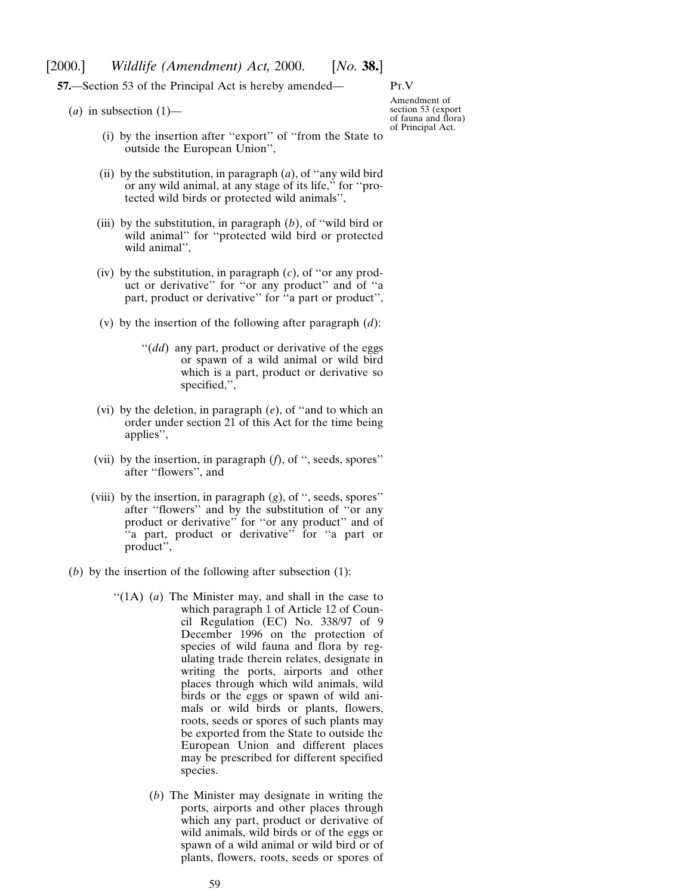**57.**—Section 53 of the Principal Act is hereby amended—

Pt.V

Amendment of section 53 (export of fauna and flora) of Principal Act.

(*a*) in subsection (1)—

(i) by the insertion after ''export'' of ''from the State to outside the European Union'',

(ii) by the substitution, in paragraph (*a*), of ''any wild bird or any wild animal, at any stage of its life,'' for ''protected wild birds or protected wild animals'',

(iii) by the substitution, in paragraph (*b*), of ''wild bird or wild animal'' for ''protected wild bird or protected wild animal'',

(iv) by the substitution, in paragraph (*c*), of ''or any product or derivative'' for ''or any product'' and of ''a part, product or derivative'' for ''a part or product'',

(v) by the insertion of the following after paragraph (*d*):

''(*dd*) any part, product or derivative of the eggs or spawn of a wild animal or wild bird which is a part, product or derivative so specified,'',

(vi) by the deletion, in paragraph (*e*), of ''and to which an order under section 21 of this Act for the time being applies'',

(vii) by the insertion, in paragraph (*f*), of '', seeds, spores'' after ''flowers'', and

(viii) by the insertion, in paragraph (*g*), of '', seeds, spores'' after ''flowers'' and by the substitution of ''or any product or derivative'' for ''or any product'' and of ''a part, product or derivative'' for ''a part or product'',

(*b*) by the insertion of the following after subsection (1):

''(1A) (*a*) The Minister may, and shall in the case to which paragraph 1 of Article 12 of Council Regulation (EC) No. 338/97 of 9 December 1996 on the protection of species of wild fauna and flora by regulating trade therein relates, designate in writing the ports, airports and other places through which wild animals, wild birds or the eggs or spawn of wild animals or wild birds or plants, flowers, roots, seeds or spores of such plants may be exported from the State to outside the European Union and different places may be prescribed for different specified species.

(*b*) The Minister may designate in writing the ports, airports and other places through which any part, product or derivative of wild animals, wild birds or of the eggs or spawn of a wild animal or wild bird or of plants, flowers, roots, seeds or spores of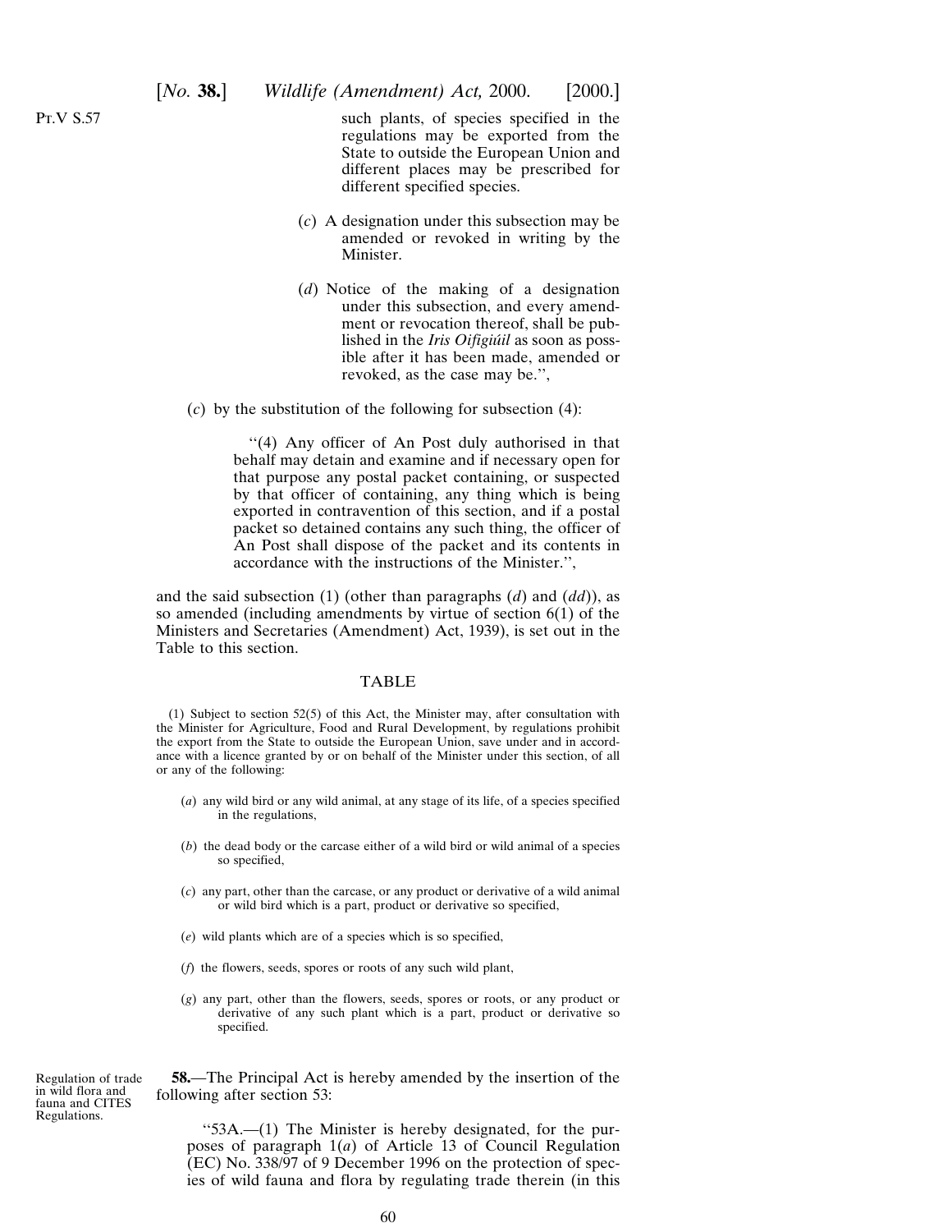Pt.V S.57

such plants, of species specified in the regulations may be exported from the State to outside the European Union and different places may be prescribed for different specified species.

(*c*) A designation under this subsection may be amended or revoked in writing by the Minister.

(*d*) Notice of the making of a designation under this subsection, and every amendment or revocation thereof, shall be published in the *Iris Oifigiúil* as soon as possible after it has been made, amended or revoked, as the case may be.'',

(*c*) by the substitution of the following for subsection (4):

''(4) Any officer of An Post duly authorised in that behalf may detain and examine and if necessary open for that purpose any postal packet containing, or suspected by that officer of containing, any thing which is being exported in contravention of this section, and if a postal packet so detained contains any such thing, the officer of An Post shall dispose of the packet and its contents in accordance with the instructions of the Minister.'',

and the said subsection (1) (other than paragraphs (*d*) and (*dd*)), as so amended (including amendments by virtue of section 6(1) of the Ministers and Secretaries (Amendment) Act, 1939), is set out in the Table to this section.

TABLE

(1) Subject to section 52(5) of this Act, the Minister may, after consultation with the Minister for Agriculture, Food and Rural Development, by regulations prohibit the export from the State to outside the European Union, save under and in accordance with a licence granted by or on behalf of the Minister under this section, of all or any of the following:

(*a*) any wild bird or any wild animal, at any stage of its life, of a species specified in the regulations,

(*b*) the dead body or the carcase either of a wild bird or wild animal of a species so specified,

(*c*) any part, other than the carcase, or any product or derivative of a wild animal or wild bird which is a part, product or derivative so specified,

(*e*) wild plants which are of a species which is so specified,

(*f*) the flowers, seeds, spores or roots of any such wild plant,

(*g*) any part, other than the flowers, seeds, spores or roots, or any product or derivative of any such plant which is a part, product or derivative so specified.

Regulation of trade in wild flora and fauna and CITES Regulations.

**58.**—The Principal Act is hereby amended by the insertion of the following after section 53:

''53A.—(1) The Minister is hereby designated, for the purposes of paragraph 1(*a*) of Article 13 of Council Regulation (EC) No. 338/97 of 9 December 1996 on the protection of species of wild fauna and flora by regulating trade therein (in this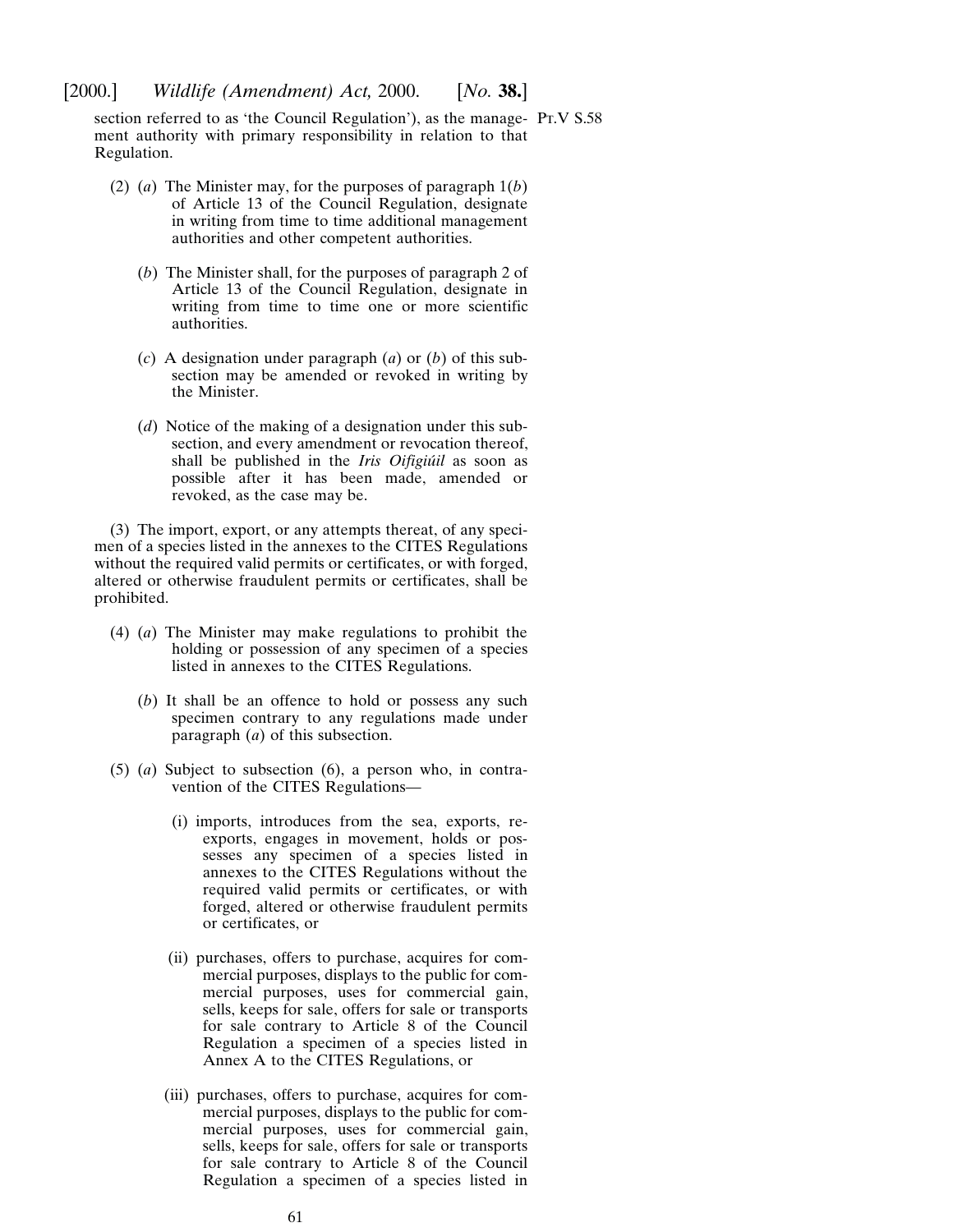section referred to as 'the Council Regulation'), as the management authority with primary responsibility in relation to that Regulation.

Pt.V S.58

(2) (*a*) The Minister may, for the purposes of paragraph 1(*b*) of Article 13 of the Council Regulation, designate in writing from time to time additional management authorities and other competent authorities.

(*b*) The Minister shall, for the purposes of paragraph 2 of Article 13 of the Council Regulation, designate in writing from time to time one or more scientific authorities.

(*c*) A designation under paragraph (*a*) or (*b*) of this subsection may be amended or revoked in writing by the Minister.

(*d*) Notice of the making of a designation under this subsection, and every amendment or revocation thereof, shall be published in the *Iris Oifigiúil* as soon as possible after it has been made, amended or revoked, as the case may be.

(3) The import, export, or any attempts thereat, of any specimen of a species listed in the annexes to the CITES Regulations without the required valid permits or certificates, or with forged, altered or otherwise fraudulent permits or certificates, shall be prohibited.

(4) (*a*) The Minister may make regulations to prohibit the holding or possession of any specimen of a species listed in annexes to the CITES Regulations.

(*b*) It shall be an offence to hold or possess any such specimen contrary to any regulations made under paragraph (*a*) of this subsection.

(5) (*a*) Subject to subsection (6), a person who, in contravention of the CITES Regulations—

(i) imports, introduces from the sea, exports, re-exports, engages in movement, holds or possesses any specimen of a species listed in annexes to the CITES Regulations without the required valid permits or certificates, or with forged, altered or otherwise fraudulent permits or certificates, or

(ii) purchases, offers to purchase, acquires for commercial purposes, displays to the public for commercial purposes, uses for commercial gain, sells, keeps for sale, offers for sale or transports for sale contrary to Article 8 of the Council Regulation a specimen of a species listed in Annex A to the CITES Regulations, or

(iii) purchases, offers to purchase, acquires for commercial purposes, displays to the public for commercial purposes, uses for commercial gain, sells, keeps for sale, offers for sale or transports for sale contrary to Article 8 of the Council Regulation a specimen of a species listed in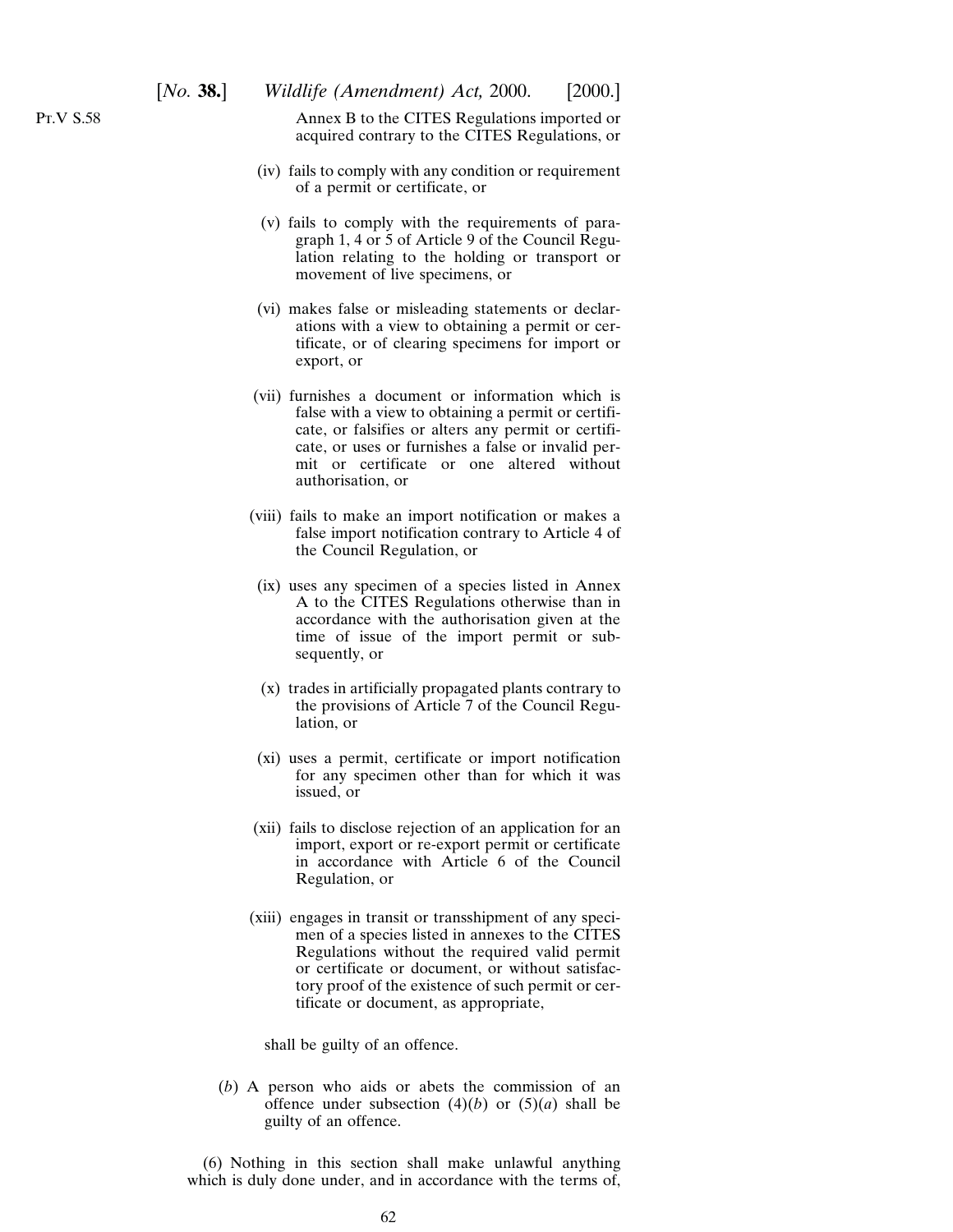Annex B to the CITES Regulations imported or acquired contrary to the CITES Regulations, or

(iv) fails to comply with any condition or requirement of a permit or certificate, or

(v) fails to comply with the requirements of paragraph 1, 4 or 5 of Article 9 of the Council Regulation relating to the holding or transport or movement of live specimens, or

(vi) makes false or misleading statements or declarations with a view to obtaining a permit or certificate, or of clearing specimens for import or export, or

(vii) furnishes a document or information which is false with a view to obtaining a permit or certificate, or falsifies or alters any permit or certificate, or uses or furnishes a false or invalid permit or certificate or one altered without authorisation, or

(viii) fails to make an import notification or makes a false import notification contrary to Article 4 of the Council Regulation, or

(ix) uses any specimen of a species listed in Annex A to the CITES Regulations otherwise than in accordance with the authorisation given at the time of issue of the import permit or subsequently, or

(x) trades in artificially propagated plants contrary to the provisions of Article 7 of the Council Regulation, or

(xi) uses a permit, certificate or import notification for any specimen other than for which it was issued, or

(xii) fails to disclose rejection of an application for an import, export or re-export permit or certificate in accordance with Article 6 of the Council Regulation, or

(xiii) engages in transit or transshipment of any specimen of a species listed in annexes to the CITES Regulations without the required valid permit or certificate or document, or without satisfactory proof of the existence of such permit or certificate or document, as appropriate,

shall be guilty of an offence.

(*b*) A person who aids or abets the commission of an offence under subsection (4)(*b*) or (5)(*a*) shall be guilty of an offence.

(6) Nothing in this section shall make unlawful anything which is duly done under, and in accordance with the terms of,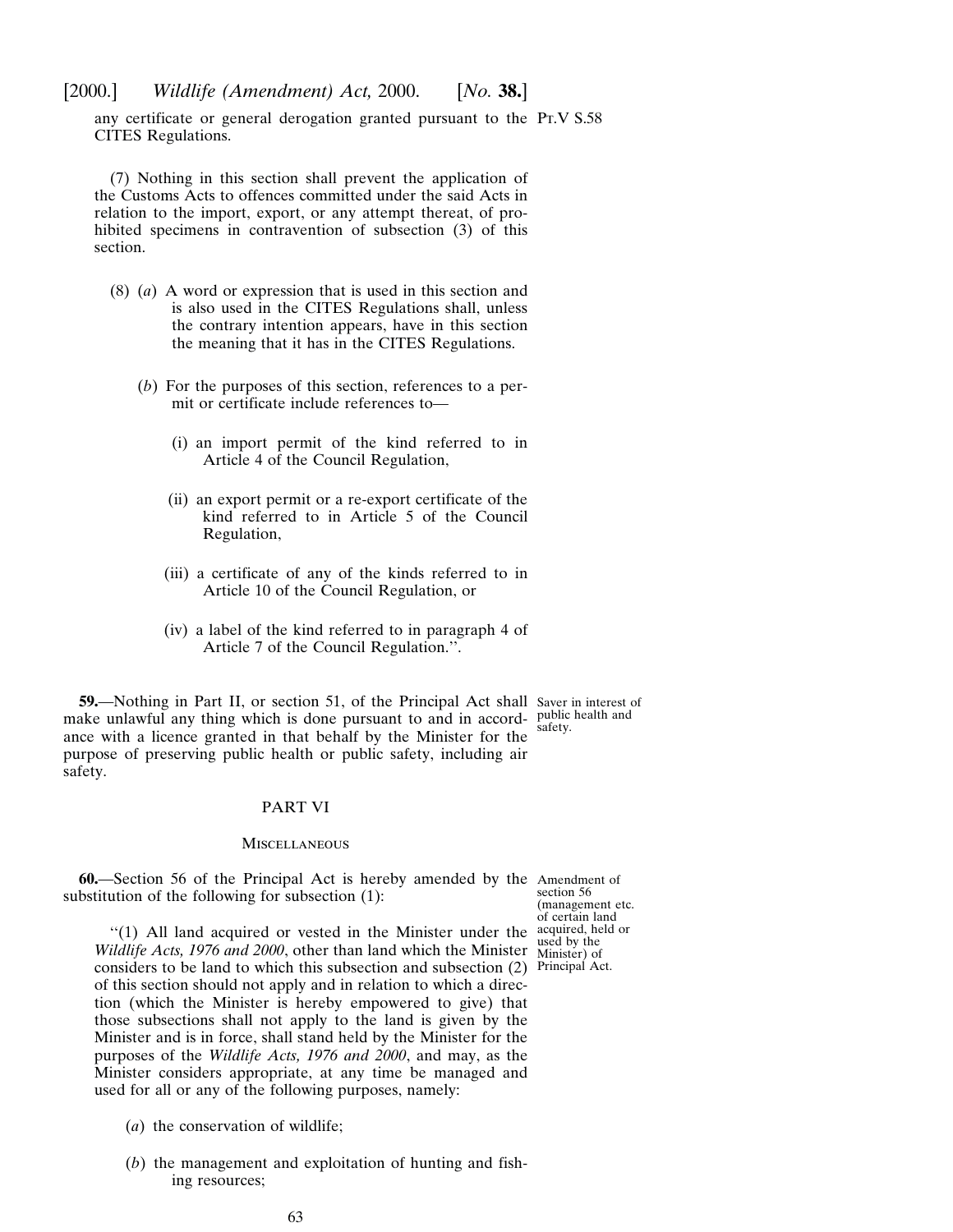any certificate or general derogation granted pursuant to the CITES Regulations.

(7) Nothing in this section shall prevent the application of the Customs Acts to offences committed under the said Acts in relation to the import, export, or any attempt thereat, of prohibited specimens in contravention of subsection (3) of this section.

(8) (*a*) A word or expression that is used in this section and is also used in the CITES Regulations shall, unless the contrary intention appears, have in this section the meaning that it has in the CITES Regulations.

(*b*) For the purposes of this section, references to a permit or certificate include references to—

(i) an import permit of the kind referred to in Article 4 of the Council Regulation,

(ii) an export permit or a re-export certificate of the kind referred to in Article 5 of the Council Regulation,

(iii) a certificate of any of the kinds referred to in Article 10 of the Council Regulation, or

(iv) a label of the kind referred to in paragraph 4 of Article 7 of the Council Regulation.''.

Saver in interest of public health and safety.

**59.**—Nothing in Part II, or section 51, of the Principal Act shall make unlawful any thing which is done pursuant to and in accordance with a licence granted in that behalf by the Minister for the purpose of preserving public health or public safety, including air safety.

## PART VI

### Miscellaneous

Amendment of section 56 (management etc. of certain land acquired, held or used by the Minister) of Principal Act.

**60.**—Section 56 of the Principal Act is hereby amended by the substitution of the following for subsection (1):

''(1) All land acquired or vested in the Minister under the *Wildlife Acts, 1976 and 2000*, other than land which the Minister considers to be land to which this subsection and subsection (2) of this section should not apply and in relation to which a direction (which the Minister is hereby empowered to give) that those subsections shall not apply to the land is given by the Minister and is in force, shall stand held by the Minister for the purposes of the *Wildlife Acts, 1976 and 2000*, and may, as the Minister considers appropriate, at any time be managed and used for all or any of the following purposes, namely:

(*a*) the conservation of wildlife;

(*b*) the management and exploitation of hunting and fishing resources;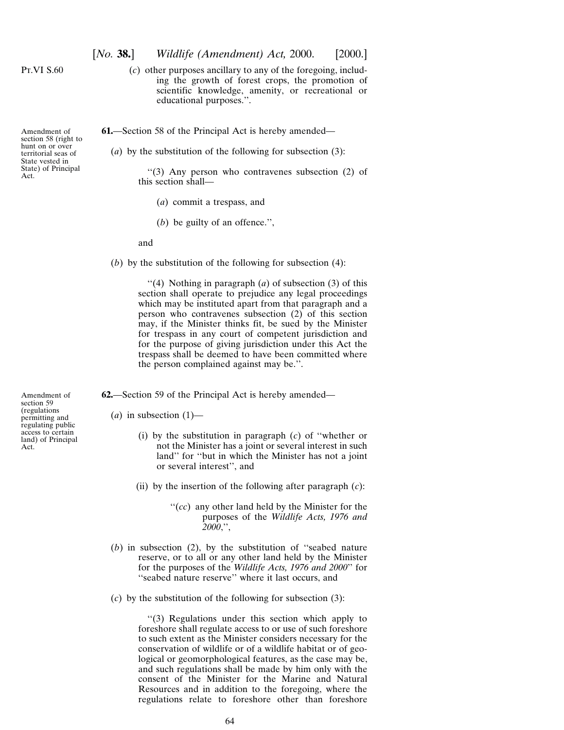Pt.VI S.60

(*c*) other purposes ancillary to any of the foregoing, including the growth of forest crops, the promotion of scientific knowledge, amenity, or recreational or educational purposes.''.

Amendment of section 58 (right to hunt on or over territorial seas of State vested in State) of Principal Act.

**61.**—Section 58 of the Principal Act is hereby amended—

(*a*) by the substitution of the following for subsection (3):

''(3) Any person who contravenes subsection (2) of this section shall—

(*a*) commit a trespass, and

(*b*) be guilty of an offence.'',

and

(*b*) by the substitution of the following for subsection (4):

''(4) Nothing in paragraph (*a*) of subsection (3) of this section shall operate to prejudice any legal proceedings which may be instituted apart from that paragraph and a person who contravenes subsection (2) of this section may, if the Minister thinks fit, be sued by the Minister for trespass in any court of competent jurisdiction and for the purpose of giving jurisdiction under this Act the trespass shall be deemed to have been committed where the person complained against may be.''.

Amendment of section 59 (regulations permitting and regulating public access to certain land) of Principal Act.

**62.**—Section 59 of the Principal Act is hereby amended—

(*a*) in subsection (1)—

(i) by the substitution in paragraph (*c*) of ''whether or not the Minister has a joint or several interest in such land'' for ''but in which the Minister has not a joint or several interest'', and

(ii) by the insertion of the following after paragraph (*c*):

''(*cc*) any other land held by the Minister for the purposes of the *Wildlife Acts, 1976 and 2000*,'',

(*b*) in subsection (2), by the substitution of ''seabed nature reserve, or to all or any other land held by the Minister for the purposes of the *Wildlife Acts, 1976 and 2000*'' for ''seabed nature reserve'' where it last occurs, and

(*c*) by the substitution of the following for subsection (3):

''(3) Regulations under this section which apply to foreshore shall regulate access to or use of such foreshore to such extent as the Minister considers necessary for the conservation of wildlife or of a wildlife habitat or of geological or geomorphological features, as the case may be, and such regulations shall be made by him only with the consent of the Minister for the Marine and Natural Resources and in addition to the foregoing, where the regulations relate to foreshore other than foreshore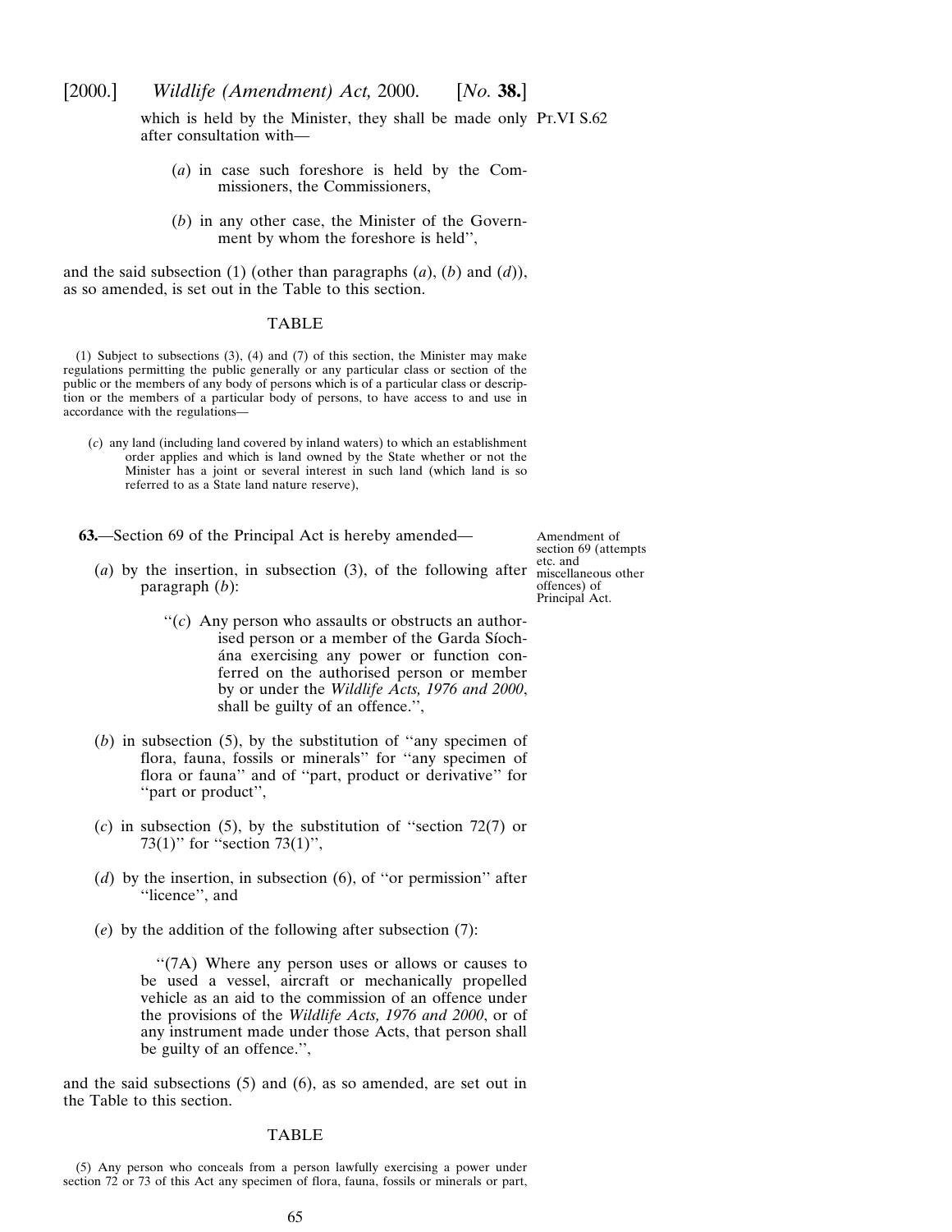which is held by the Minister, they shall be made only after consultation with—

(*a*) in case such foreshore is held by the Commissioners, the Commissioners,

(*b*) in any other case, the Minister of the Government by whom the foreshore is held'',

and the said subsection (1) (other than paragraphs (*a*), (*b*) and (*d*)), as so amended, is set out in the Table to this section.

TABLE

(1) Subject to subsections (3), (4) and (7) of this section, the Minister may make regulations permitting the public generally or any particular class or section of the public or the members of any body of persons which is of a particular class or description or the members of a particular body of persons, to have access to and use in accordance with the regulations—

(*c*) any land (including land covered by inland waters) to which an establishment order applies and which is land owned by the State whether or not the Minister has a joint or several interest in such land (which land is so referred to as a State land nature reserve),

Amendment of section 69 (attempts etc. and miscellaneous other offences) of Principal Act.

**63.**—Section 69 of the Principal Act is hereby amended—

(*a*) by the insertion, in subsection (3), of the following after paragraph (*b*):

''(*c*) Any person who assaults or obstructs an authorised person or a member of the Garda Síochána exercising any power or function conferred on the authorised person or member by or under the *Wildlife Acts, 1976 and 2000*, shall be guilty of an offence.'',

(*b*) in subsection (5), by the substitution of ''any specimen of flora, fauna, fossils or minerals'' for ''any specimen of flora or fauna'' and of ''part, product or derivative'' for ''part or product'',

(*c*) in subsection (5), by the substitution of ''section 72(7) or 73(1)'' for ''section 73(1)'',

(*d*) by the insertion, in subsection (6), of ''or permission'' after ''licence'', and

(*e*) by the addition of the following after subsection (7):

''(7A) Where any person uses or allows or causes to be used a vessel, aircraft or mechanically propelled vehicle as an aid to the commission of an offence under the provisions of the *Wildlife Acts, 1976 and 2000*, or of any instrument made under those Acts, that person shall be guilty of an offence.'',

and the said subsections (5) and (6), as so amended, are set out in the Table to this section.

TABLE

(5) Any person who conceals from a person lawfully exercising a power under section 72 or 73 of this Act any specimen of flora, fauna, fossils or minerals or part,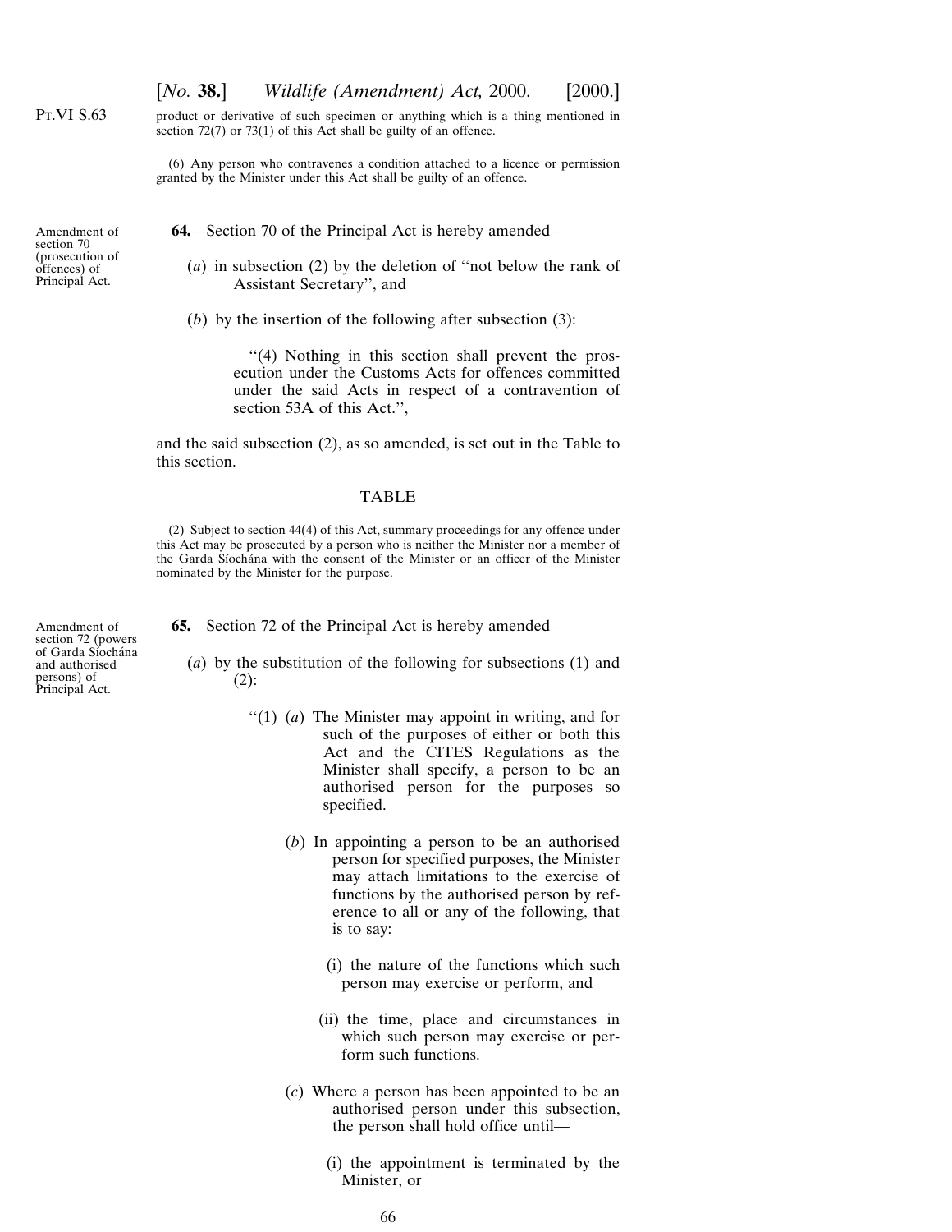product or derivative of such specimen or anything which is a thing mentioned in section 72(7) or 73(1) of this Act shall be guilty of an offence.

(6) Any person who contravenes a condition attached to a licence or permission granted by the Minister under this Act shall be guilty of an offence.

Amendment of section 70 (prosecution of offences) of Principal Act.

**64.**—Section 70 of the Principal Act is hereby amended—

(*a*) in subsection (2) by the deletion of ''not below the rank of Assistant Secretary'', and

(*b*) by the insertion of the following after subsection (3):

''(4) Nothing in this section shall prevent the prosecution under the Customs Acts for offences committed under the said Acts in respect of a contravention of section 53A of this Act.'',

and the said subsection (2), as so amended, is set out in the Table to this section.

TABLE

(2) Subject to section 44(4) of this Act, summary proceedings for any offence under this Act may be prosecuted by a person who is neither the Minister nor a member of the Garda Síochána with the consent of the Minister or an officer of the Minister nominated by the Minister for the purpose.

Amendment of section 72 (powers of Garda Síochána and authorised persons) of Principal Act.

**65.**—Section 72 of the Principal Act is hereby amended—

(*a*) by the substitution of the following for subsections (1) and (2):

''(1) (*a*) The Minister may appoint in writing, and for such of the purposes of either or both this Act and the CITES Regulations as the Minister shall specify, a person to be an authorised person for the purposes so specified.

(*b*) In appointing a person to be an authorised person for specified purposes, the Minister may attach limitations to the exercise of functions by the authorised person by reference to all or any of the following, that is to say:

(i) the nature of the functions which such person may exercise or perform, and

(ii) the time, place and circumstances in which such person may exercise or perform such functions.

(*c*) Where a person has been appointed to be an authorised person under this subsection, the person shall hold office until—

(i) the appointment is terminated by the Minister, or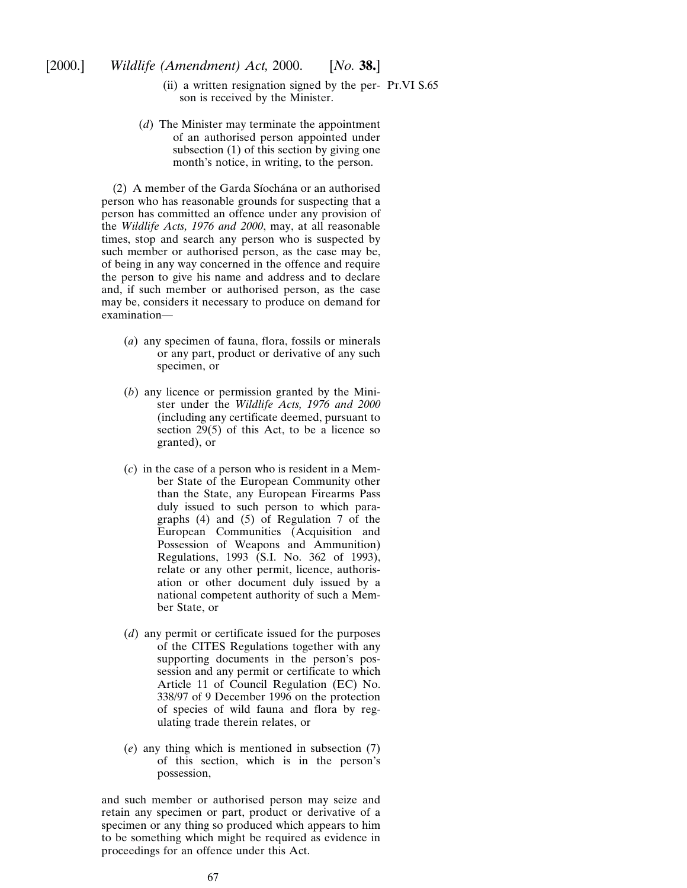(ii) a written resignation signed by the person is received by the Minister.

(*d*) The Minister may terminate the appointment of an authorised person appointed under subsection (1) of this section by giving one month's notice, in writing, to the person.

(2) A member of the Garda Síochána or an authorised person who has reasonable grounds for suspecting that a person has committed an offence under any provision of the *Wildlife Acts, 1976 and 2000*, may, at all reasonable times, stop and search any person who is suspected by such member or authorised person, as the case may be, of being in any way concerned in the offence and require the person to give his name and address and to declare and, if such member or authorised person, as the case may be, considers it necessary to produce on demand for examination—

(*a*) any specimen of fauna, flora, fossils or minerals or any part, product or derivative of any such specimen, or

(*b*) any licence or permission granted by the Minister under the *Wildlife Acts, 1976 and 2000* (including any certificate deemed, pursuant to section 29(5) of this Act, to be a licence so granted), or

(*c*) in the case of a person who is resident in a Member State of the European Community other than the State, any European Firearms Pass duly issued to such person to which paragraphs (4) and (5) of Regulation 7 of the European Communities (Acquisition and Possession of Weapons and Ammunition) Regulations, 1993 (S.I. No. 362 of 1993), relate or any other permit, licence, authorisation or other document duly issued by a national competent authority of such a Member State, or

(*d*) any permit or certificate issued for the purposes of the CITES Regulations together with any supporting documents in the person's possession and any permit or certificate to which Article 11 of Council Regulation (EC) No. 338/97 of 9 December 1996 on the protection of species of wild fauna and flora by regulating trade therein relates, or

(*e*) any thing which is mentioned in subsection (7) of this section, which is in the person's possession,

and such member or authorised person may seize and retain any specimen or part, product or derivative of a specimen or any thing so produced which appears to him to be something which might be required as evidence in proceedings for an offence under this Act.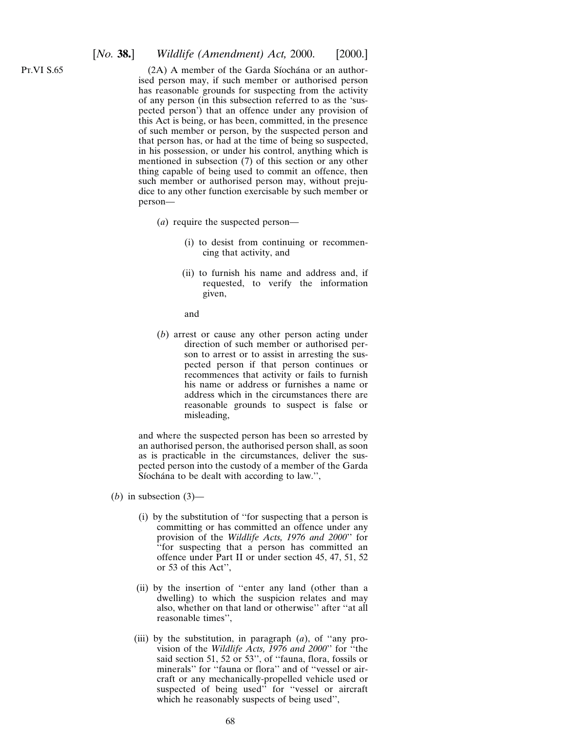Pt.VI S.65

(2A) A member of the Garda Síochána or an authorised person may, if such member or authorised person has reasonable grounds for suspecting from the activity of any person (in this subsection referred to as the 'suspected person') that an offence under any provision of this Act is being, or has been, committed, in the presence of such member or person, by the suspected person and that person has, or had at the time of being so suspected, in his possession, or under his control, anything which is mentioned in subsection (7) of this section or any other thing capable of being used to commit an offence, then such member or authorised person may, without prejudice to any other function exercisable by such member or person—

(*a*) require the suspected person—

(i) to desist from continuing or recommencing that activity, and

(ii) to furnish his name and address and, if requested, to verify the information given,

and

(*b*) arrest or cause any other person acting under direction of such member or authorised person to arrest or to assist in arresting the suspected person if that person continues or recommences that activity or fails to furnish his name or address or furnishes a name or address which in the circumstances there are reasonable grounds to suspect is false or misleading,

and where the suspected person has been so arrested by an authorised person, the authorised person shall, as soon as is practicable in the circumstances, deliver the suspected person into the custody of a member of the Garda Síochána to be dealt with according to law.'',

(*b*) in subsection (3)—

(i) by the substitution of ''for suspecting that a person is committing or has committed an offence under any provision of the *Wildlife Acts, 1976 and 2000*'' for ''for suspecting that a person has committed an offence under Part II or under section 45, 47, 51, 52 or 53 of this Act'',

(ii) by the insertion of ''enter any land (other than a dwelling) to which the suspicion relates and may also, whether on that land or otherwise'' after ''at all reasonable times'',

(iii) by the substitution, in paragraph (*a*), of ''any provision of the *Wildlife Acts, 1976 and 2000*'' for ''the said section 51, 52 or 53'', of ''fauna, flora, fossils or minerals'' for ''fauna or flora'' and of ''vessel or aircraft or any mechanically-propelled vehicle used or suspected of being used'' for ''vessel or aircraft which he reasonably suspects of being used'',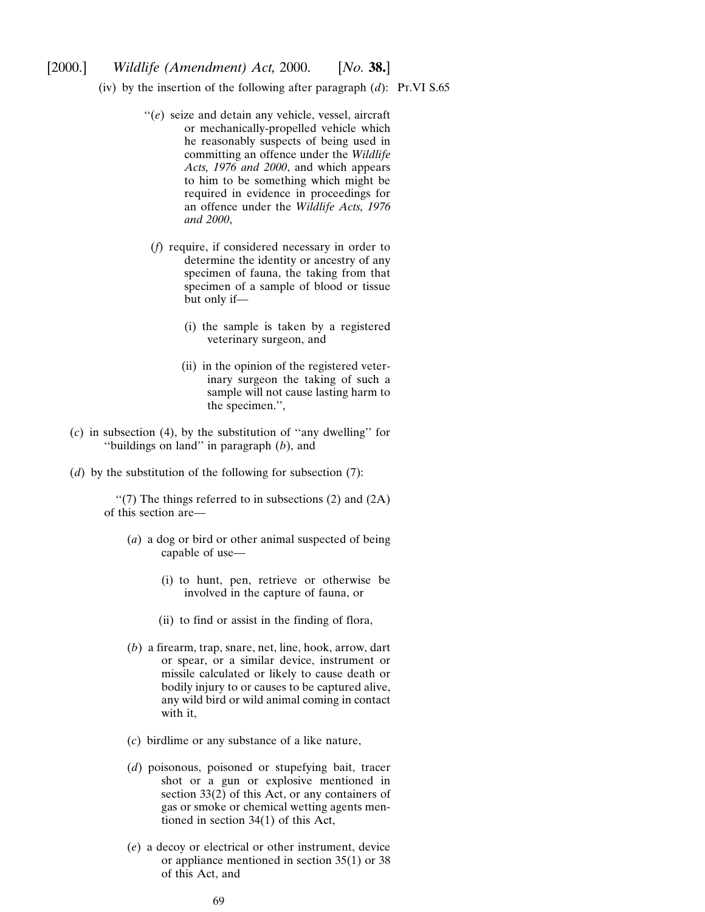(iv) by the insertion of the following after paragraph (*d*):

"(*e*) seize and detain any vehicle, vessel, aircraft or mechanically-propelled vehicle which he reasonably suspects of being used in committing an offence under the *Wildlife Acts, 1976 and 2000*, and which appears to him to be something which might be required in evidence in proceedings for an offence under the *Wildlife Acts, 1976 and 2000*,

(*f*) require, if considered necessary in order to determine the identity or ancestry of any specimen of fauna, the taking from that specimen of a sample of blood or tissue but only if—

(i) the sample is taken by a registered veterinary surgeon, and

(ii) in the opinion of the registered veterinary surgeon the taking of such a sample will not cause lasting harm to the specimen.",

(*c*) in subsection (4), by the substitution of "any dwelling" for "buildings on land" in paragraph (*b*), and

(*d*) by the substitution of the following for subsection (7):

"(7) The things referred to in subsections (2) and (2A) of this section are—

(*a*) a dog or bird or other animal suspected of being capable of use—

(i) to hunt, pen, retrieve or otherwise be involved in the capture of fauna, or

(ii) to find or assist in the finding of flora,

(*b*) a firearm, trap, snare, net, line, hook, arrow, dart or spear, or a similar device, instrument or missile calculated or likely to cause death or bodily injury to or causes to be captured alive, any wild bird or wild animal coming in contact with it,

(*c*) birdlime or any substance of a like nature,

(*d*) poisonous, poisoned or stupefying bait, tracer shot or a gun or explosive mentioned in section 33(2) of this Act, or any containers of gas or smoke or chemical wetting agents mentioned in section 34(1) of this Act,

(*e*) a decoy or electrical or other instrument, device or appliance mentioned in section 35(1) or 38 of this Act, and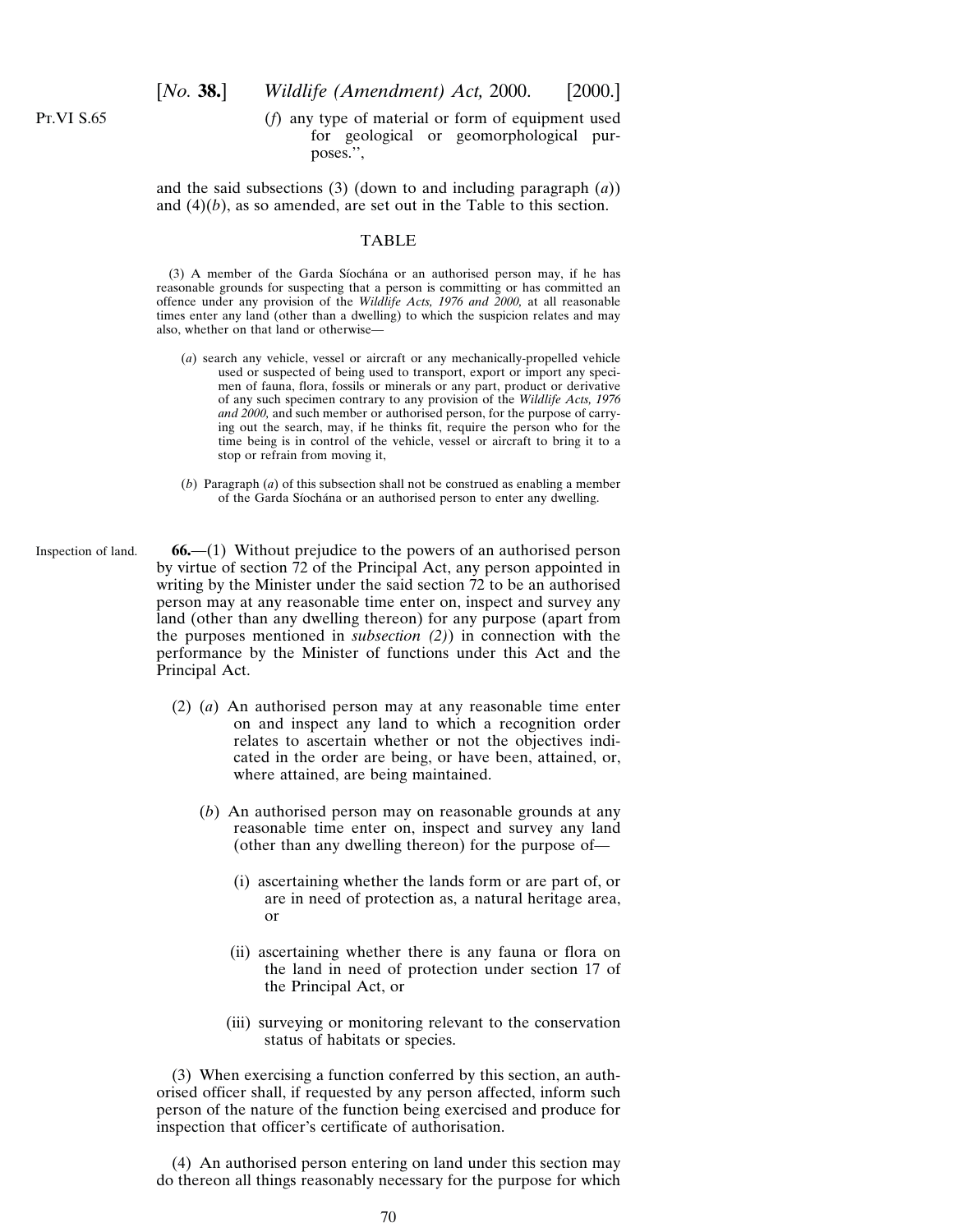(*f*) any type of material or form of equipment used for geological or geomorphological purposes.'',

and the said subsections (3) (down to and including paragraph (*a*)) and (4)(*b*), as so amended, are set out in the Table to this section.

TABLE

(3) A member of the Garda Síochána or an authorised person may, if he has reasonable grounds for suspecting that a person is committing or has committed an offence under any provision of the *Wildlife Acts, 1976 and 2000,* at all reasonable times enter any land (other than a dwelling) to which the suspicion relates and may also, whether on that land or otherwise—

(*a*) search any vehicle, vessel or aircraft or any mechanically-propelled vehicle used or suspected of being used to transport, export or import any specimen of fauna, flora, fossils or minerals or any part, product or derivative of any such specimen contrary to any provision of the *Wildlife Acts, 1976 and 2000,* and such member or authorised person, for the purpose of carrying out the search, may, if he thinks fit, require the person who for the time being is in control of the vehicle, vessel or aircraft to bring it to a stop or refrain from moving it,

(*b*) Paragraph (*a*) of this subsection shall not be construed as enabling a member of the Garda Síochána or an authorised person to enter any dwelling.

Inspection of land.

**66.**—(1) Without prejudice to the powers of an authorised person by virtue of section 72 of the Principal Act, any person appointed in writing by the Minister under the said section 72 to be an authorised person may at any reasonable time enter on, inspect and survey any land (other than any dwelling thereon) for any purpose (apart from the purposes mentioned in *subsection (2)*) in connection with the performance by the Minister of functions under this Act and the Principal Act.

(2) (*a*) An authorised person may at any reasonable time enter on and inspect any land to which a recognition order relates to ascertain whether or not the objectives indicated in the order are being, or have been, attained, or, where attained, are being maintained.

(*b*) An authorised person may on reasonable grounds at any reasonable time enter on, inspect and survey any land (other than any dwelling thereon) for the purpose of—

(i) ascertaining whether the lands form or are part of, or are in need of protection as, a natural heritage area, or

(ii) ascertaining whether there is any fauna or flora on the land in need of protection under section 17 of the Principal Act, or

(iii) surveying or monitoring relevant to the conservation status of habitats or species.

(3) When exercising a function conferred by this section, an authorised officer shall, if requested by any person affected, inform such person of the nature of the function being exercised and produce for inspection that officer's certificate of authorisation.

(4) An authorised person entering on land under this section may do thereon all things reasonably necessary for the purpose for which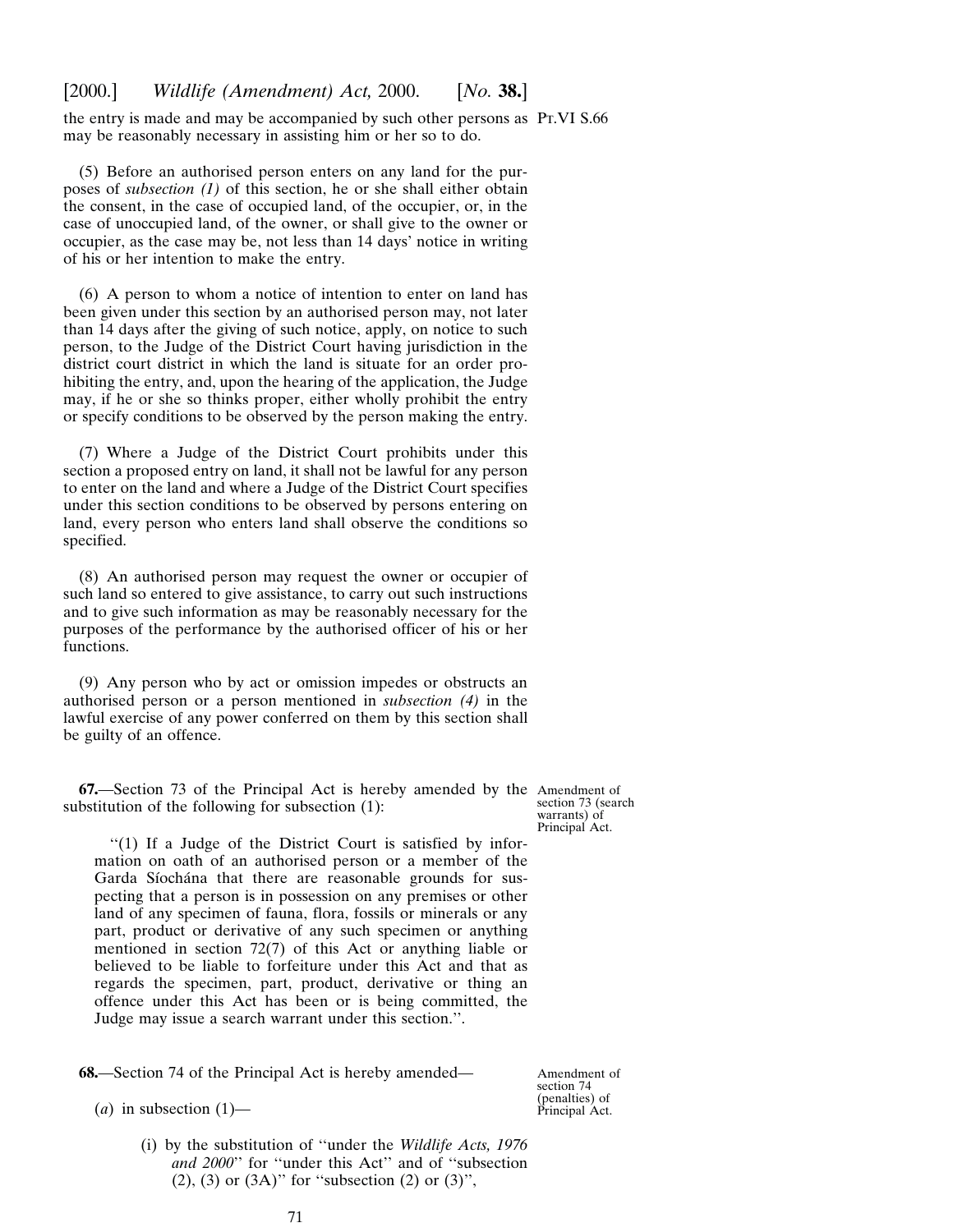the entry is made and may be accompanied by such other persons as may be reasonably necessary in assisting him or her so to do.

Pt.VI S.66

(5) Before an authorised person enters on any land for the purposes of *subsection (1)* of this section, he or she shall either obtain the consent, in the case of occupied land, of the occupier, or, in the case of unoccupied land, of the owner, or shall give to the owner or occupier, as the case may be, not less than 14 days' notice in writing of his or her intention to make the entry.

(6) A person to whom a notice of intention to enter on land has been given under this section by an authorised person may, not later than 14 days after the giving of such notice, apply, on notice to such person, to the Judge of the District Court having jurisdiction in the district court district in which the land is situate for an order prohibiting the entry, and, upon the hearing of the application, the Judge may, if he or she so thinks proper, either wholly prohibit the entry or specify conditions to be observed by the person making the entry.

(7) Where a Judge of the District Court prohibits under this section a proposed entry on land, it shall not be lawful for any person to enter on the land and where a Judge of the District Court specifies under this section conditions to be observed by persons entering on land, every person who enters land shall observe the conditions so specified.

(8) An authorised person may request the owner or occupier of such land so entered to give assistance, to carry out such instructions and to give such information as may be reasonably necessary for the purposes of the performance by the authorised officer of his or her functions.

(9) Any person who by act or omission impedes or obstructs an authorised person or a person mentioned in *subsection (4)* in the lawful exercise of any power conferred on them by this section shall be guilty of an offence.

Amendment of section 73 (search warrants) of Principal Act.

**67.**—Section 73 of the Principal Act is hereby amended by the substitution of the following for subsection (1):

> ''(1) If a Judge of the District Court is satisfied by information on oath of an authorised person or a member of the Garda Síochána that there are reasonable grounds for suspecting that a person is in possession on any premises or other land of any specimen of fauna, flora, fossils or minerals or any part, product or derivative of any such specimen or anything mentioned in section 72(7) of this Act or anything liable or believed to be liable to forfeiture under this Act and that as regards the specimen, part, product, derivative or thing an offence under this Act has been or is being committed, the Judge may issue a search warrant under this section.''.

Amendment of section 74 (penalties) of Principal Act.

**68.**—Section 74 of the Principal Act is hereby amended—

(*a*) in subsection (1)—

(i) by the substitution of ''under the *Wildlife Acts, 1976 and 2000*'' for ''under this Act'' and of ''subsection (2), (3) or (3A)'' for ''subsection (2) or (3)'',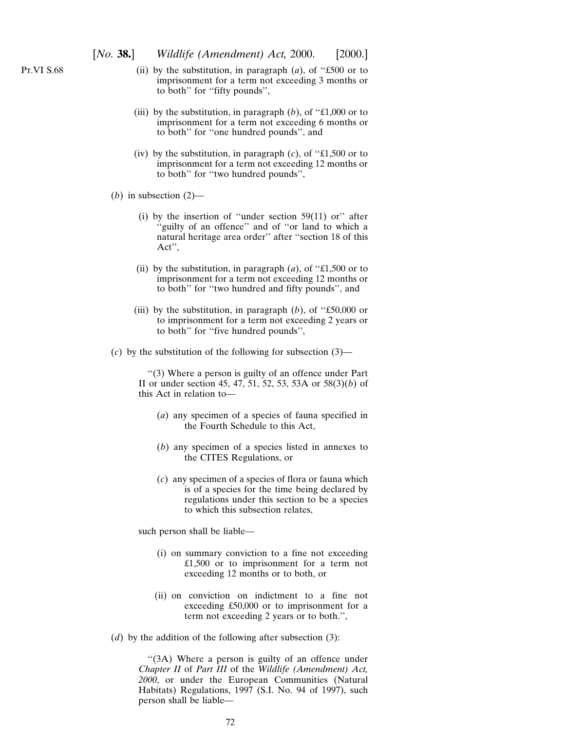(ii) by the substitution, in paragraph (*a*), of "£500 or to imprisonment for a term not exceeding 3 months or to both" for "fifty pounds",

(iii) by the substitution, in paragraph (*b*), of "£1,000 or to imprisonment for a term not exceeding 6 months or to both" for "one hundred pounds", and

(iv) by the substitution, in paragraph (*c*), of "£1,500 or to imprisonment for a term not exceeding 12 months or to both" for "two hundred pounds",

(*b*) in subsection (2)—

(i) by the insertion of "under section 59(11) or" after "guilty of an offence" and of "or land to which a natural heritage area order" after "section 18 of this Act",

(ii) by the substitution, in paragraph (*a*), of "£1,500 or to imprisonment for a term not exceeding 12 months or to both" for "two hundred and fifty pounds", and

(iii) by the substitution, in paragraph (*b*), of "£50,000 or to imprisonment for a term not exceeding 2 years or to both" for "five hundred pounds",

(*c*) by the substitution of the following for subsection (3)—

"(3) Where a person is guilty of an offence under Part II or under section 45, 47, 51, 52, 53, 53A or 58(3)(*b*) of this Act in relation to—

(*a*) any specimen of a species of fauna specified in the Fourth Schedule to this Act,

(*b*) any specimen of a species listed in annexes to the CITES Regulations, or

(*c*) any specimen of a species of flora or fauna which is of a species for the time being declared by regulations under this section to be a species to which this subsection relates,

such person shall be liable—

(i) on summary conviction to a fine not exceeding £1,500 or to imprisonment for a term not exceeding 12 months or to both, or

(ii) on conviction on indictment to a fine not exceeding £50,000 or to imprisonment for a term not exceeding 2 years or to both.",

(*d*) by the addition of the following after subsection (3):

"(3A) Where a person is guilty of an offence under *Chapter II* of *Part III* of the *Wildlife (Amendment) Act, 2000*, or under the European Communities (Natural Habitats) Regulations, 1997 (S.I. No. 94 of 1997), such person shall be liable—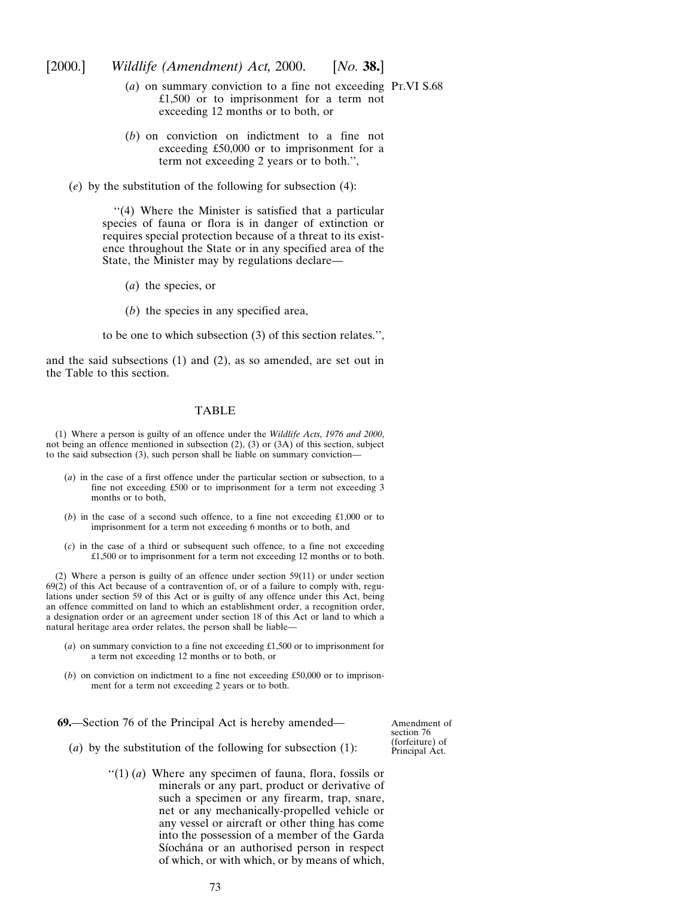(*a*) on summary conviction to a fine not exceeding £1,500 or to imprisonment for a term not exceeding 12 months or to both, or

(*b*) on conviction on indictment to a fine not exceeding £50,000 or to imprisonment for a term not exceeding 2 years or to both.'',

(*e*) by the substitution of the following for subsection (4):

''(4) Where the Minister is satisfied that a particular species of fauna or flora is in danger of extinction or requires special protection because of a threat to its existence throughout the State or in any specified area of the State, the Minister may by regulations declare—

(*a*) the species, or

(*b*) the species in any specified area,

to be one to which subsection (3) of this section relates.'',

and the said subsections (1) and (2), as so amended, are set out in the Table to this section.

TABLE

(1) Where a person is guilty of an offence under the *Wildlife Acts, 1976 and 2000*, not being an offence mentioned in subsection (2), (3) or (3A) of this section, subject to the said subsection (3), such person shall be liable on summary conviction—

(*a*) in the case of a first offence under the particular section or subsection, to a fine not exceeding £500 or to imprisonment for a term not exceeding 3 months or to both,

(*b*) in the case of a second such offence, to a fine not exceeding £1,000 or to imprisonment for a term not exceeding 6 months or to both, and

(*c*) in the case of a third or subsequent such offence, to a fine not exceeding £1,500 or to imprisonment for a term not exceeding 12 months or to both.

(2) Where a person is guilty of an offence under section 59(11) or under section 69(2) of this Act because of a contravention of, or of a failure to comply with, regulations under section 59 of this Act or is guilty of any offence under this Act, being an offence committed on land to which an establishment order, a recognition order, a designation order or an agreement under section 18 of this Act or land to which a natural heritage area order relates, the person shall be liable—

(*a*) on summary conviction to a fine not exceeding £1,500 or to imprisonment for a term not exceeding 12 months or to both, or

(*b*) on conviction on indictment to a fine not exceeding £50,000 or to imprisonment for a term not exceeding 2 years or to both.

Amendment of section 76 (forfeiture) of Principal Act.

**69.**—Section 76 of the Principal Act is hereby amended—

(*a*) by the substitution of the following for subsection (1):

''(1) (*a*) Where any specimen of fauna, flora, fossils or minerals or any part, product or derivative of such a specimen or any firearm, trap, snare, net or any mechanically-propelled vehicle or any vessel or aircraft or other thing has come into the possession of a member of the Garda Síochána or an authorised person in respect of which, or with which, or by means of which,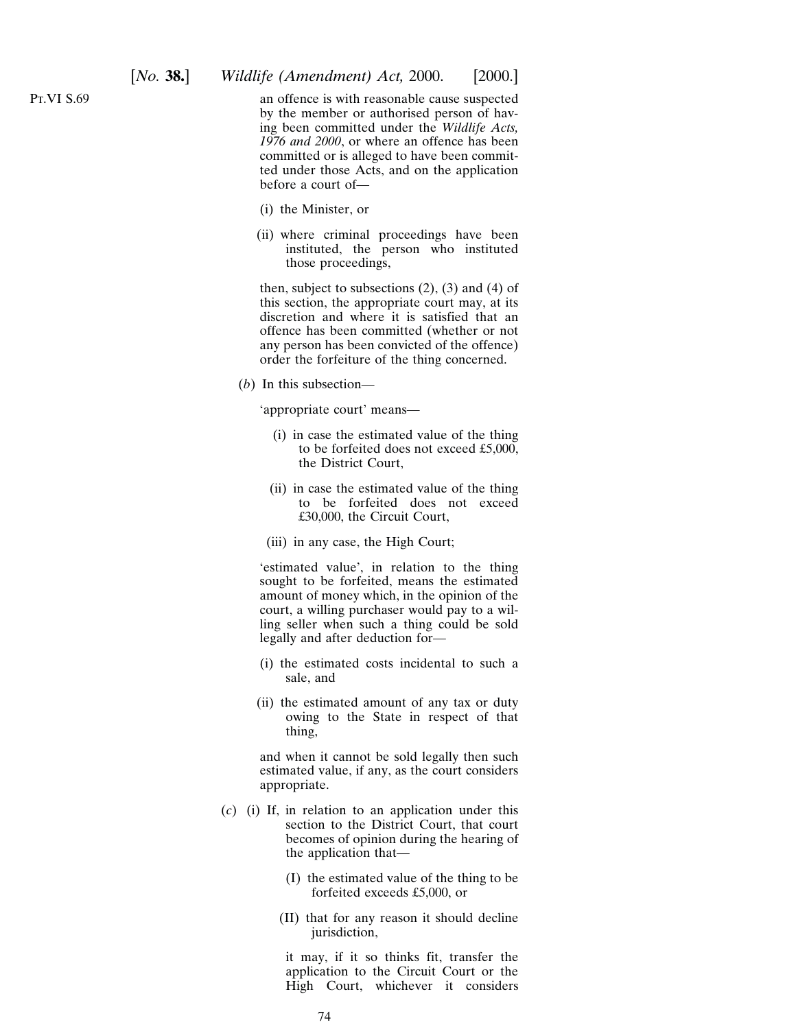an offence is with reasonable cause suspected by the member or authorised person of having been committed under the *Wildlife Acts, 1976 and 2000*, or where an offence has been committed or is alleged to have been committed under those Acts, and on the application before a court of—

(i) the Minister, or

(ii) where criminal proceedings have been instituted, the person who instituted those proceedings,

then, subject to subsections (2), (3) and (4) of this section, the appropriate court may, at its discretion and where it is satisfied that an offence has been committed (whether or not any person has been convicted of the offence) order the forfeiture of the thing concerned.

(*b*) In this subsection—

'appropriate court' means—

(i) in case the estimated value of the thing to be forfeited does not exceed £5,000, the District Court,

(ii) in case the estimated value of the thing to be forfeited does not exceed £30,000, the Circuit Court,

(iii) in any case, the High Court;

'estimated value', in relation to the thing sought to be forfeited, means the estimated amount of money which, in the opinion of the court, a willing purchaser would pay to a willing seller when such a thing could be sold legally and after deduction for—

(i) the estimated costs incidental to such a sale, and

(ii) the estimated amount of any tax or duty owing to the State in respect of that thing,

and when it cannot be sold legally then such estimated value, if any, as the court considers appropriate.

(*c*) (i) If, in relation to an application under this section to the District Court, that court becomes of opinion during the hearing of the application that—

(I) the estimated value of the thing to be forfeited exceeds £5,000, or

(II) that for any reason it should decline jurisdiction,

it may, if it so thinks fit, transfer the application to the Circuit Court or the High Court, whichever it considers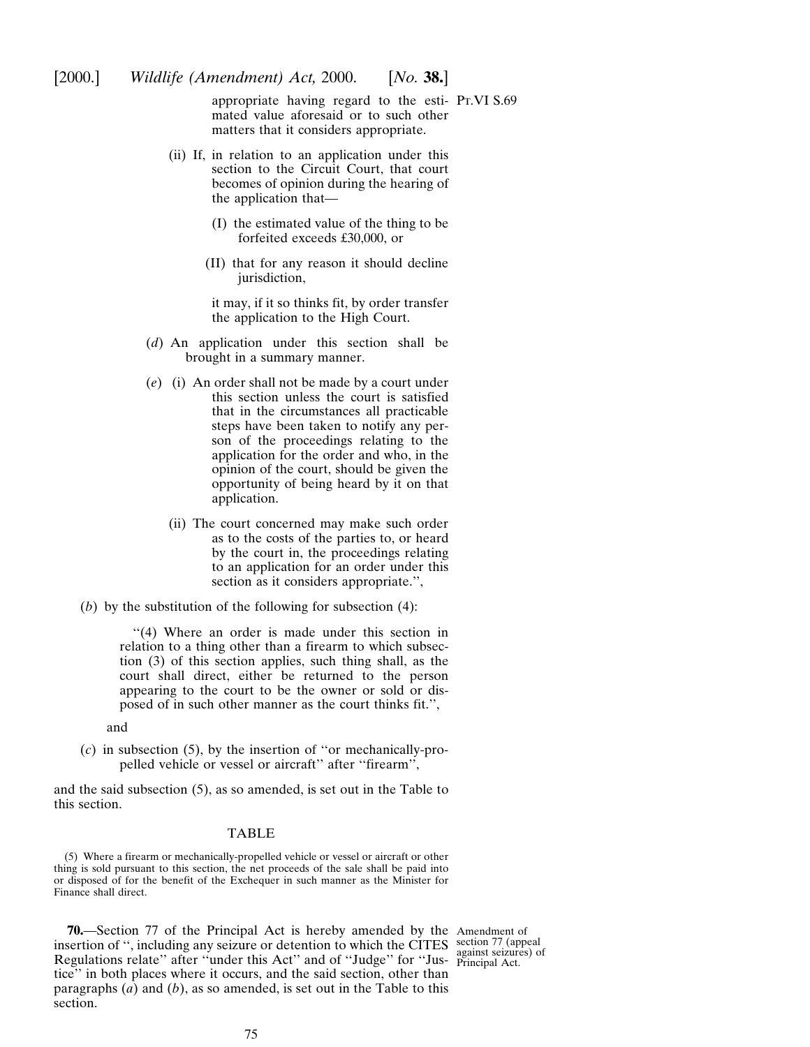appropriate having regard to the estimated value aforesaid or to such other matters that it considers appropriate.

(ii) If, in relation to an application under this section to the Circuit Court, that court becomes of opinion during the hearing of the application that—

(I) the estimated value of the thing to be forfeited exceeds £30,000, or

(II) that for any reason it should decline jurisdiction,

it may, if it so thinks fit, by order transfer the application to the High Court.

(*d*) An application under this section shall be brought in a summary manner.

(*e*) (i) An order shall not be made by a court under this section unless the court is satisfied that in the circumstances all practicable steps have been taken to notify any person of the proceedings relating to the application for the order and who, in the opinion of the court, should be given the opportunity of being heard by it on that application.

(ii) The court concerned may make such order as to the costs of the parties to, or heard by the court in, the proceedings relating to an application for an order under this section as it considers appropriate.'',

(*b*) by the substitution of the following for subsection (4):

''(4) Where an order is made under this section in relation to a thing other than a firearm to which subsection (3) of this section applies, such thing shall, as the court shall direct, either be returned to the person appearing to the court to be the owner or sold or disposed of in such other manner as the court thinks fit.'',

and

(*c*) in subsection (5), by the insertion of ''or mechanically-propelled vehicle or vessel or aircraft'' after ''firearm'',

and the said subsection (5), as so amended, is set out in the Table to this section.

TABLE

(5) Where a firearm or mechanically-propelled vehicle or vessel or aircraft or other thing is sold pursuant to this section, the net proceeds of the sale shall be paid into or disposed of for the benefit of the Exchequer in such manner as the Minister for Finance shall direct.

Amendment of section 77 (appeal against seizures) of Principal Act.

**70.**—Section 77 of the Principal Act is hereby amended by the insertion of '', including any seizure or detention to which the CITES Regulations relate'' after ''under this Act'' and of ''Judge'' for ''Justice'' in both places where it occurs, and the said section, other than paragraphs (*a*) and (*b*), as so amended, is set out in the Table to this section.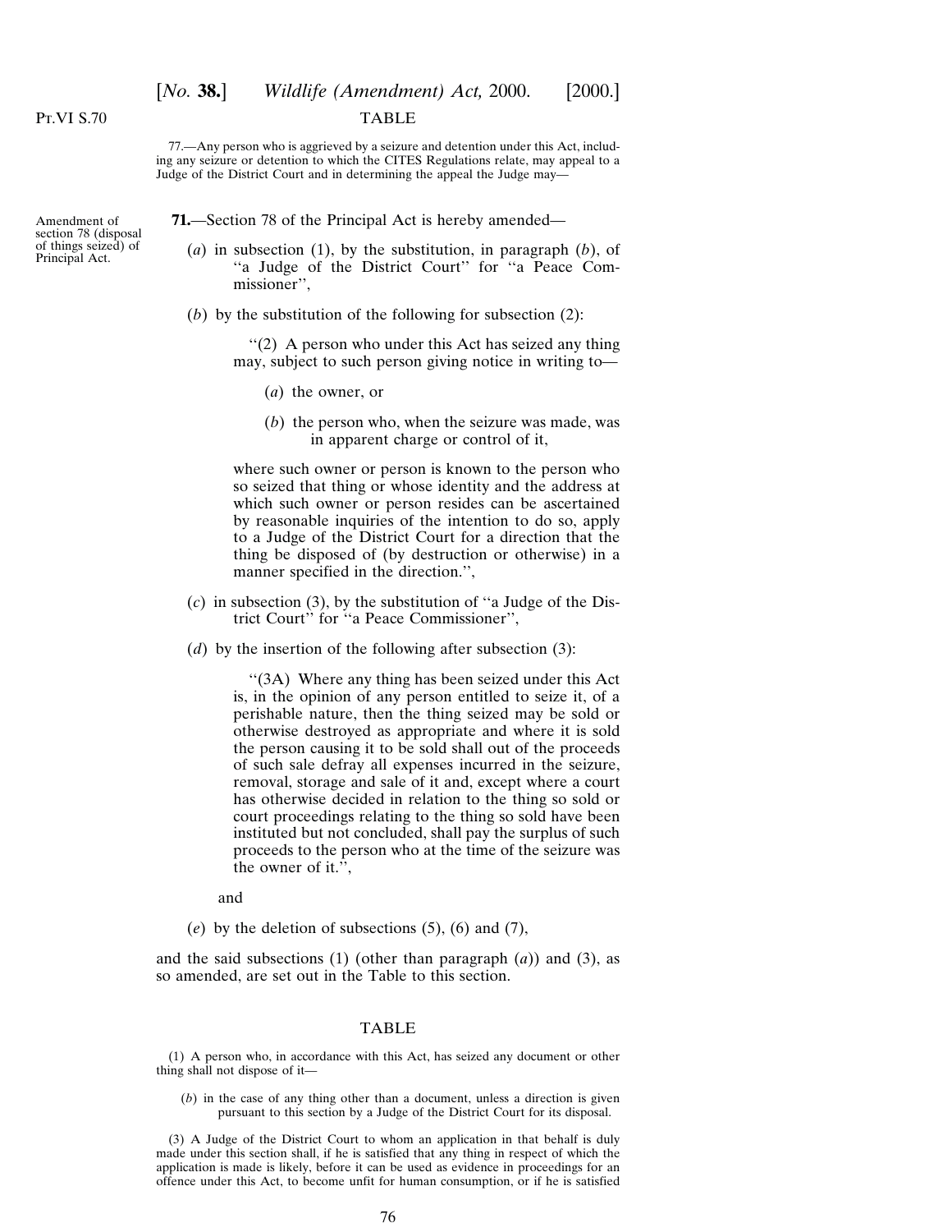TABLE

77.—Any person who is aggrieved by a seizure and detention under this Act, including any seizure or detention to which the CITES Regulations relate, may appeal to a Judge of the District Court and in determining the appeal the Judge may—

Amendment of section 78 (disposal of things seized) of Principal Act.

**71.**—Section 78 of the Principal Act is hereby amended—

(*a*) in subsection (1), by the substitution, in paragraph (*b*), of ''a Judge of the District Court'' for ''a Peace Commissioner'',

(*b*) by the substitution of the following for subsection (2):

''(2) A person who under this Act has seized any thing may, subject to such person giving notice in writing to—

(*a*) the owner, or

(*b*) the person who, when the seizure was made, was in apparent charge or control of it,

where such owner or person is known to the person who so seized that thing or whose identity and the address at which such owner or person resides can be ascertained by reasonable inquiries of the intention to do so, apply to a Judge of the District Court for a direction that the thing be disposed of (by destruction or otherwise) in a manner specified in the direction.'',

(*c*) in subsection (3), by the substitution of ''a Judge of the District Court'' for ''a Peace Commissioner'',

(*d*) by the insertion of the following after subsection (3):

''(3A) Where any thing has been seized under this Act is, in the opinion of any person entitled to seize it, of a perishable nature, then the thing seized may be sold or otherwise destroyed as appropriate and where it is sold the person causing it to be sold shall out of the proceeds of such sale defray all expenses incurred in the seizure, removal, storage and sale of it and, except where a court has otherwise decided in relation to the thing so sold or court proceedings relating to the thing so sold have been instituted but not concluded, shall pay the surplus of such proceeds to the person who at the time of the seizure was the owner of it.'',

and

(*e*) by the deletion of subsections (5), (6) and (7),

and the said subsections (1) (other than paragraph (*a*)) and (3), as so amended, are set out in the Table to this section.

TABLE

(1) A person who, in accordance with this Act, has seized any document or other thing shall not dispose of it—

(*b*) in the case of any thing other than a document, unless a direction is given pursuant to this section by a Judge of the District Court for its disposal.

(3) A Judge of the District Court to whom an application in that behalf is duly made under this section shall, if he is satisfied that any thing in respect of which the application is made is likely, before it can be used as evidence in proceedings for an offence under this Act, to become unfit for human consumption, or if he is satisfied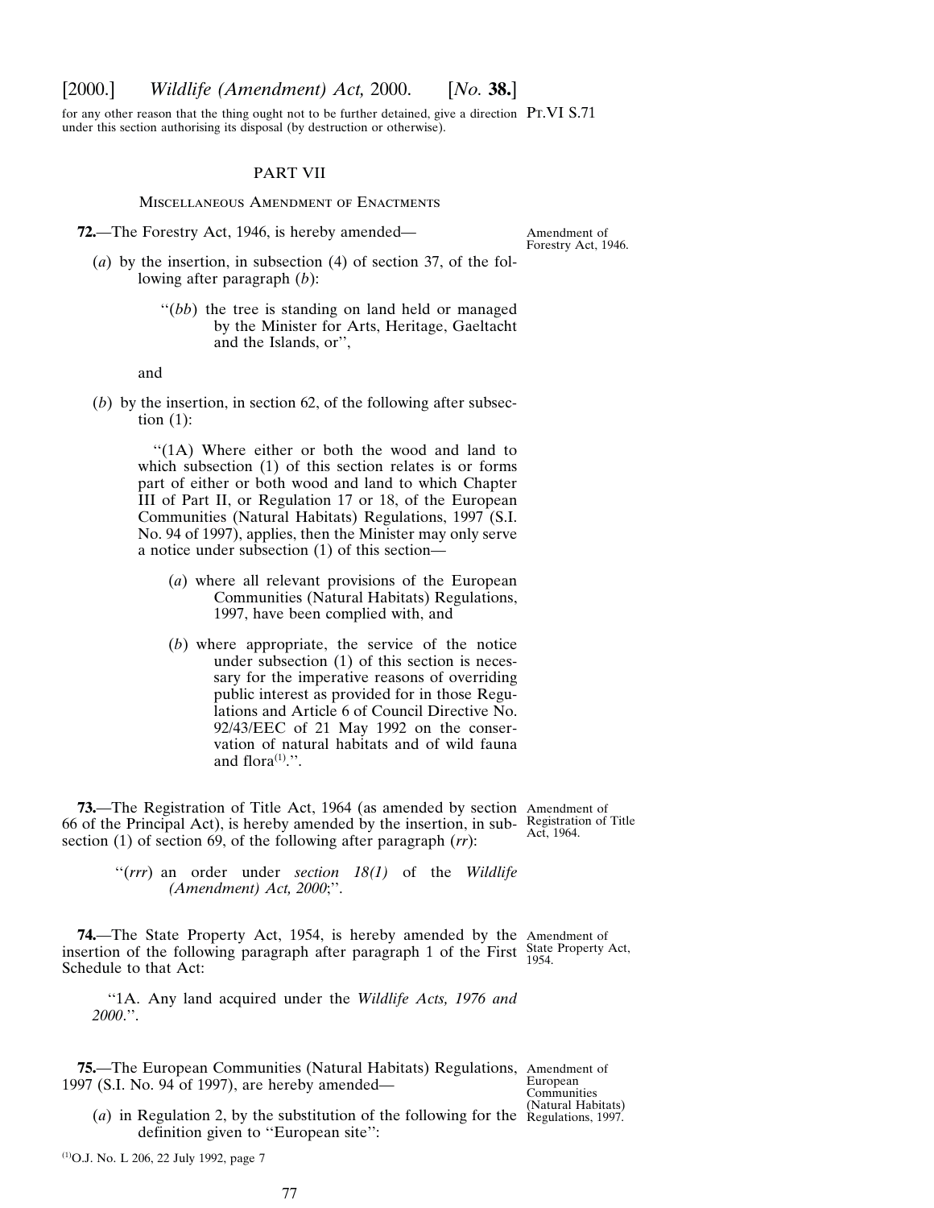for any other reason that the thing ought not to be further detained, give a direction under this section authorising its disposal (by destruction or otherwise).

## PART VII

### Miscellaneous Amendment of Enactments

**72.**—The Forestry Act, 1946, is hereby amended—

Amendment of Forestry Act, 1946.

(*a*) by the insertion, in subsection (4) of section 37, of the following after paragraph (*b*):

> ''(*bb*) the tree is standing on land held or managed by the Minister for Arts, Heritage, Gaeltacht and the Islands, or'',

and

(*b*) by the insertion, in section 62, of the following after subsection (1):

> ''(1A) Where either or both the wood and land to which subsection (1) of this section relates is or forms part of either or both wood and land to which Chapter III of Part II, or Regulation 17 or 18, of the European Communities (Natural Habitats) Regulations, 1997 (S.I. No. 94 of 1997), applies, then the Minister may only serve a notice under subsection (1) of this section—
>
> (*a*) where all relevant provisions of the European Communities (Natural Habitats) Regulations, 1997, have been complied with, and
>
> (*b*) where appropriate, the service of the notice under subsection (1) of this section is necessary for the imperative reasons of overriding public interest as provided for in those Regulations and Article 6 of Council Directive No. 92/43/EEC of 21 May 1992 on the conservation of natural habitats and of wild fauna and flora[1].''.

**73.**—The Registration of Title Act, 1964 (as amended by section 66 of the Principal Act), is hereby amended by the insertion, in subsection (1) of section 69, of the following after paragraph (*rr*):

Amendment of Registration of Title Act, 1964.

> ''(*rrr*) an order under *section 18(1)* of the *Wildlife (Amendment) Act, 2000*;''.

**74.**—The State Property Act, 1954, is hereby amended by the insertion of the following paragraph after paragraph 1 of the First Schedule to that Act:

Amendment of State Property Act, 1954.

> ''1A. Any land acquired under the *Wildlife Acts, 1976 and 2000*.''.

**75.**—The European Communities (Natural Habitats) Regulations, 1997 (S.I. No. 94 of 1997), are hereby amended—

Amendment of European Communities (Natural Habitats) Regulations, 1997.

(*a*) in Regulation 2, by the substitution of the following for the definition given to ''European site'':

[1]O.J. No. L 206, 22 July 1992, page 7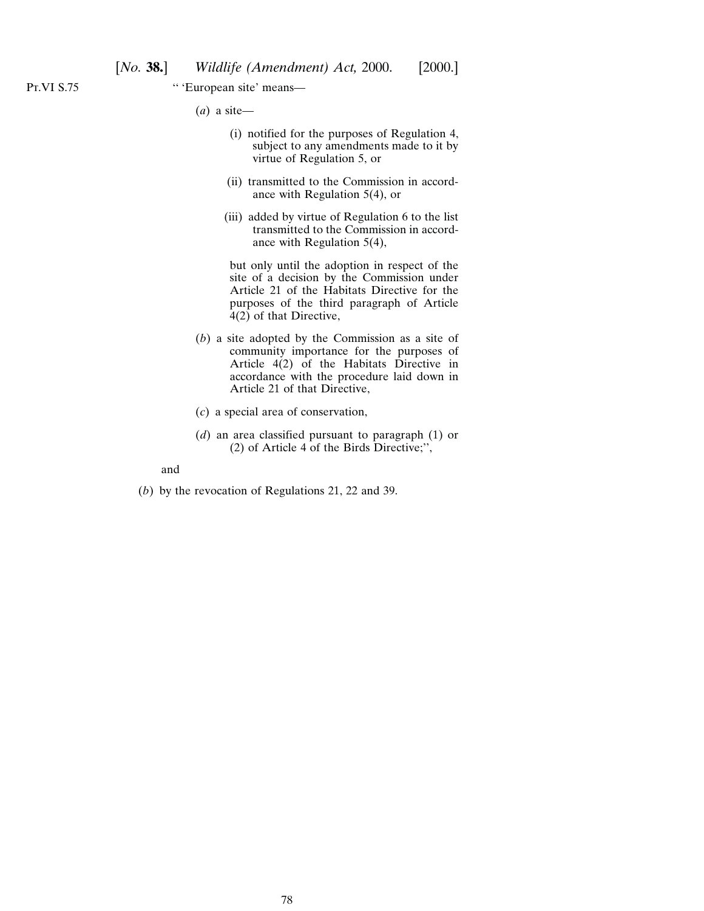Pr.VI S.75

" 'European site' means—

(*a*) a site—

(i) notified for the purposes of Regulation 4, subject to any amendments made to it by virtue of Regulation 5, or

(ii) transmitted to the Commission in accordance with Regulation 5(4), or

(iii) added by virtue of Regulation 6 to the list transmitted to the Commission in accordance with Regulation 5(4),

but only until the adoption in respect of the site of a decision by the Commission under Article 21 of the Habitats Directive for the purposes of the third paragraph of Article 4(2) of that Directive,

(*b*) a site adopted by the Commission as a site of community importance for the purposes of Article 4(2) of the Habitats Directive in accordance with the procedure laid down in Article 21 of that Directive,

(*c*) a special area of conservation,

(*d*) an area classified pursuant to paragraph (1) or (2) of Article 4 of the Birds Directive;",

and

(*b*) by the revocation of Regulations 21, 22 and 39.